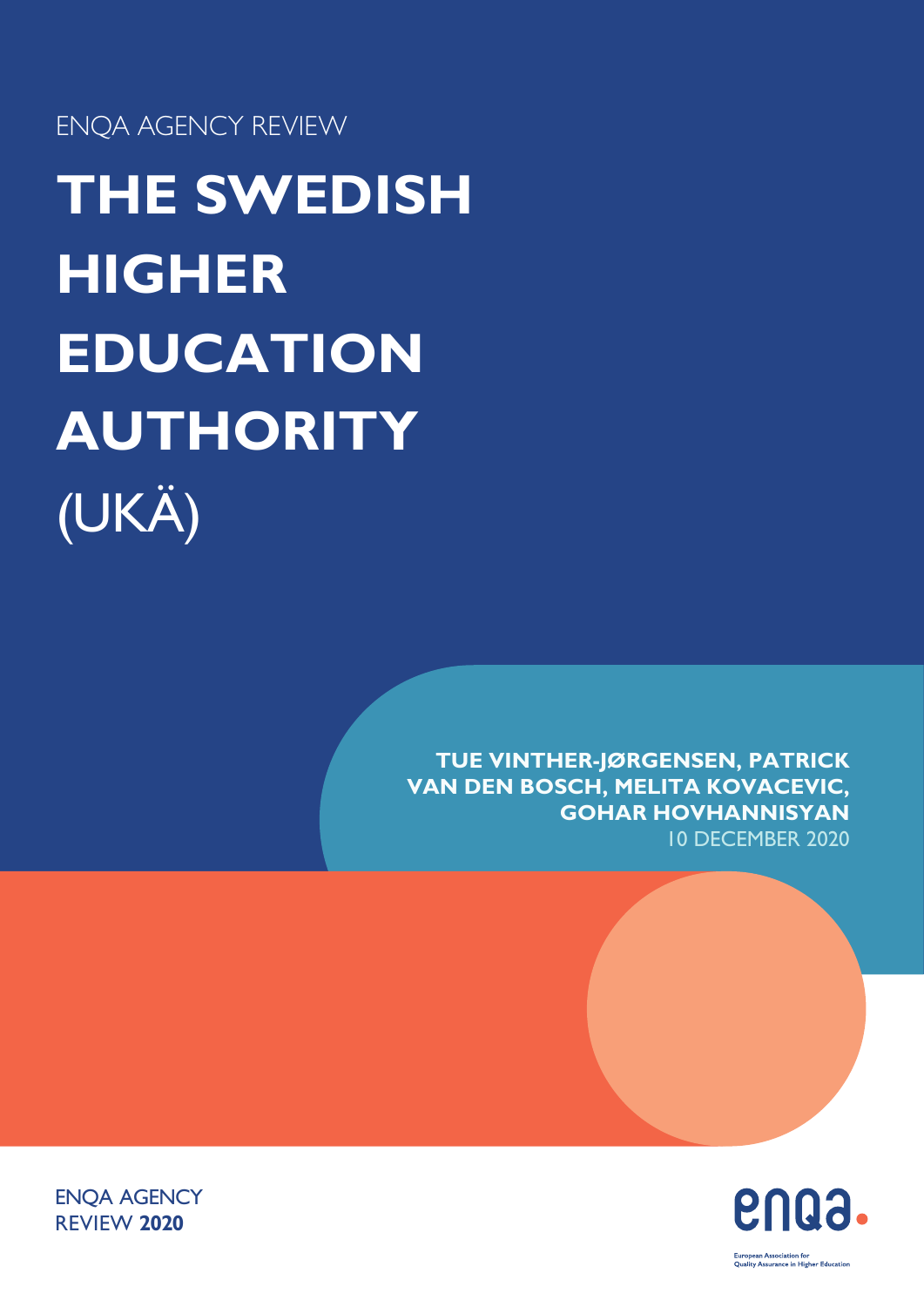ENQA AGENCY REVIEW

# THE SWEDISH HIGHER EDUCATION AUTHORITY (UKÄ)

**TUE VINTHER-JØRGENSEN, PATRICK VAN DEN BOSCH, MELITA KOVACEVIC, GOHAR HOVHANNISYAN**

10 DECEMBER 2020

ENQA AGENCY REVIEW **2020**

enqa.

European Association for Quality Assurance in Higher Education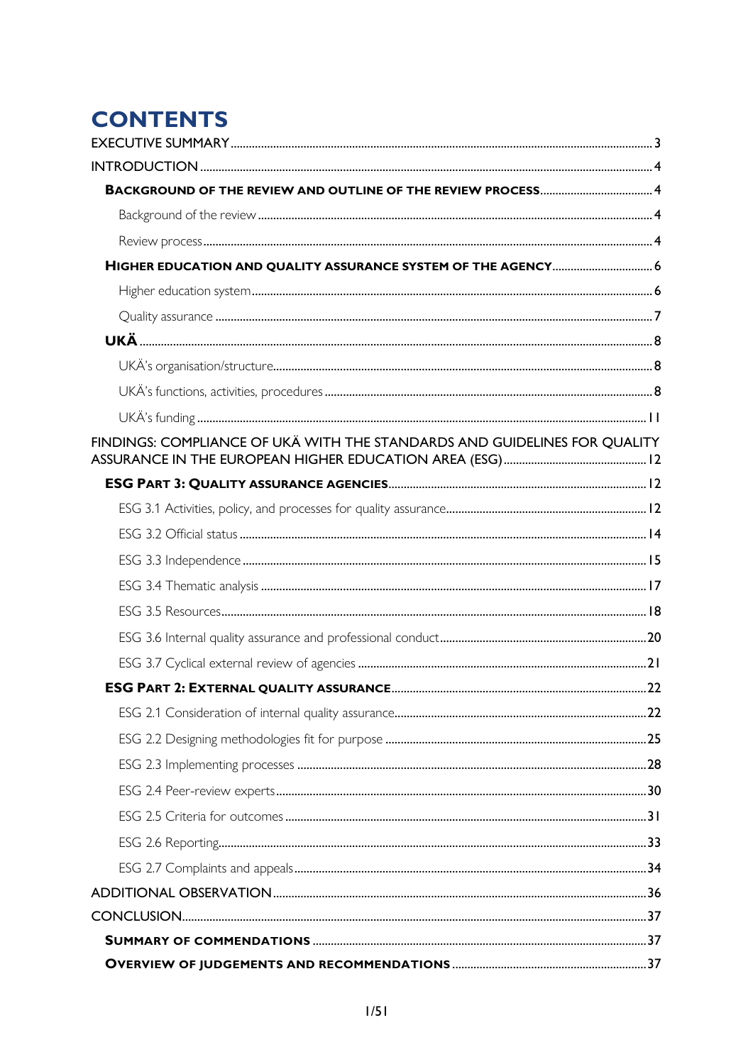# CONTENTS

EXECUTIVE SUMMARY ..... 3

INTRODUCTION ..... 4

- **BACKGROUND OF THE REVIEW AND OUTLINE OF THE REVIEW PROCESS** ..... 4
  - Background of the review ..... 4
  - Review process ..... 4
- **HIGHER EDUCATION AND QUALITY ASSURANCE SYSTEM OF THE AGENCY** ..... 6
  - Higher education system ..... 6
  - Quality assurance ..... 7
- **UKÄ** ..... 8
  - UKÄ's organisation/structure ..... 8
  - UKÄ's functions, activities, procedures ..... 8
  - UKÄ's funding ..... 11

FINDINGS: COMPLIANCE OF UKÄ WITH THE STANDARDS AND GUIDELINES FOR QUALITY ASSURANCE IN THE EUROPEAN HIGHER EDUCATION AREA (ESG) ..... 12

- **ESG PART 3: QUALITY ASSURANCE AGENCIES** ..... 12
  - ESG 3.1 Activities, policy, and processes for quality assurance ..... 12
  - ESG 3.2 Official status ..... 14
  - ESG 3.3 Independence ..... 15
  - ESG 3.4 Thematic analysis ..... 17
  - ESG 3.5 Resources ..... 18
  - ESG 3.6 Internal quality assurance and professional conduct ..... 20
  - ESG 3.7 Cyclical external review of agencies ..... 21
- **ESG PART 2: EXTERNAL QUALITY ASSURANCE** ..... 22
  - ESG 2.1 Consideration of internal quality assurance ..... 22
  - ESG 2.2 Designing methodologies fit for purpose ..... 25
  - ESG 2.3 Implementing processes ..... 28
  - ESG 2.4 Peer-review experts ..... 30
  - ESG 2.5 Criteria for outcomes ..... 31
  - ESG 2.6 Reporting ..... 33
  - ESG 2.7 Complaints and appeals ..... 34

ADDITIONAL OBSERVATION ..... 36

CONCLUSION ..... 37

- **SUMMARY OF COMMENDATIONS** ..... 37
- **OVERVIEW OF JUDGEMENTS AND RECOMMENDATIONS** ..... 37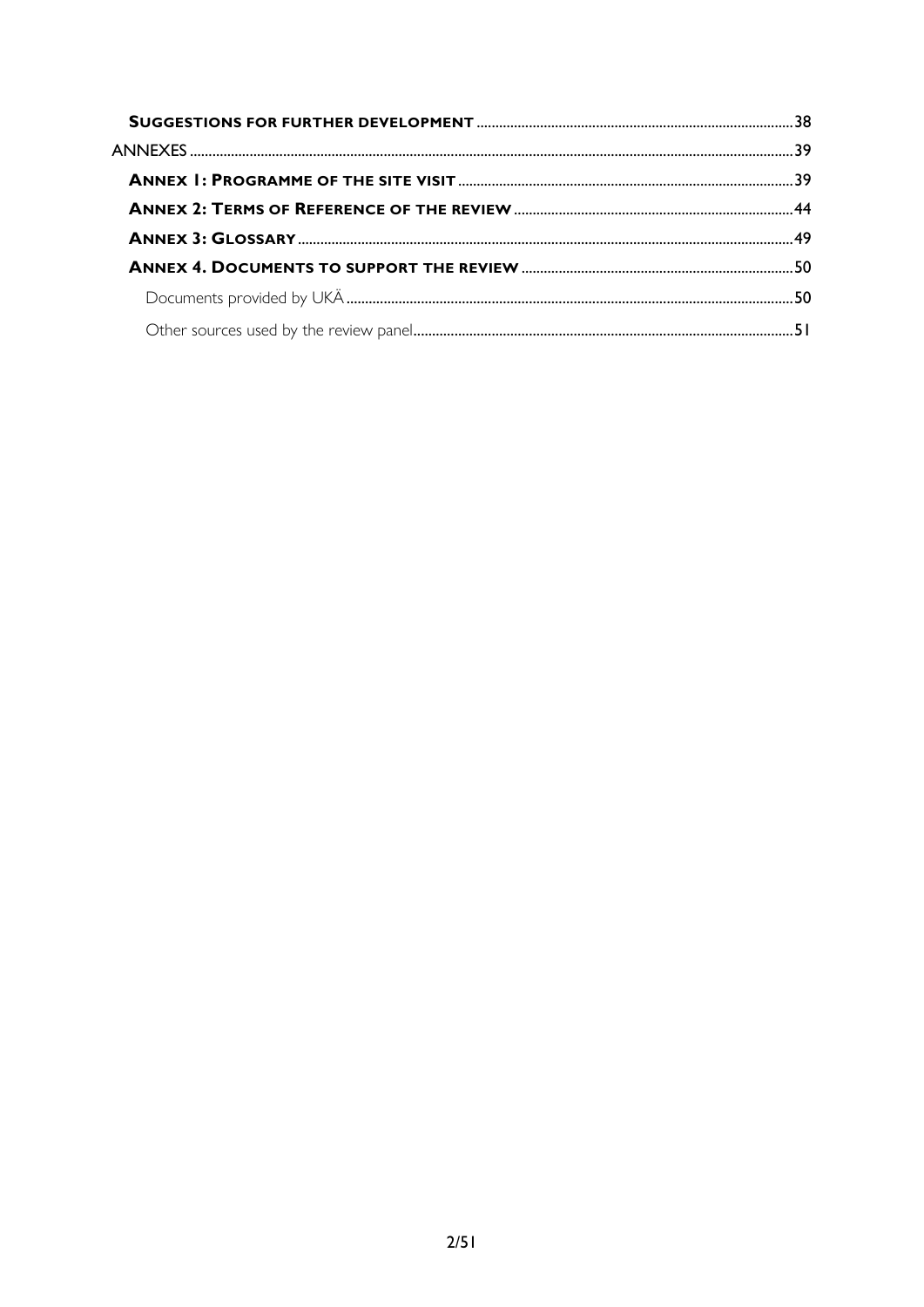**SUGGESTIONS FOR FURTHER DEVELOPMENT** .......... 38

ANNEXES .......... 39

**ANNEX 1: PROGRAMME OF THE SITE VISIT** .......... 39

**ANNEX 2: TERMS OF REFERENCE OF THE REVIEW** .......... 44

**ANNEX 3: GLOSSARY** .......... 49

**ANNEX 4. DOCUMENTS TO SUPPORT THE REVIEW** .......... 50

Documents provided by UKÄ .......... 50

Other sources used by the review panel .......... 51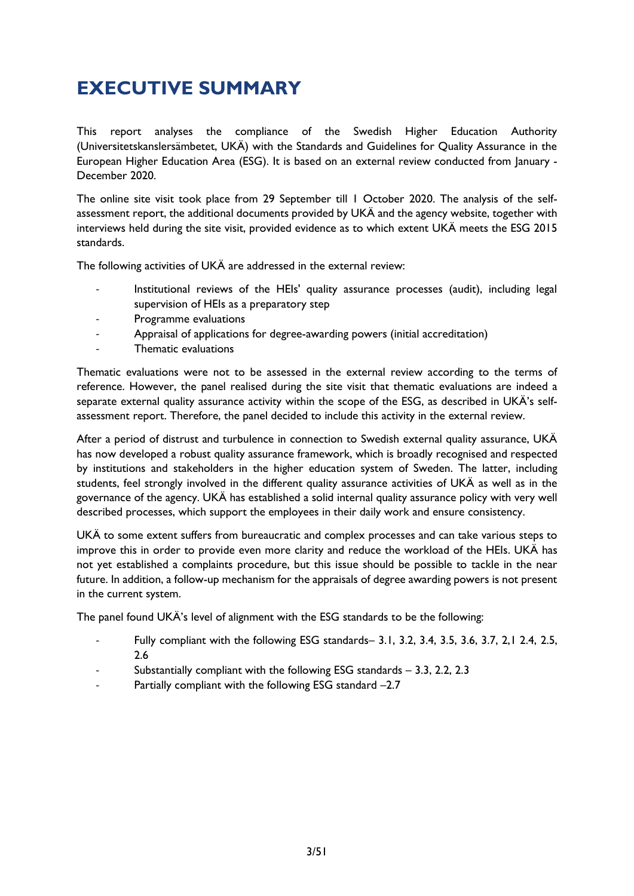# EXECUTIVE SUMMARY

This report analyses the compliance of the Swedish Higher Education Authority (Universitetskanslersämbetet, UKÄ) with the Standards and Guidelines for Quality Assurance in the European Higher Education Area (ESG). It is based on an external review conducted from January - December 2020.

The online site visit took place from 29 September till 1 October 2020. The analysis of the self-assessment report, the additional documents provided by UKÄ and the agency website, together with interviews held during the site visit, provided evidence as to which extent UKÄ meets the ESG 2015 standards.

The following activities of UKÄ are addressed in the external review:

- Institutional reviews of the HEIs' quality assurance processes (audit), including legal supervision of HEIs as a preparatory step
- Programme evaluations
- Appraisal of applications for degree-awarding powers (initial accreditation)
- Thematic evaluations

Thematic evaluations were not to be assessed in the external review according to the terms of reference. However, the panel realised during the site visit that thematic evaluations are indeed a separate external quality assurance activity within the scope of the ESG, as described in UKÄ's self-assessment report. Therefore, the panel decided to include this activity in the external review.

After a period of distrust and turbulence in connection to Swedish external quality assurance, UKÄ has now developed a robust quality assurance framework, which is broadly recognised and respected by institutions and stakeholders in the higher education system of Sweden. The latter, including students, feel strongly involved in the different quality assurance activities of UKÄ as well as in the governance of the agency. UKÄ has established a solid internal quality assurance policy with very well described processes, which support the employees in their daily work and ensure consistency.

UKÄ to some extent suffers from bureaucratic and complex processes and can take various steps to improve this in order to provide even more clarity and reduce the workload of the HEIs. UKÄ has not yet established a complaints procedure, but this issue should be possible to tackle in the near future. In addition, a follow-up mechanism for the appraisals of degree awarding powers is not present in the current system.

The panel found UKÄ's level of alignment with the ESG standards to be the following:

- Fully compliant with the following ESG standards– 3.1, 3.2, 3.4, 3.5, 3.6, 3.7, 2,1 2.4, 2.5, 2.6
- Substantially compliant with the following ESG standards – 3.3, 2.2, 2.3
- Partially compliant with the following ESG standard –2.7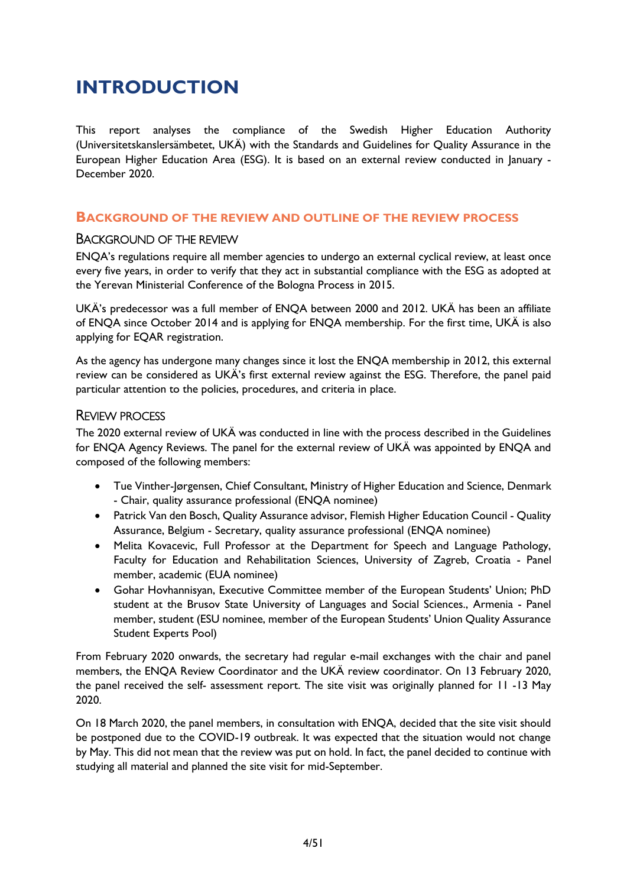# INTRODUCTION

This report analyses the compliance of the Swedish Higher Education Authority (Universitetskanslersämbetet, UKÄ) with the Standards and Guidelines for Quality Assurance in the European Higher Education Area (ESG). It is based on an external review conducted in January - December 2020.

## BACKGROUND OF THE REVIEW AND OUTLINE OF THE REVIEW PROCESS

### BACKGROUND OF THE REVIEW

ENQA's regulations require all member agencies to undergo an external cyclical review, at least once every five years, in order to verify that they act in substantial compliance with the ESG as adopted at the Yerevan Ministerial Conference of the Bologna Process in 2015.

UKÄ's predecessor was a full member of ENQA between 2000 and 2012. UKÄ has been an affiliate of ENQA since October 2014 and is applying for ENQA membership. For the first time, UKÄ is also applying for EQAR registration.

As the agency has undergone many changes since it lost the ENQA membership in 2012, this external review can be considered as UKÄ's first external review against the ESG. Therefore, the panel paid particular attention to the policies, procedures, and criteria in place.

### REVIEW PROCESS

The 2020 external review of UKÄ was conducted in line with the process described in the Guidelines for ENQA Agency Reviews. The panel for the external review of UKÄ was appointed by ENQA and composed of the following members:

- Tue Vinther-Jørgensen, Chief Consultant, Ministry of Higher Education and Science, Denmark - Chair, quality assurance professional (ENQA nominee)
- Patrick Van den Bosch, Quality Assurance advisor, Flemish Higher Education Council - Quality Assurance, Belgium - Secretary, quality assurance professional (ENQA nominee)
- Melita Kovacevic, Full Professor at the Department for Speech and Language Pathology, Faculty for Education and Rehabilitation Sciences, University of Zagreb, Croatia - Panel member, academic (EUA nominee)
- Gohar Hovhannisyan, Executive Committee member of the European Students' Union; PhD student at the Brusov State University of Languages and Social Sciences., Armenia - Panel member, student (ESU nominee, member of the European Students' Union Quality Assurance Student Experts Pool)

From February 2020 onwards, the secretary had regular e-mail exchanges with the chair and panel members, the ENQA Review Coordinator and the UKÄ review coordinator. On 13 February 2020, the panel received the self- assessment report. The site visit was originally planned for 11 -13 May 2020.

On 18 March 2020, the panel members, in consultation with ENQA, decided that the site visit should be postponed due to the COVID-19 outbreak. It was expected that the situation would not change by May. This did not mean that the review was put on hold. In fact, the panel decided to continue with studying all material and planned the site visit for mid-September.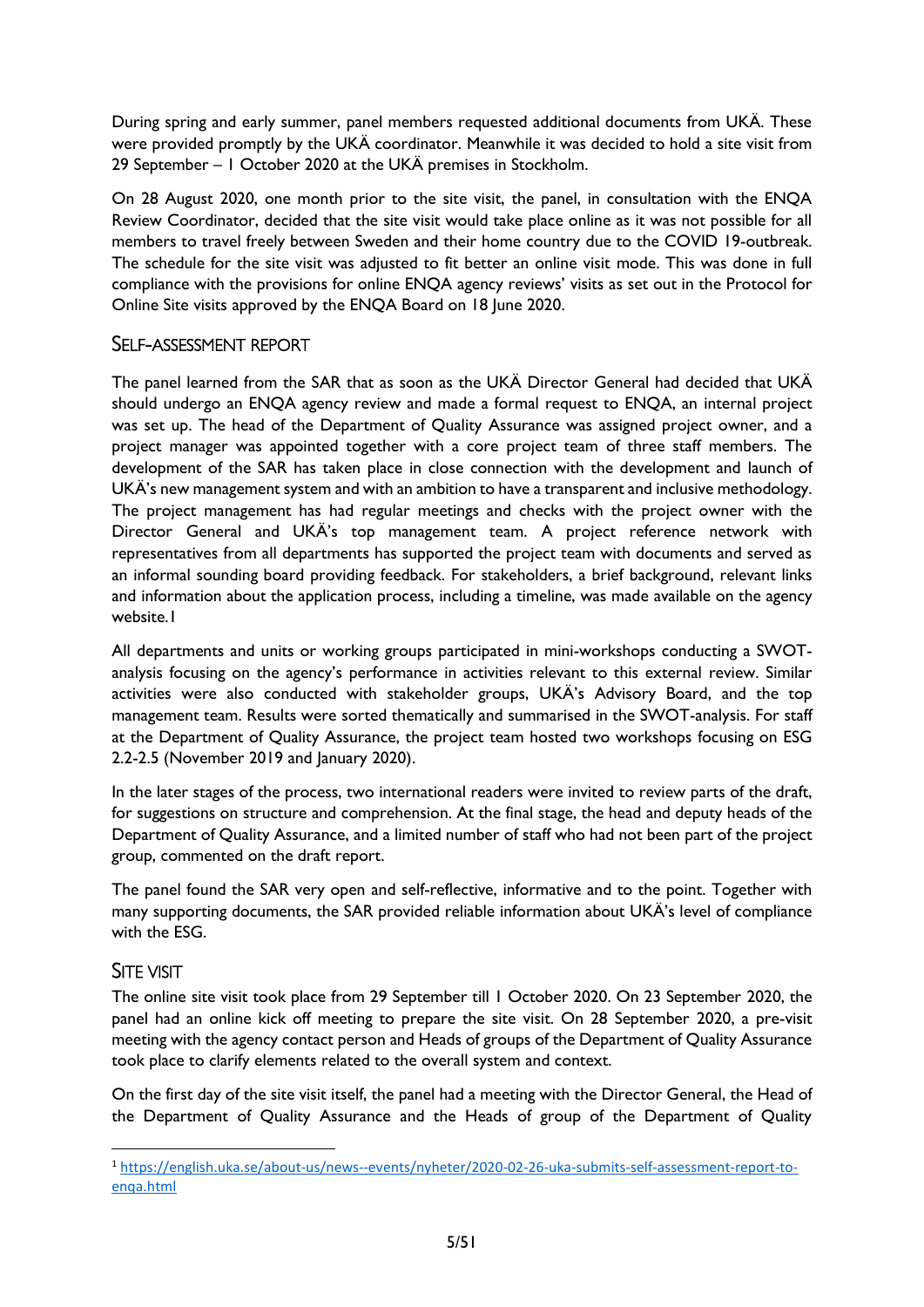During spring and early summer, panel members requested additional documents from UKÄ. These were provided promptly by the UKÄ coordinator. Meanwhile it was decided to hold a site visit from 29 September – 1 October 2020 at the UKÄ premises in Stockholm.

On 28 August 2020, one month prior to the site visit, the panel, in consultation with the ENQA Review Coordinator, decided that the site visit would take place online as it was not possible for all members to travel freely between Sweden and their home country due to the COVID 19-outbreak. The schedule for the site visit was adjusted to fit better an online visit mode. This was done in full compliance with the provisions for online ENQA agency reviews' visits as set out in the Protocol for Online Site visits approved by the ENQA Board on 18 June 2020.

### SELF-ASSESSMENT REPORT

The panel learned from the SAR that as soon as the UKÄ Director General had decided that UKÄ should undergo an ENQA agency review and made a formal request to ENQA, an internal project was set up. The head of the Department of Quality Assurance was assigned project owner, and a project manager was appointed together with a core project team of three staff members. The development of the SAR has taken place in close connection with the development and launch of UKÄ's new management system and with an ambition to have a transparent and inclusive methodology. The project management has had regular meetings and checks with the project owner with the Director General and UKÄ's top management team. A project reference network with representatives from all departments has supported the project team with documents and served as an informal sounding board providing feedback. For stakeholders, a brief background, relevant links and information about the application process, including a timeline, was made available on the agency website.[1]

All departments and units or working groups participated in mini-workshops conducting a SWOT-analysis focusing on the agency's performance in activities relevant to this external review. Similar activities were also conducted with stakeholder groups, UKÄ's Advisory Board, and the top management team. Results were sorted thematically and summarised in the SWOT-analysis. For staff at the Department of Quality Assurance, the project team hosted two workshops focusing on ESG 2.2-2.5 (November 2019 and January 2020).

In the later stages of the process, two international readers were invited to review parts of the draft, for suggestions on structure and comprehension. At the final stage, the head and deputy heads of the Department of Quality Assurance, and a limited number of staff who had not been part of the project group, commented on the draft report.

The panel found the SAR very open and self-reflective, informative and to the point. Together with many supporting documents, the SAR provided reliable information about UKÄ's level of compliance with the ESG.

### SITE VISIT

The online site visit took place from 29 September till 1 October 2020. On 23 September 2020, the panel had an online kick off meeting to prepare the site visit. On 28 September 2020, a pre-visit meeting with the agency contact person and Heads of groups of the Department of Quality Assurance took place to clarify elements related to the overall system and context.

On the first day of the site visit itself, the panel had a meeting with the Director General, the Head of the Department of Quality Assurance and the Heads of group of the Department of Quality

---

[1] https://english.uka.se/about-us/news--events/nyheter/2020-02-26-uka-submits-self-assessment-report-to-enqa.html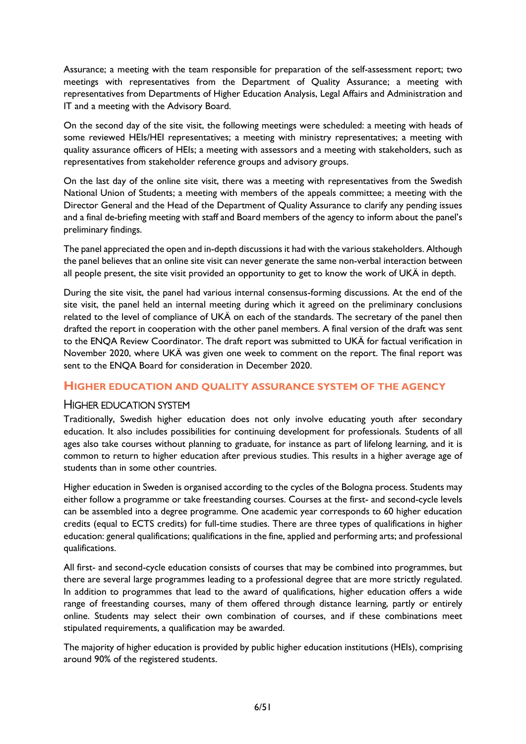Assurance; a meeting with the team responsible for preparation of the self-assessment report; two meetings with representatives from the Department of Quality Assurance; a meeting with representatives from Departments of Higher Education Analysis, Legal Affairs and Administration and IT and a meeting with the Advisory Board.

On the second day of the site visit, the following meetings were scheduled: a meeting with heads of some reviewed HEIs/HEI representatives; a meeting with ministry representatives; a meeting with quality assurance officers of HEIs; a meeting with assessors and a meeting with stakeholders, such as representatives from stakeholder reference groups and advisory groups.

On the last day of the online site visit, there was a meeting with representatives from the Swedish National Union of Students; a meeting with members of the appeals committee; a meeting with the Director General and the Head of the Department of Quality Assurance to clarify any pending issues and a final de-briefing meeting with staff and Board members of the agency to inform about the panel's preliminary findings.

The panel appreciated the open and in-depth discussions it had with the various stakeholders. Although the panel believes that an online site visit can never generate the same non-verbal interaction between all people present, the site visit provided an opportunity to get to know the work of UKÄ in depth.

During the site visit, the panel had various internal consensus-forming discussions. At the end of the site visit, the panel held an internal meeting during which it agreed on the preliminary conclusions related to the level of compliance of UKÄ on each of the standards. The secretary of the panel then drafted the report in cooperation with the other panel members. A final version of the draft was sent to the ENQA Review Coordinator. The draft report was submitted to UKÄ for factual verification in November 2020, where UKÄ was given one week to comment on the report. The final report was sent to the ENQA Board for consideration in December 2020.

## HIGHER EDUCATION AND QUALITY ASSURANCE SYSTEM OF THE AGENCY

### HIGHER EDUCATION SYSTEM

Traditionally, Swedish higher education does not only involve educating youth after secondary education. It also includes possibilities for continuing development for professionals. Students of all ages also take courses without planning to graduate, for instance as part of lifelong learning, and it is common to return to higher education after previous studies. This results in a higher average age of students than in some other countries.

Higher education in Sweden is organised according to the cycles of the Bologna process. Students may either follow a programme or take freestanding courses. Courses at the first- and second-cycle levels can be assembled into a degree programme. One academic year corresponds to 60 higher education credits (equal to ECTS credits) for full-time studies. There are three types of qualifications in higher education: general qualifications; qualifications in the fine, applied and performing arts; and professional qualifications.

All first- and second-cycle education consists of courses that may be combined into programmes, but there are several large programmes leading to a professional degree that are more strictly regulated. In addition to programmes that lead to the award of qualifications, higher education offers a wide range of freestanding courses, many of them offered through distance learning, partly or entirely online. Students may select their own combination of courses, and if these combinations meet stipulated requirements, a qualification may be awarded.

The majority of higher education is provided by public higher education institutions (HEIs), comprising around 90% of the registered students.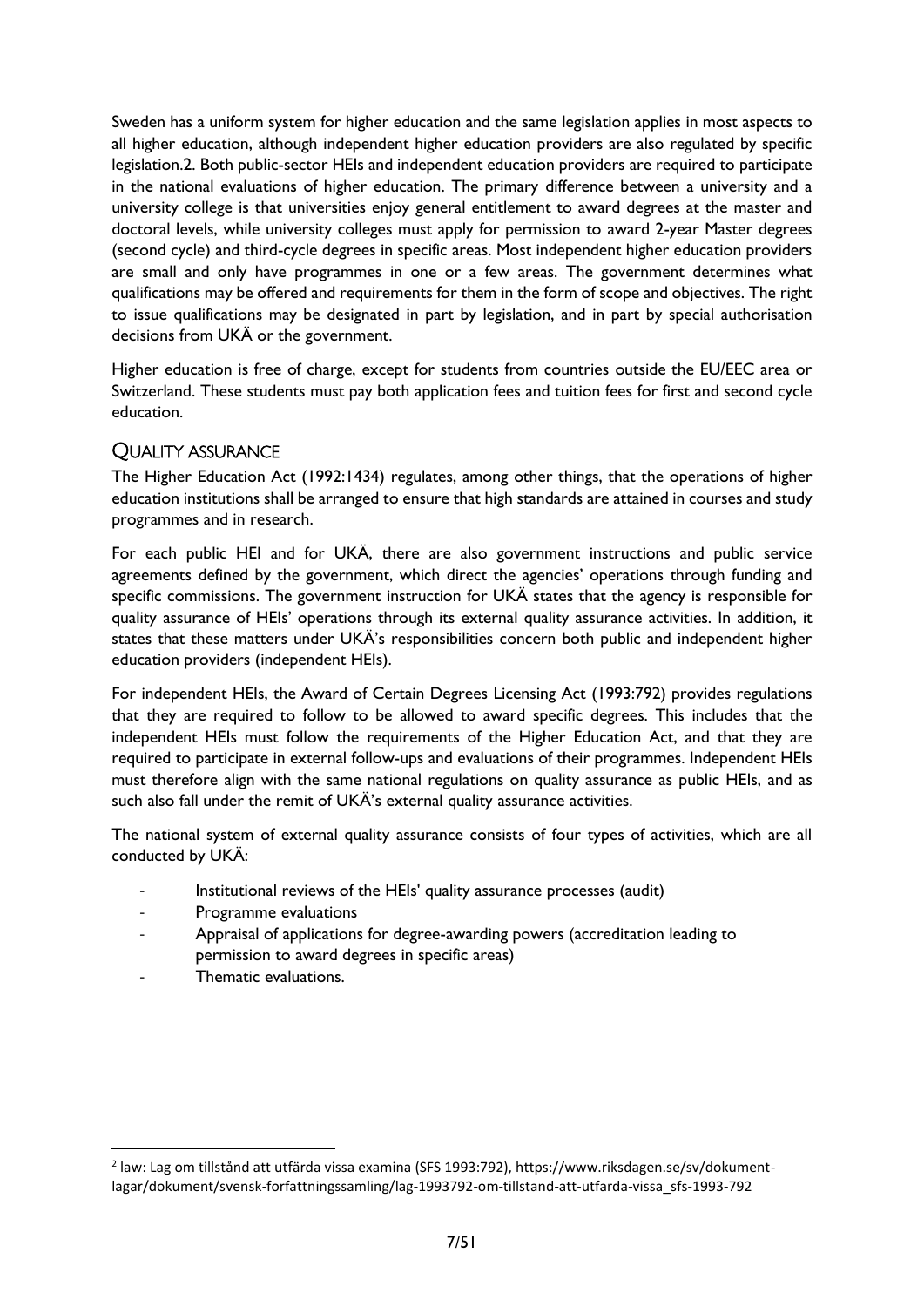Sweden has a uniform system for higher education and the same legislation applies in most aspects to all higher education, although independent higher education providers are also regulated by specific legislation.2. Both public-sector HEIs and independent education providers are required to participate in the national evaluations of higher education. The primary difference between a university and a university college is that universities enjoy general entitlement to award degrees at the master and doctoral levels, while university colleges must apply for permission to award 2-year Master degrees (second cycle) and third-cycle degrees in specific areas. Most independent higher education providers are small and only have programmes in one or a few areas. The government determines what qualifications may be offered and requirements for them in the form of scope and objectives. The right to issue qualifications may be designated in part by legislation, and in part by special authorisation decisions from UKÄ or the government.

Higher education is free of charge, except for students from countries outside the EU/EEC area or Switzerland. These students must pay both application fees and tuition fees for first and second cycle education.

## Quality assurance

The Higher Education Act (1992:1434) regulates, among other things, that the operations of higher education institutions shall be arranged to ensure that high standards are attained in courses and study programmes and in research.

For each public HEI and for UKÄ, there are also government instructions and public service agreements defined by the government, which direct the agencies' operations through funding and specific commissions. The government instruction for UKÄ states that the agency is responsible for quality assurance of HEIs' operations through its external quality assurance activities. In addition, it states that these matters under UKÄ's responsibilities concern both public and independent higher education providers (independent HEIs).

For independent HEIs, the Award of Certain Degrees Licensing Act (1993:792) provides regulations that they are required to follow to be allowed to award specific degrees. This includes that the independent HEIs must follow the requirements of the Higher Education Act, and that they are required to participate in external follow-ups and evaluations of their programmes. Independent HEIs must therefore align with the same national regulations on quality assurance as public HEIs, and as such also fall under the remit of UKÄ's external quality assurance activities.

The national system of external quality assurance consists of four types of activities, which are all conducted by UKÄ:

- Institutional reviews of the HEIs' quality assurance processes (audit)
- Programme evaluations
- Appraisal of applications for degree-awarding powers (accreditation leading to permission to award degrees in specific areas)
- Thematic evaluations.

[2] law: Lag om tillstånd att utfärda vissa examina (SFS 1993:792), https://www.riksdagen.se/sv/dokument-lagar/dokument/svensk-forfattningssamling/lag-1993792-om-tillstand-att-utfarda-vissa_sfs-1993-792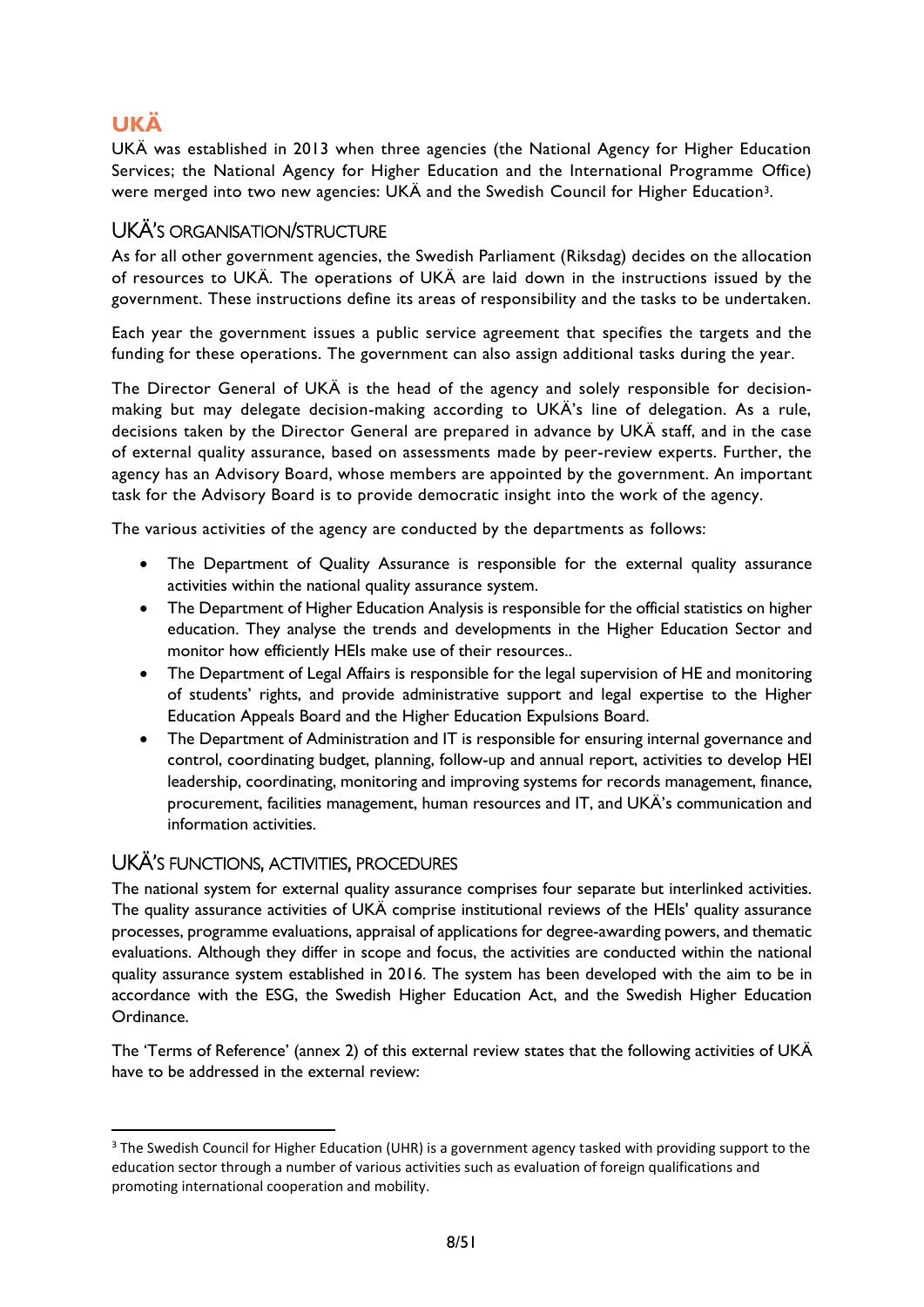## UKÄ

UKÄ was established in 2013 when three agencies (the National Agency for Higher Education Services; the National Agency for Higher Education and the International Programme Office) were merged into two new agencies: UKÄ and the Swedish Council for Higher Education[3].

### UKÄ'S ORGANISATION/STRUCTURE

As for all other government agencies, the Swedish Parliament (Riksdag) decides on the allocation of resources to UKÄ. The operations of UKÄ are laid down in the instructions issued by the government. These instructions define its areas of responsibility and the tasks to be undertaken.

Each year the government issues a public service agreement that specifies the targets and the funding for these operations. The government can also assign additional tasks during the year.

The Director General of UKÄ is the head of the agency and solely responsible for decision-making but may delegate decision-making according to UKÄ's line of delegation. As a rule, decisions taken by the Director General are prepared in advance by UKÄ staff, and in the case of external quality assurance, based on assessments made by peer-review experts. Further, the agency has an Advisory Board, whose members are appointed by the government. An important task for the Advisory Board is to provide democratic insight into the work of the agency.

The various activities of the agency are conducted by the departments as follows:

- The Department of Quality Assurance is responsible for the external quality assurance activities within the national quality assurance system.
- The Department of Higher Education Analysis is responsible for the official statistics on higher education. They analyse the trends and developments in the Higher Education Sector and monitor how efficiently HEIs make use of their resources..
- The Department of Legal Affairs is responsible for the legal supervision of HE and monitoring of students' rights, and provide administrative support and legal expertise to the Higher Education Appeals Board and the Higher Education Expulsions Board.
- The Department of Administration and IT is responsible for ensuring internal governance and control, coordinating budget, planning, follow-up and annual report, activities to develop HEI leadership, coordinating, monitoring and improving systems for records management, finance, procurement, facilities management, human resources and IT, and UKÄ's communication and information activities.

### UKÄ'S FUNCTIONS, ACTIVITIES, PROCEDURES

The national system for external quality assurance comprises four separate but interlinked activities. The quality assurance activities of UKÄ comprise institutional reviews of the HEIs' quality assurance processes, programme evaluations, appraisal of applications for degree-awarding powers, and thematic evaluations. Although they differ in scope and focus, the activities are conducted within the national quality assurance system established in 2016. The system has been developed with the aim to be in accordance with the ESG, the Swedish Higher Education Act, and the Swedish Higher Education Ordinance.

The 'Terms of Reference' (annex 2) of this external review states that the following activities of UKÄ have to be addressed in the external review:

[3] The Swedish Council for Higher Education (UHR) is a government agency tasked with providing support to the education sector through a number of various activities such as evaluation of foreign qualifications and promoting international cooperation and mobility.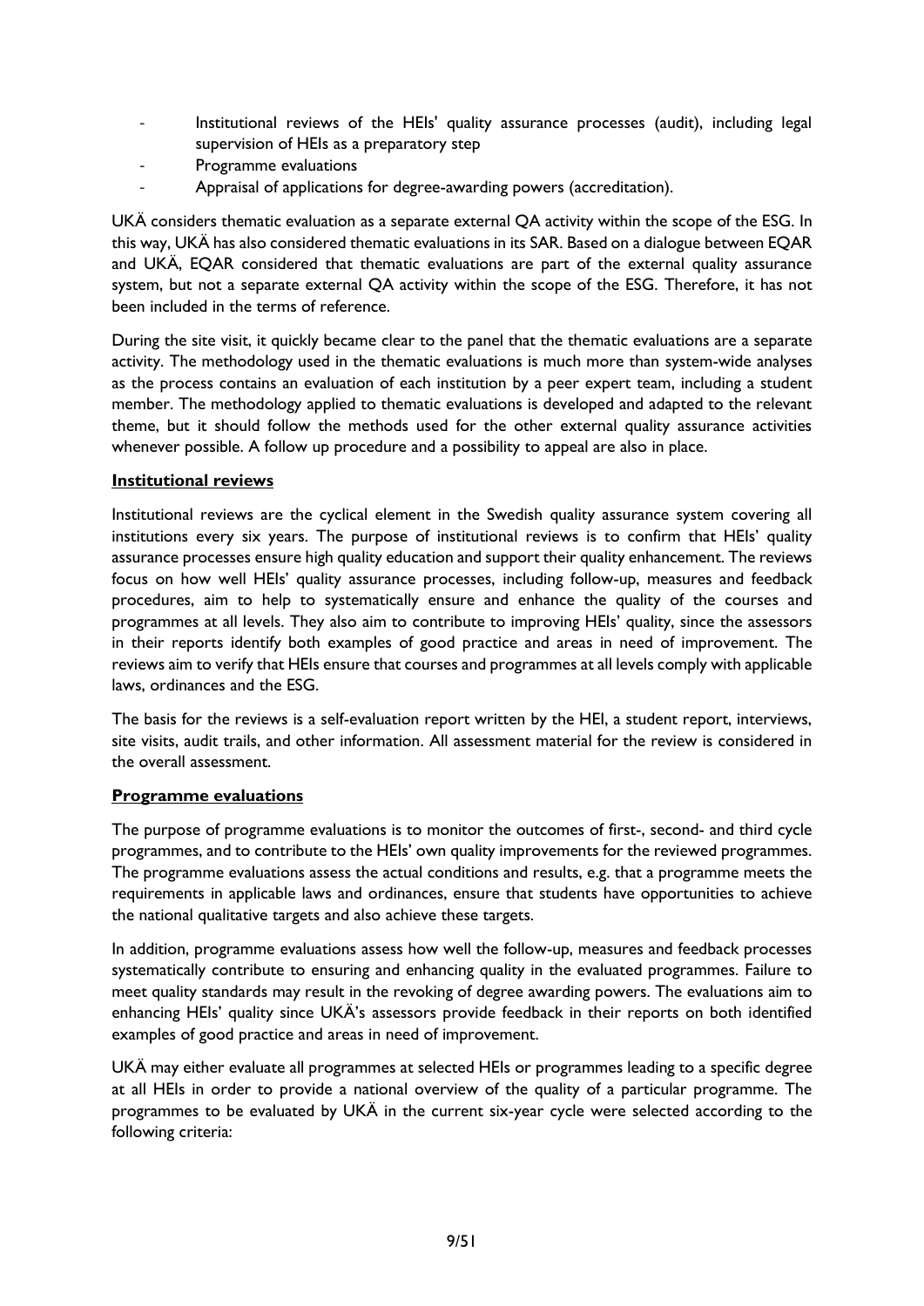- Institutional reviews of the HEIs' quality assurance processes (audit), including legal supervision of HEIs as a preparatory step
- Programme evaluations
- Appraisal of applications for degree-awarding powers (accreditation).

UKÄ considers thematic evaluation as a separate external QA activity within the scope of the ESG. In this way, UKÄ has also considered thematic evaluations in its SAR. Based on a dialogue between EQAR and UKÄ, EQAR considered that thematic evaluations are part of the external quality assurance system, but not a separate external QA activity within the scope of the ESG. Therefore, it has not been included in the terms of reference.

During the site visit, it quickly became clear to the panel that the thematic evaluations are a separate activity. The methodology used in the thematic evaluations is much more than system-wide analyses as the process contains an evaluation of each institution by a peer expert team, including a student member. The methodology applied to thematic evaluations is developed and adapted to the relevant theme, but it should follow the methods used for the other external quality assurance activities whenever possible. A follow up procedure and a possibility to appeal are also in place.

**Institutional reviews**

Institutional reviews are the cyclical element in the Swedish quality assurance system covering all institutions every six years. The purpose of institutional reviews is to confirm that HEIs' quality assurance processes ensure high quality education and support their quality enhancement. The reviews focus on how well HEIs' quality assurance processes, including follow-up, measures and feedback procedures, aim to help to systematically ensure and enhance the quality of the courses and programmes at all levels. They also aim to contribute to improving HEIs' quality, since the assessors in their reports identify both examples of good practice and areas in need of improvement. The reviews aim to verify that HEIs ensure that courses and programmes at all levels comply with applicable laws, ordinances and the ESG.

The basis for the reviews is a self-evaluation report written by the HEI, a student report, interviews, site visits, audit trails, and other information. All assessment material for the review is considered in the overall assessment.

**Programme evaluations**

The purpose of programme evaluations is to monitor the outcomes of first-, second- and third cycle programmes, and to contribute to the HEIs' own quality improvements for the reviewed programmes. The programme evaluations assess the actual conditions and results, e.g. that a programme meets the requirements in applicable laws and ordinances, ensure that students have opportunities to achieve the national qualitative targets and also achieve these targets.

In addition, programme evaluations assess how well the follow-up, measures and feedback processes systematically contribute to ensuring and enhancing quality in the evaluated programmes. Failure to meet quality standards may result in the revoking of degree awarding powers. The evaluations aim to enhancing HEIs' quality since UKÄ's assessors provide feedback in their reports on both identified examples of good practice and areas in need of improvement.

UKÄ may either evaluate all programmes at selected HEIs or programmes leading to a specific degree at all HEIs in order to provide a national overview of the quality of a particular programme. The programmes to be evaluated by UKÄ in the current six-year cycle were selected according to the following criteria: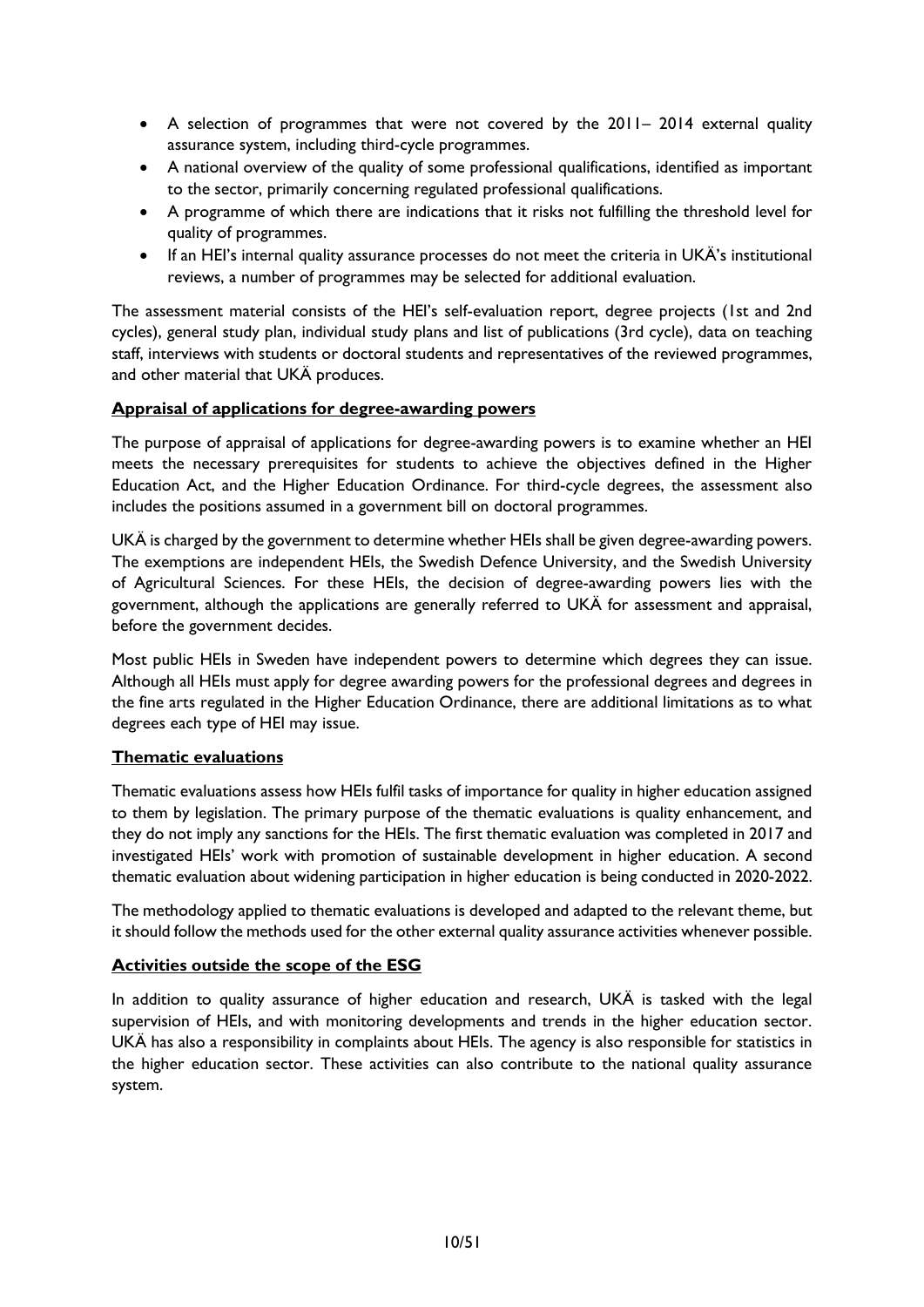- A selection of programmes that were not covered by the 2011– 2014 external quality assurance system, including third-cycle programmes.
- A national overview of the quality of some professional qualifications, identified as important to the sector, primarily concerning regulated professional qualifications.
- A programme of which there are indications that it risks not fulfilling the threshold level for quality of programmes.
- If an HEI's internal quality assurance processes do not meet the criteria in UKÄ's institutional reviews, a number of programmes may be selected for additional evaluation.

The assessment material consists of the HEI's self-evaluation report, degree projects (1st and 2nd cycles), general study plan, individual study plans and list of publications (3rd cycle), data on teaching staff, interviews with students or doctoral students and representatives of the reviewed programmes, and other material that UKÄ produces.

**Appraisal of applications for degree-awarding powers**

The purpose of appraisal of applications for degree-awarding powers is to examine whether an HEI meets the necessary prerequisites for students to achieve the objectives defined in the Higher Education Act, and the Higher Education Ordinance. For third-cycle degrees, the assessment also includes the positions assumed in a government bill on doctoral programmes.

UKÄ is charged by the government to determine whether HEIs shall be given degree-awarding powers. The exemptions are independent HEIs, the Swedish Defence University, and the Swedish University of Agricultural Sciences. For these HEIs, the decision of degree-awarding powers lies with the government, although the applications are generally referred to UKÄ for assessment and appraisal, before the government decides.

Most public HEIs in Sweden have independent powers to determine which degrees they can issue. Although all HEIs must apply for degree awarding powers for the professional degrees and degrees in the fine arts regulated in the Higher Education Ordinance, there are additional limitations as to what degrees each type of HEI may issue.

**Thematic evaluations**

Thematic evaluations assess how HEIs fulfil tasks of importance for quality in higher education assigned to them by legislation. The primary purpose of the thematic evaluations is quality enhancement, and they do not imply any sanctions for the HEIs. The first thematic evaluation was completed in 2017 and investigated HEIs' work with promotion of sustainable development in higher education. A second thematic evaluation about widening participation in higher education is being conducted in 2020-2022.

The methodology applied to thematic evaluations is developed and adapted to the relevant theme, but it should follow the methods used for the other external quality assurance activities whenever possible.

**Activities outside the scope of the ESG**

In addition to quality assurance of higher education and research, UKÄ is tasked with the legal supervision of HEIs, and with monitoring developments and trends in the higher education sector. UKÄ has also a responsibility in complaints about HEIs. The agency is also responsible for statistics in the higher education sector. These activities can also contribute to the national quality assurance system.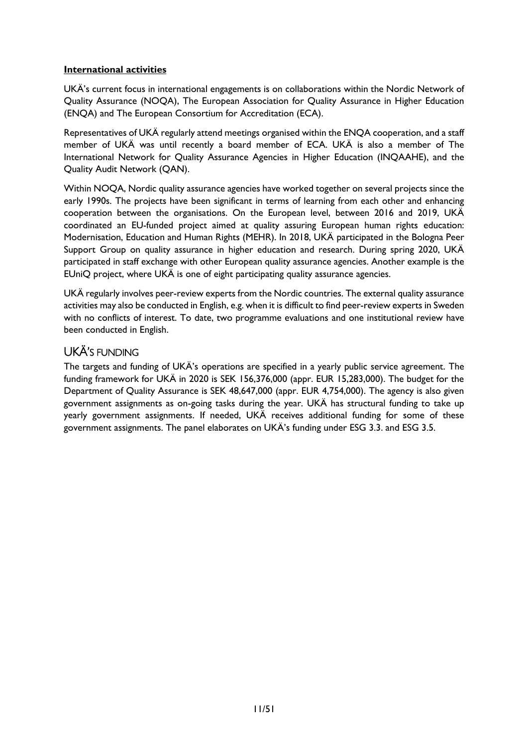**International activities**

UKÄ's current focus in international engagements is on collaborations within the Nordic Network of Quality Assurance (NOQA), The European Association for Quality Assurance in Higher Education (ENQA) and The European Consortium for Accreditation (ECA).

Representatives of UKÄ regularly attend meetings organised within the ENQA cooperation, and a staff member of UKÄ was until recently a board member of ECA. UKÄ is also a member of The International Network for Quality Assurance Agencies in Higher Education (INQAAHE), and the Quality Audit Network (QAN).

Within NOQA, Nordic quality assurance agencies have worked together on several projects since the early 1990s. The projects have been significant in terms of learning from each other and enhancing cooperation between the organisations. On the European level, between 2016 and 2019, UKÄ coordinated an EU-funded project aimed at quality assuring European human rights education: Modernisation, Education and Human Rights (MEHR). In 2018, UKÄ participated in the Bologna Peer Support Group on quality assurance in higher education and research. During spring 2020, UKÄ participated in staff exchange with other European quality assurance agencies. Another example is the EUniQ project, where UKÄ is one of eight participating quality assurance agencies.

UKÄ regularly involves peer-review experts from the Nordic countries. The external quality assurance activities may also be conducted in English, e.g. when it is difficult to find peer-review experts in Sweden with no conflicts of interest. To date, two programme evaluations and one institutional review have been conducted in English.

## UKÄ'S FUNDING

The targets and funding of UKÄ's operations are specified in a yearly public service agreement. The funding framework for UKÄ in 2020 is SEK 156,376,000 (appr. EUR 15,283,000). The budget for the Department of Quality Assurance is SEK 48,647,000 (appr. EUR 4,754,000). The agency is also given government assignments as on-going tasks during the year. UKÄ has structural funding to take up yearly government assignments. If needed, UKÄ receives additional funding for some of these government assignments. The panel elaborates on UKÄ's funding under ESG 3.3. and ESG 3.5.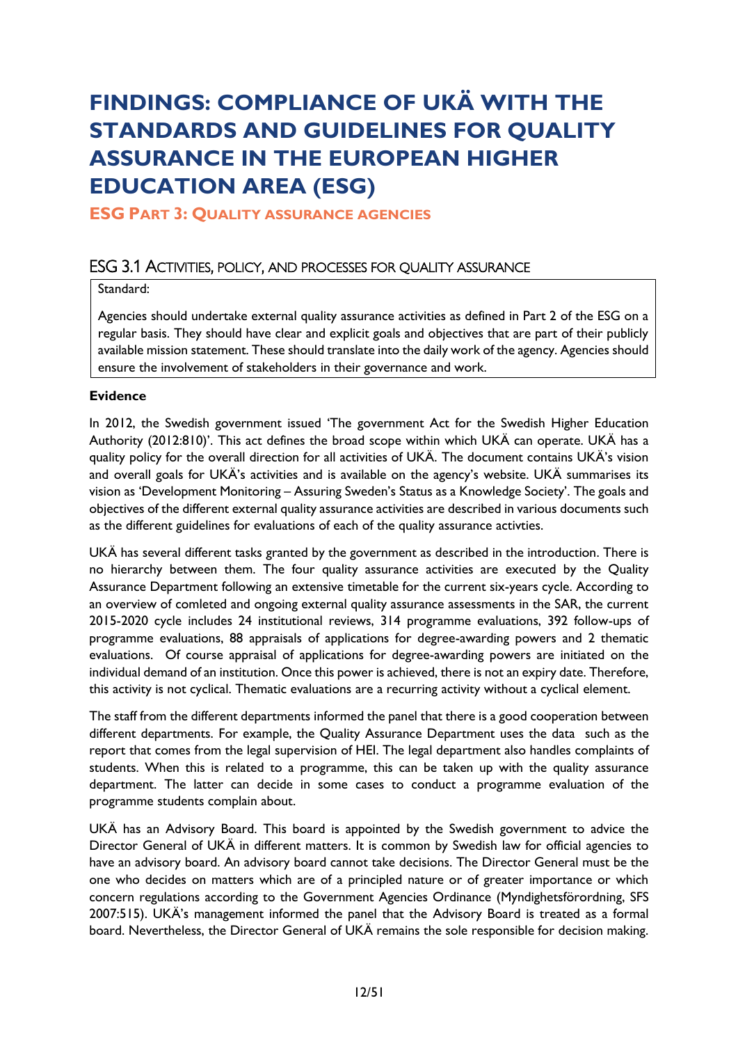# FINDINGS: COMPLIANCE OF UKÄ WITH THE STANDARDS AND GUIDELINES FOR QUALITY ASSURANCE IN THE EUROPEAN HIGHER EDUCATION AREA (ESG)

## ESG PART 3: QUALITY ASSURANCE AGENCIES

### ESG 3.1 ACTIVITIES, POLICY, AND PROCESSES FOR QUALITY ASSURANCE

Standard:

Agencies should undertake external quality assurance activities as defined in Part 2 of the ESG on a regular basis. They should have clear and explicit goals and objectives that are part of their publicly available mission statement. These should translate into the daily work of the agency. Agencies should ensure the involvement of stakeholders in their governance and work.

**Evidence**

In 2012, the Swedish government issued 'The government Act for the Swedish Higher Education Authority (2012:810)'. This act defines the broad scope within which UKÄ can operate. UKÄ has a quality policy for the overall direction for all activities of UKÄ. The document contains UKÄ's vision and overall goals for UKÄ's activities and is available on the agency's website. UKÄ summarises its vision as 'Development Monitoring – Assuring Sweden's Status as a Knowledge Society'. The goals and objectives of the different external quality assurance activities are described in various documents such as the different guidelines for evaluations of each of the quality assurance activties.

UKÄ has several different tasks granted by the government as described in the introduction. There is no hierarchy between them. The four quality assurance activities are executed by the Quality Assurance Department following an extensive timetable for the current six-years cycle. According to an overview of comleted and ongoing external quality assurance assessments in the SAR, the current 2015-2020 cycle includes 24 institutional reviews, 314 programme evaluations, 392 follow-ups of programme evaluations, 88 appraisals of applications for degree-awarding powers and 2 thematic evaluations. Of course appraisal of applications for degree-awarding powers are initiated on the individual demand of an institution. Once this power is achieved, there is not an expiry date. Therefore, this activity is not cyclical. Thematic evaluations are a recurring activity without a cyclical element.

The staff from the different departments informed the panel that there is a good cooperation between different departments. For example, the Quality Assurance Department uses the data such as the report that comes from the legal supervision of HEI. The legal department also handles complaints of students. When this is related to a programme, this can be taken up with the quality assurance department. The latter can decide in some cases to conduct a programme evaluation of the programme students complain about.

UKÄ has an Advisory Board. This board is appointed by the Swedish government to advice the Director General of UKÄ in different matters. It is common by Swedish law for official agencies to have an advisory board. An advisory board cannot take decisions. The Director General must be the one who decides on matters which are of a principled nature or of greater importance or which concern regulations according to the Government Agencies Ordinance (Myndighetsförordning, SFS 2007:515). UKÄ's management informed the panel that the Advisory Board is treated as a formal board. Nevertheless, the Director General of UKÄ remains the sole responsible for decision making.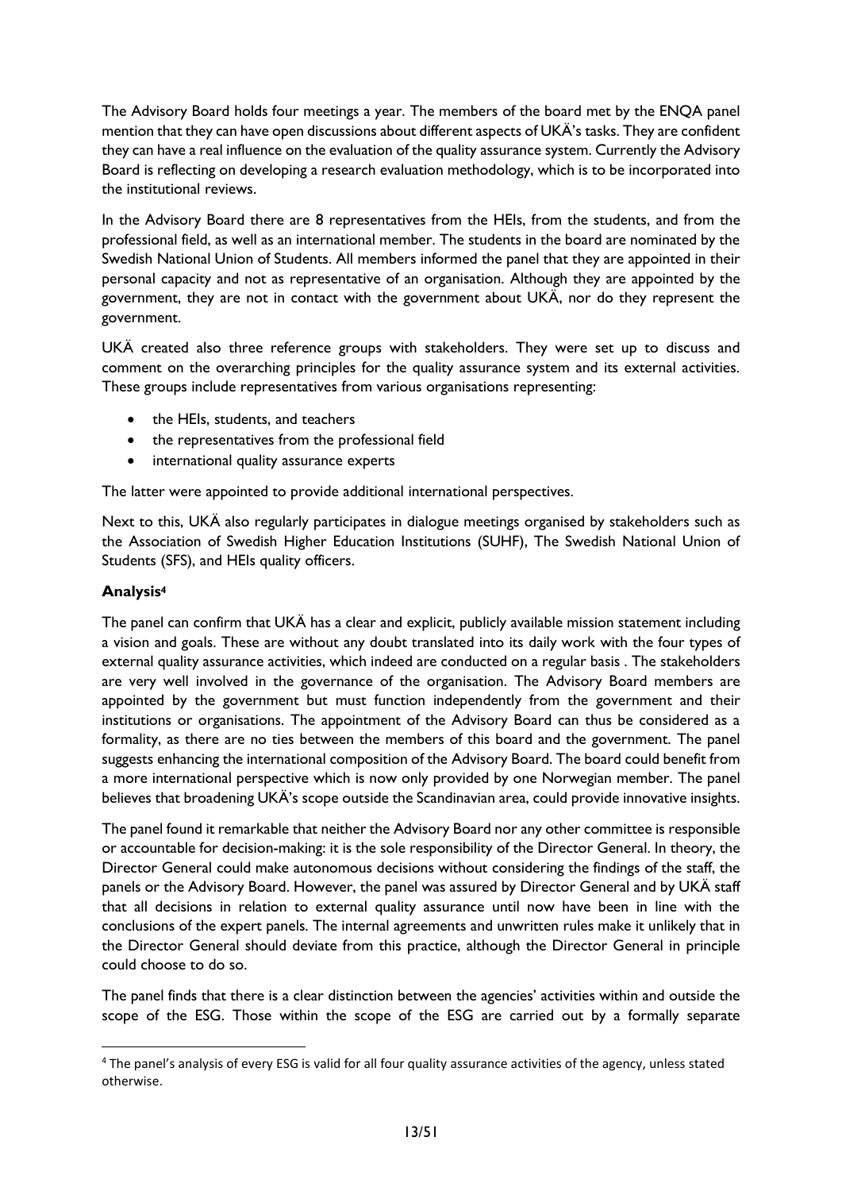The Advisory Board holds four meetings a year. The members of the board met by the ENQA panel mention that they can have open discussions about different aspects of UKÄ's tasks. They are confident they can have a real influence on the evaluation of the quality assurance system. Currently the Advisory Board is reflecting on developing a research evaluation methodology, which is to be incorporated into the institutional reviews.

In the Advisory Board there are 8 representatives from the HEIs, from the students, and from the professional field, as well as an international member. The students in the board are nominated by the Swedish National Union of Students. All members informed the panel that they are appointed in their personal capacity and not as representative of an organisation. Although they are appointed by the government, they are not in contact with the government about UKÄ, nor do they represent the government.

UKÄ created also three reference groups with stakeholders. They were set up to discuss and comment on the overarching principles for the quality assurance system and its external activities. These groups include representatives from various organisations representing:

- the HEIs, students, and teachers
- the representatives from the professional field
- international quality assurance experts

The latter were appointed to provide additional international perspectives.

Next to this, UKÄ also regularly participates in dialogue meetings organised by stakeholders such as the Association of Swedish Higher Education Institutions (SUHF), The Swedish National Union of Students (SFS), and HEIs quality officers.

**Analysis[4]**

The panel can confirm that UKÄ has a clear and explicit, publicly available mission statement including a vision and goals. These are without any doubt translated into its daily work with the four types of external quality assurance activities, which indeed are conducted on a regular basis . The stakeholders are very well involved in the governance of the organisation. The Advisory Board members are appointed by the government but must function independently from the government and their institutions or organisations. The appointment of the Advisory Board can thus be considered as a formality, as there are no ties between the members of this board and the government. The panel suggests enhancing the international composition of the Advisory Board. The board could benefit from a more international perspective which is now only provided by one Norwegian member. The panel believes that broadening UKÄ's scope outside the Scandinavian area, could provide innovative insights.

The panel found it remarkable that neither the Advisory Board nor any other committee is responsible or accountable for decision-making: it is the sole responsibility of the Director General. In theory, the Director General could make autonomous decisions without considering the findings of the staff, the panels or the Advisory Board. However, the panel was assured by Director General and by UKÄ staff that all decisions in relation to external quality assurance until now have been in line with the conclusions of the expert panels. The internal agreements and unwritten rules make it unlikely that in the Director General should deviate from this practice, although the Director General in principle could choose to do so.

The panel finds that there is a clear distinction between the agencies' activities within and outside the scope of the ESG. Those within the scope of the ESG are carried out by a formally separate

[4] The panel's analysis of every ESG is valid for all four quality assurance activities of the agency, unless stated otherwise.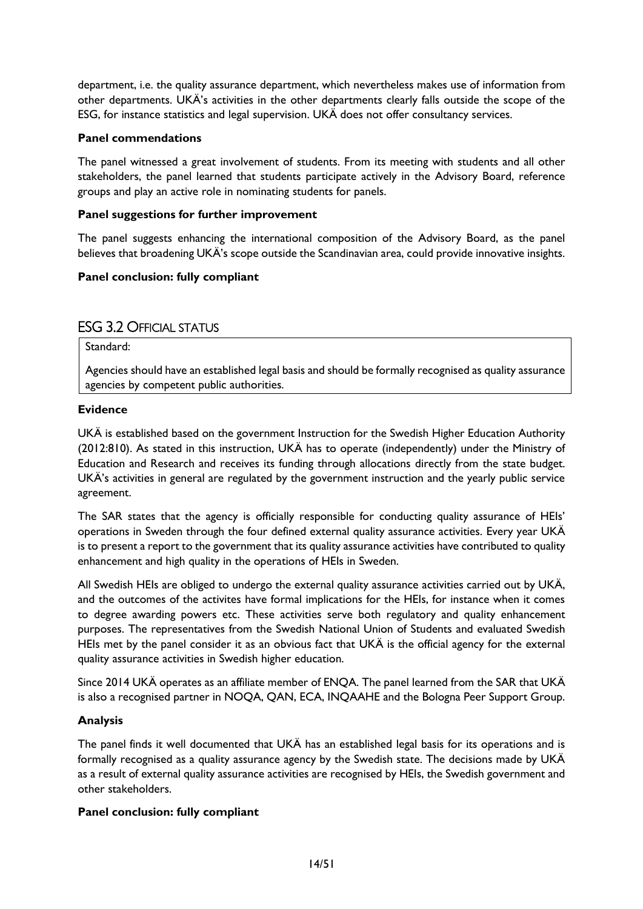department, i.e. the quality assurance department, which nevertheless makes use of information from other departments. UKÄ's activities in the other departments clearly falls outside the scope of the ESG, for instance statistics and legal supervision. UKÄ does not offer consultancy services.

**Panel commendations**

The panel witnessed a great involvement of students. From its meeting with students and all other stakeholders, the panel learned that students participate actively in the Advisory Board, reference groups and play an active role in nominating students for panels.

**Panel suggestions for further improvement**

The panel suggests enhancing the international composition of the Advisory Board, as the panel believes that broadening UKÄ's scope outside the Scandinavian area, could provide innovative insights.

**Panel conclusion: fully compliant**

## ESG 3.2 OFFICIAL STATUS

Standard:

Agencies should have an established legal basis and should be formally recognised as quality assurance agencies by competent public authorities.

**Evidence**

UKÄ is established based on the government Instruction for the Swedish Higher Education Authority (2012:810). As stated in this instruction, UKÄ has to operate (independently) under the Ministry of Education and Research and receives its funding through allocations directly from the state budget. UKÄ's activities in general are regulated by the government instruction and the yearly public service agreement.

The SAR states that the agency is officially responsible for conducting quality assurance of HEIs' operations in Sweden through the four defined external quality assurance activities. Every year UKÄ is to present a report to the government that its quality assurance activities have contributed to quality enhancement and high quality in the operations of HEIs in Sweden.

All Swedish HEIs are obliged to undergo the external quality assurance activities carried out by UKÄ, and the outcomes of the activites have formal implications for the HEIs, for instance when it comes to degree awarding powers etc. These activities serve both regulatory and quality enhancement purposes. The representatives from the Swedish National Union of Students and evaluated Swedish HEIs met by the panel consider it as an obvious fact that UKÄ is the official agency for the external quality assurance activities in Swedish higher education.

Since 2014 UKÄ operates as an affiliate member of ENQA. The panel learned from the SAR that UKÄ is also a recognised partner in NOQA, QAN, ECA, INQAAHE and the Bologna Peer Support Group.

**Analysis**

The panel finds it well documented that UKÄ has an established legal basis for its operations and is formally recognised as a quality assurance agency by the Swedish state. The decisions made by UKÄ as a result of external quality assurance activities are recognised by HEIs, the Swedish government and other stakeholders.

**Panel conclusion: fully compliant**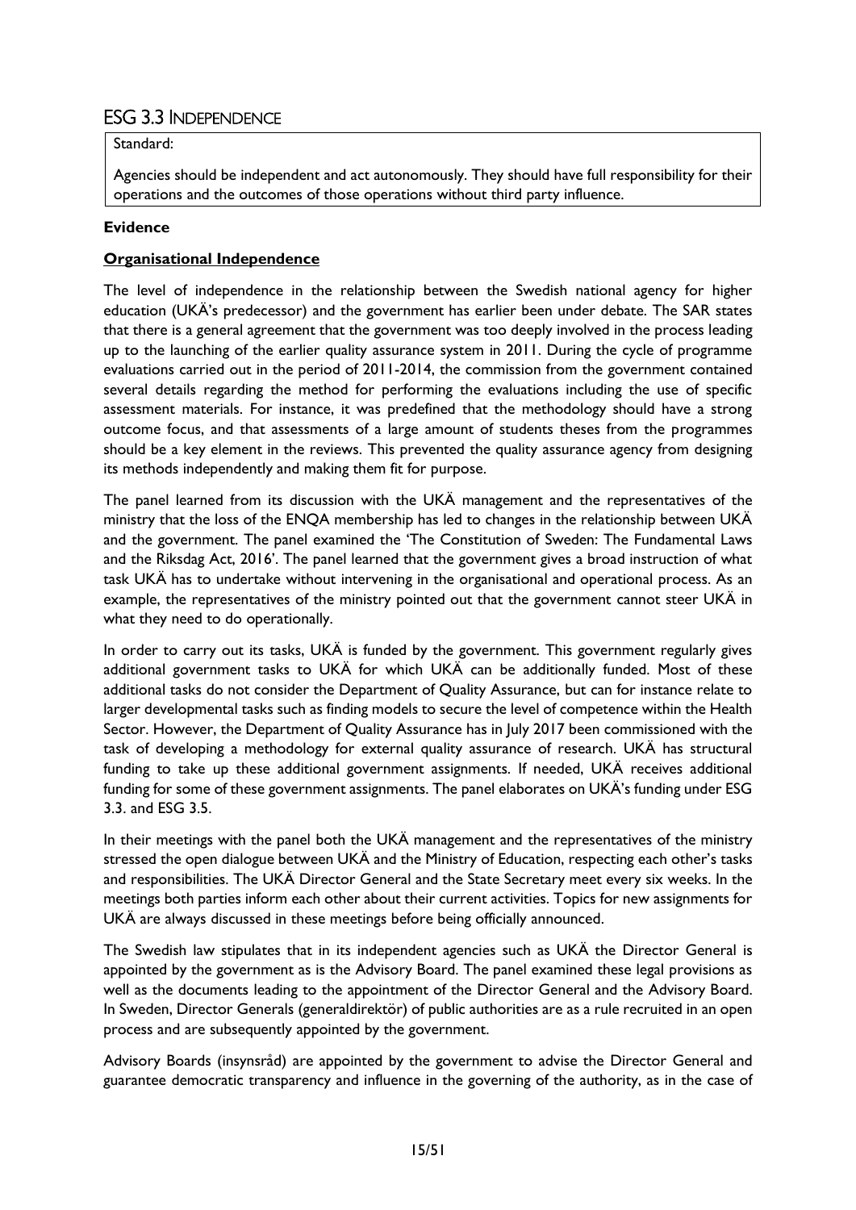## ESG 3.3 Independence

Standard:

Agencies should be independent and act autonomously. They should have full responsibility for their operations and the outcomes of those operations without third party influence.

**Evidence**

**Organisational Independence**

The level of independence in the relationship between the Swedish national agency for higher education (UKÄ's predecessor) and the government has earlier been under debate. The SAR states that there is a general agreement that the government was too deeply involved in the process leading up to the launching of the earlier quality assurance system in 2011. During the cycle of programme evaluations carried out in the period of 2011-2014, the commission from the government contained several details regarding the method for performing the evaluations including the use of specific assessment materials. For instance, it was predefined that the methodology should have a strong outcome focus, and that assessments of a large amount of students theses from the programmes should be a key element in the reviews. This prevented the quality assurance agency from designing its methods independently and making them fit for purpose.

The panel learned from its discussion with the UKÄ management and the representatives of the ministry that the loss of the ENQA membership has led to changes in the relationship between UKÄ and the government. The panel examined the 'The Constitution of Sweden: The Fundamental Laws and the Riksdag Act, 2016'. The panel learned that the government gives a broad instruction of what task UKÄ has to undertake without intervening in the organisational and operational process. As an example, the representatives of the ministry pointed out that the government cannot steer UKÄ in what they need to do operationally.

In order to carry out its tasks, UKÄ is funded by the government. This government regularly gives additional government tasks to UKÄ for which UKÄ can be additionally funded. Most of these additional tasks do not consider the Department of Quality Assurance, but can for instance relate to larger developmental tasks such as finding models to secure the level of competence within the Health Sector. However, the Department of Quality Assurance has in July 2017 been commissioned with the task of developing a methodology for external quality assurance of research. UKÄ has structural funding to take up these additional government assignments. If needed, UKÄ receives additional funding for some of these government assignments. The panel elaborates on UKÄ's funding under ESG 3.3. and ESG 3.5.

In their meetings with the panel both the UKÄ management and the representatives of the ministry stressed the open dialogue between UKÄ and the Ministry of Education, respecting each other's tasks and responsibilities. The UKÄ Director General and the State Secretary meet every six weeks. In the meetings both parties inform each other about their current activities. Topics for new assignments for UKÄ are always discussed in these meetings before being officially announced.

The Swedish law stipulates that in its independent agencies such as UKÄ the Director General is appointed by the government as is the Advisory Board. The panel examined these legal provisions as well as the documents leading to the appointment of the Director General and the Advisory Board. In Sweden, Director Generals (generaldirektör) of public authorities are as a rule recruited in an open process and are subsequently appointed by the government.

Advisory Boards (insynsråd) are appointed by the government to advise the Director General and guarantee democratic transparency and influence in the governing of the authority, as in the case of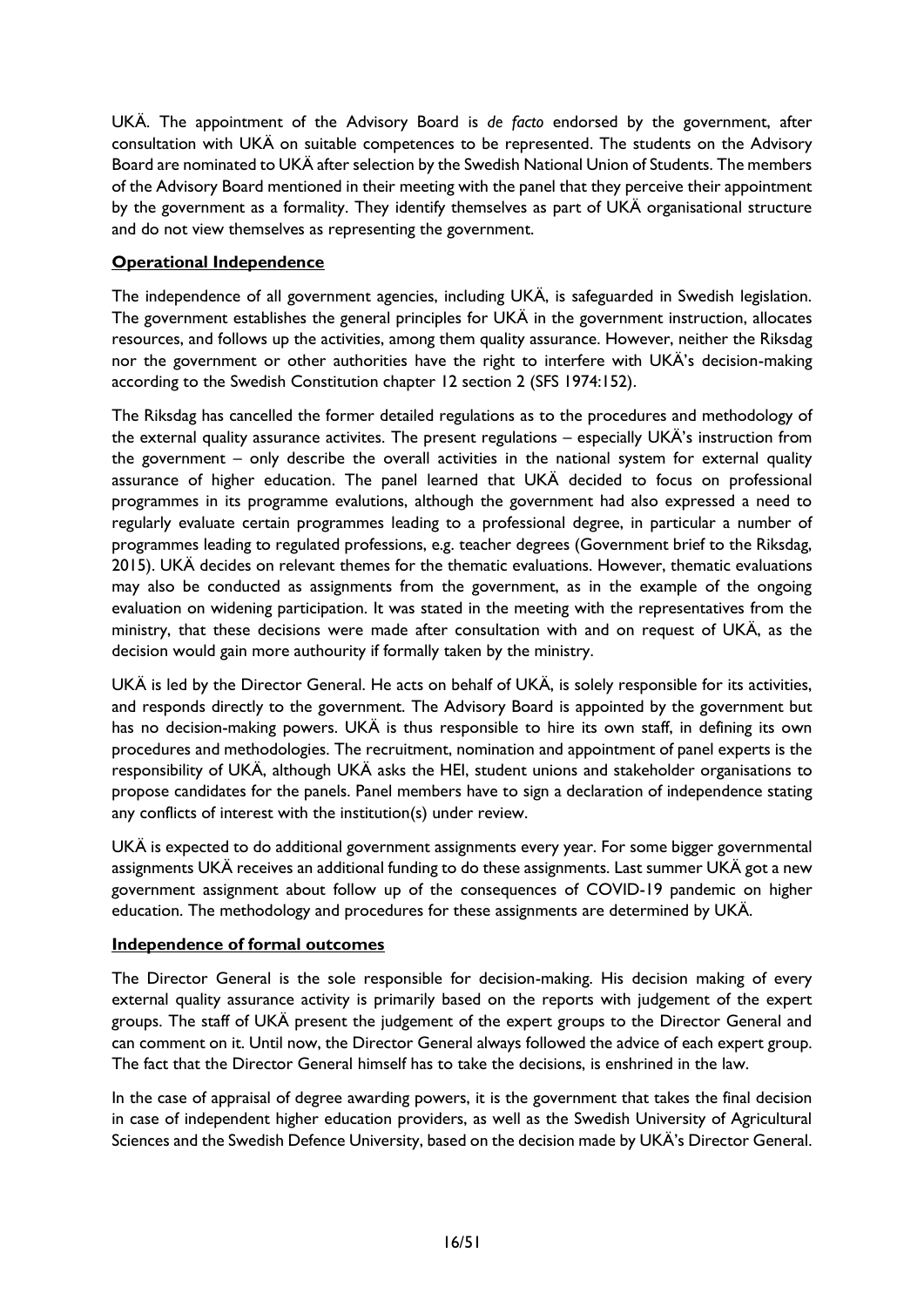UKÄ. The appointment of the Advisory Board is *de facto* endorsed by the government, after consultation with UKÄ on suitable competences to be represented. The students on the Advisory Board are nominated to UKÄ after selection by the Swedish National Union of Students. The members of the Advisory Board mentioned in their meeting with the panel that they perceive their appointment by the government as a formality. They identify themselves as part of UKÄ organisational structure and do not view themselves as representing the government.

**Operational Independence**

The independence of all government agencies, including UKÄ, is safeguarded in Swedish legislation. The government establishes the general principles for UKÄ in the government instruction, allocates resources, and follows up the activities, among them quality assurance. However, neither the Riksdag nor the government or other authorities have the right to interfere with UKÄ's decision-making according to the Swedish Constitution chapter 12 section 2 (SFS 1974:152).

The Riksdag has cancelled the former detailed regulations as to the procedures and methodology of the external quality assurance activites. The present regulations – especially UKÄ's instruction from the government – only describe the overall activities in the national system for external quality assurance of higher education. The panel learned that UKÄ decided to focus on professional programmes in its programme evalutions, although the government had also expressed a need to regularly evaluate certain programmes leading to a professional degree, in particular a number of programmes leading to regulated professions, e.g. teacher degrees (Government brief to the Riksdag, 2015). UKÄ decides on relevant themes for the thematic evaluations. However, thematic evaluations may also be conducted as assignments from the government, as in the example of the ongoing evaluation on widening participation. It was stated in the meeting with the representatives from the ministry, that these decisions were made after consultation with and on request of UKÄ, as the decision would gain more authourity if formally taken by the ministry.

UKÄ is led by the Director General. He acts on behalf of UKÄ, is solely responsible for its activities, and responds directly to the government. The Advisory Board is appointed by the government but has no decision-making powers. UKÄ is thus responsible to hire its own staff, in defining its own procedures and methodologies. The recruitment, nomination and appointment of panel experts is the responsibility of UKÄ, although UKÄ asks the HEI, student unions and stakeholder organisations to propose candidates for the panels. Panel members have to sign a declaration of independence stating any conflicts of interest with the institution(s) under review.

UKÄ is expected to do additional government assignments every year. For some bigger governmental assignments UKÄ receives an additional funding to do these assignments. Last summer UKÄ got a new government assignment about follow up of the consequences of COVID-19 pandemic on higher education. The methodology and procedures for these assignments are determined by UKÄ.

**Independence of formal outcomes**

The Director General is the sole responsible for decision-making. His decision making of every external quality assurance activity is primarily based on the reports with judgement of the expert groups. The staff of UKÄ present the judgement of the expert groups to the Director General and can comment on it. Until now, the Director General always followed the advice of each expert group. The fact that the Director General himself has to take the decisions, is enshrined in the law.

In the case of appraisal of degree awarding powers, it is the government that takes the final decision in case of independent higher education providers, as well as the Swedish University of Agricultural Sciences and the Swedish Defence University, based on the decision made by UKÄ's Director General.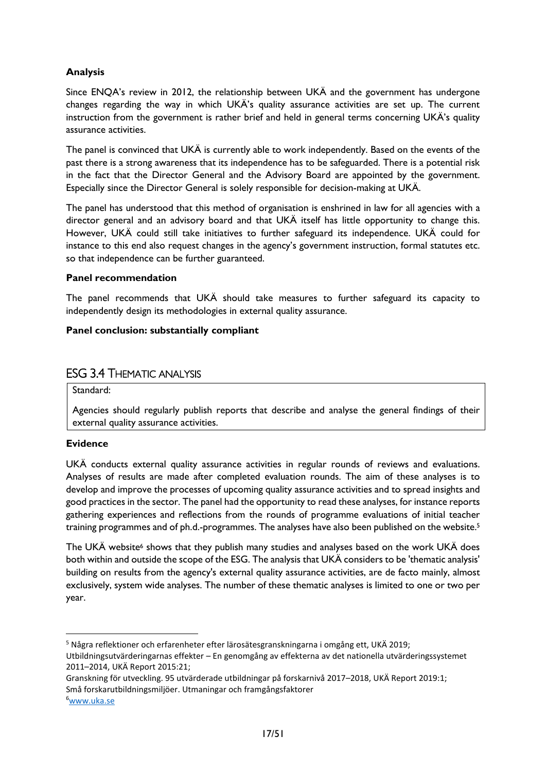**Analysis**

Since ENQA's review in 2012, the relationship between UKÄ and the government has undergone changes regarding the way in which UKÄ's quality assurance activities are set up. The current instruction from the government is rather brief and held in general terms concerning UKÄ's quality assurance activities.

The panel is convinced that UKÄ is currently able to work independently. Based on the events of the past there is a strong awareness that its independence has to be safeguarded. There is a potential risk in the fact that the Director General and the Advisory Board are appointed by the government. Especially since the Director General is solely responsible for decision-making at UKÄ.

The panel has understood that this method of organisation is enshrined in law for all agencies with a director general and an advisory board and that UKÄ itself has little opportunity to change this. However, UKÄ could still take initiatives to further safeguard its independence. UKÄ could for instance to this end also request changes in the agency's government instruction, formal statutes etc. so that independence can be further guaranteed.

**Panel recommendation**

The panel recommends that UKÄ should take measures to further safeguard its capacity to independently design its methodologies in external quality assurance.

**Panel conclusion: substantially compliant**

## ESG 3.4 Thematic analysis

| Standard: |
| --- |
| Agencies should regularly publish reports that describe and analyse the general findings of their external quality assurance activities. |

**Evidence**

UKÄ conducts external quality assurance activities in regular rounds of reviews and evaluations. Analyses of results are made after completed evaluation rounds. The aim of these analyses is to develop and improve the processes of upcoming quality assurance activities and to spread insights and good practices in the sector. The panel had the opportunity to read these analyses, for instance reports gathering experiences and reflections from the rounds of programme evaluations of initial teacher training programmes and of ph.d.-programmes. The analyses have also been published on the website.[5]

The UKÄ website[6] shows that they publish many studies and analyses based on the work UKÄ does both within and outside the scope of the ESG. The analysis that UKÄ considers to be 'thematic analysis' building on results from the agency's external quality assurance activities, are de facto mainly, almost exclusively, system wide analyses. The number of these thematic analyses is limited to one or two per year.

---

[5] Några reflektioner och erfarenheter efter lärosätesgranskningarna i omgång ett, UKÄ 2019; Utbildningsutvärderingarnas effekter – En genomgång av effekterna av det nationella utvärderingssystemet 2011–2014, UKÄ Report 2015:21; Granskning för utveckling. 95 utvärderade utbildningar på forskarnivå 2017–2018, UKÄ Report 2019:1; Små forskarutbildningsmiljöer. Utmaningar och framgångsfaktorer

[6] www.uka.se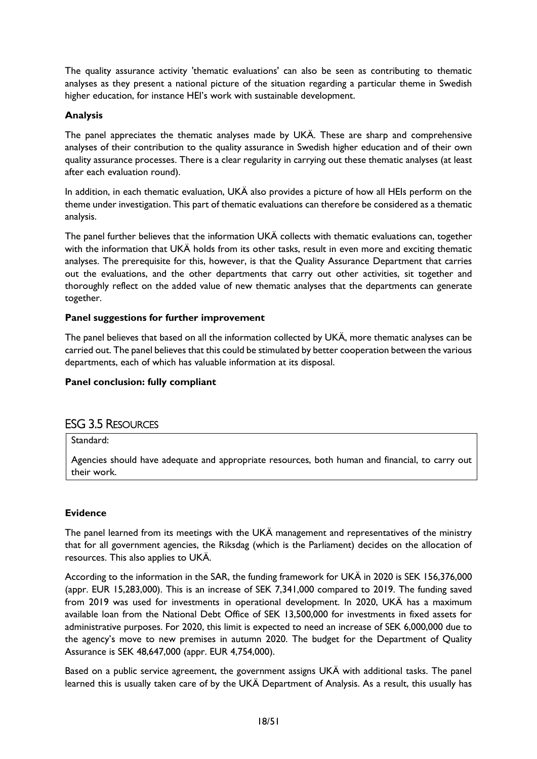The quality assurance activity 'thematic evaluations' can also be seen as contributing to thematic analyses as they present a national picture of the situation regarding a particular theme in Swedish higher education, for instance HEI's work with sustainable development.

**Analysis**

The panel appreciates the thematic analyses made by UKÄ. These are sharp and comprehensive analyses of their contribution to the quality assurance in Swedish higher education and of their own quality assurance processes. There is a clear regularity in carrying out these thematic analyses (at least after each evaluation round).

In addition, in each thematic evaluation, UKÄ also provides a picture of how all HEIs perform on the theme under investigation. This part of thematic evaluations can therefore be considered as a thematic analysis.

The panel further believes that the information UKÄ collects with thematic evaluations can, together with the information that UKÄ holds from its other tasks, result in even more and exciting thematic analyses. The prerequisite for this, however, is that the Quality Assurance Department that carries out the evaluations, and the other departments that carry out other activities, sit together and thoroughly reflect on the added value of new thematic analyses that the departments can generate together.

**Panel suggestions for further improvement**

The panel believes that based on all the information collected by UKÄ, more thematic analyses can be carried out. The panel believes that this could be stimulated by better cooperation between the various departments, each of which has valuable information at its disposal.

**Panel conclusion: fully compliant**

## ESG 3.5 Resources

Standard:

Agencies should have adequate and appropriate resources, both human and financial, to carry out their work.

**Evidence**

The panel learned from its meetings with the UKÄ management and representatives of the ministry that for all government agencies, the Riksdag (which is the Parliament) decides on the allocation of resources. This also applies to UKÄ.

According to the information in the SAR, the funding framework for UKÄ in 2020 is SEK 156,376,000 (appr. EUR 15,283,000). This is an increase of SEK 7,341,000 compared to 2019. The funding saved from 2019 was used for investments in operational development. In 2020, UKÄ has a maximum available loan from the National Debt Office of SEK 13,500,000 for investments in fixed assets for administrative purposes. For 2020, this limit is expected to need an increase of SEK 6,000,000 due to the agency's move to new premises in autumn 2020. The budget for the Department of Quality Assurance is SEK 48,647,000 (appr. EUR 4,754,000).

Based on a public service agreement, the government assigns UKÄ with additional tasks. The panel learned this is usually taken care of by the UKÄ Department of Analysis. As a result, this usually has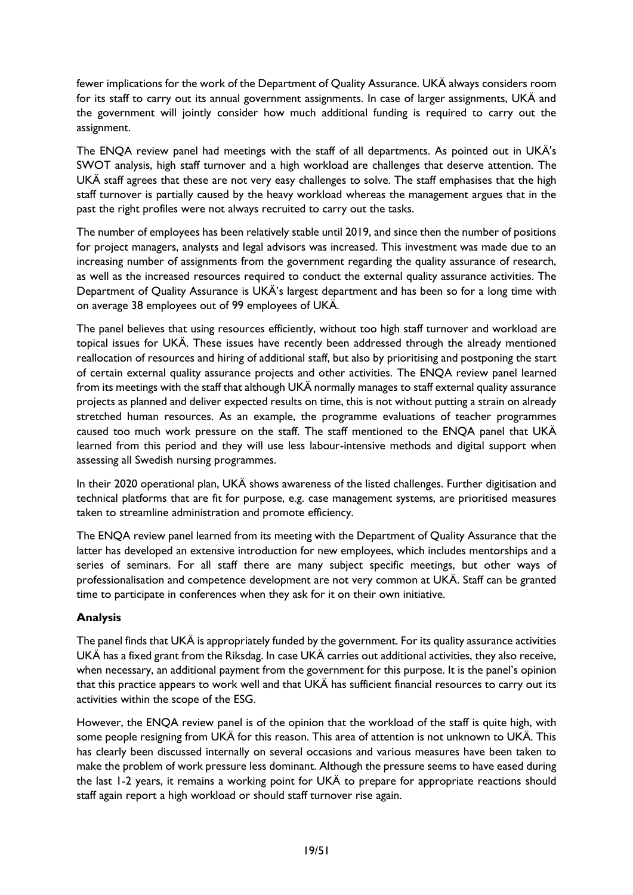fewer implications for the work of the Department of Quality Assurance. UKÄ always considers room for its staff to carry out its annual government assignments. In case of larger assignments, UKÄ and the government will jointly consider how much additional funding is required to carry out the assignment.

The ENQA review panel had meetings with the staff of all departments. As pointed out in UKÄ's SWOT analysis, high staff turnover and a high workload are challenges that deserve attention. The UKÄ staff agrees that these are not very easy challenges to solve. The staff emphasises that the high staff turnover is partially caused by the heavy workload whereas the management argues that in the past the right profiles were not always recruited to carry out the tasks.

The number of employees has been relatively stable until 2019, and since then the number of positions for project managers, analysts and legal advisors was increased. This investment was made due to an increasing number of assignments from the government regarding the quality assurance of research, as well as the increased resources required to conduct the external quality assurance activities. The Department of Quality Assurance is UKÄ's largest department and has been so for a long time with on average 38 employees out of 99 employees of UKÄ.

The panel believes that using resources efficiently, without too high staff turnover and workload are topical issues for UKÄ. These issues have recently been addressed through the already mentioned reallocation of resources and hiring of additional staff, but also by prioritising and postponing the start of certain external quality assurance projects and other activities. The ENQA review panel learned from its meetings with the staff that although UKÄ normally manages to staff external quality assurance projects as planned and deliver expected results on time, this is not without putting a strain on already stretched human resources. As an example, the programme evaluations of teacher programmes caused too much work pressure on the staff. The staff mentioned to the ENQA panel that UKÄ learned from this period and they will use less labour-intensive methods and digital support when assessing all Swedish nursing programmes.

In their 2020 operational plan, UKÄ shows awareness of the listed challenges. Further digitisation and technical platforms that are fit for purpose, e.g. case management systems, are prioritised measures taken to streamline administration and promote efficiency.

The ENQA review panel learned from its meeting with the Department of Quality Assurance that the latter has developed an extensive introduction for new employees, which includes mentorships and a series of seminars. For all staff there are many subject specific meetings, but other ways of professionalisation and competence development are not very common at UKÄ. Staff can be granted time to participate in conferences when they ask for it on their own initiative.

**Analysis**

The panel finds that UKÄ is appropriately funded by the government. For its quality assurance activities UKÄ has a fixed grant from the Riksdag. In case UKÄ carries out additional activities, they also receive, when necessary, an additional payment from the government for this purpose. It is the panel's opinion that this practice appears to work well and that UKÄ has sufficient financial resources to carry out its activities within the scope of the ESG.

However, the ENQA review panel is of the opinion that the workload of the staff is quite high, with some people resigning from UKÄ for this reason. This area of attention is not unknown to UKÄ. This has clearly been discussed internally on several occasions and various measures have been taken to make the problem of work pressure less dominant. Although the pressure seems to have eased during the last 1-2 years, it remains a working point for UKÄ to prepare for appropriate reactions should staff again report a high workload or should staff turnover rise again.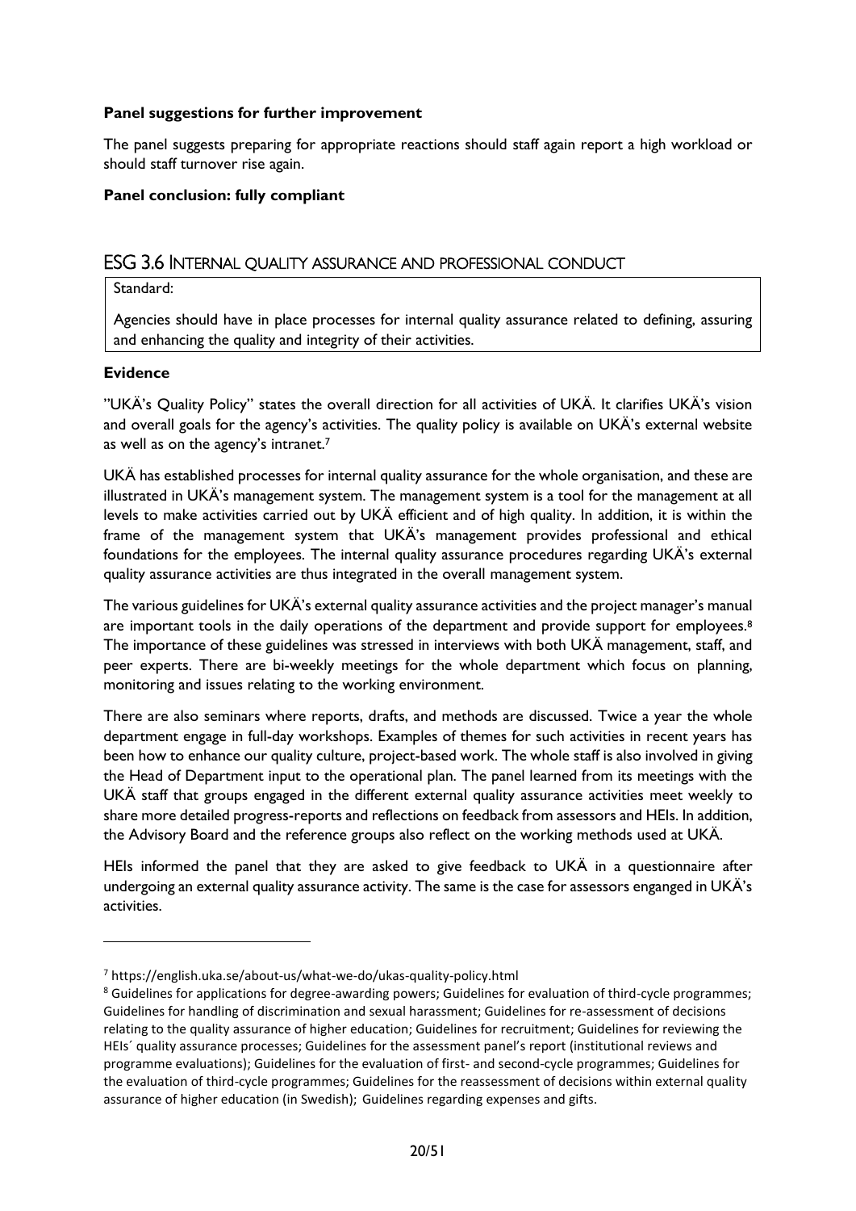**Panel suggestions for further improvement**

The panel suggests preparing for appropriate reactions should staff again report a high workload or should staff turnover rise again.

**Panel conclusion: fully compliant**

## ESG 3.6 Internal quality assurance and professional conduct

Standard:

Agencies should have in place processes for internal quality assurance related to defining, assuring and enhancing the quality and integrity of their activities.

**Evidence**

"UKÄ's Quality Policy" states the overall direction for all activities of UKÄ. It clarifies UKÄ's vision and overall goals for the agency's activities. The quality policy is available on UKÄ's external website as well as on the agency's intranet.[7]

UKÄ has established processes for internal quality assurance for the whole organisation, and these are illustrated in UKÄ's management system. The management system is a tool for the management at all levels to make activities carried out by UKÄ efficient and of high quality. In addition, it is within the frame of the management system that UKÄ's management provides professional and ethical foundations for the employees. The internal quality assurance procedures regarding UKÄ's external quality assurance activities are thus integrated in the overall management system.

The various guidelines for UKÄ's external quality assurance activities and the project manager's manual are important tools in the daily operations of the department and provide support for employees.[8] The importance of these guidelines was stressed in interviews with both UKÄ management, staff, and peer experts. There are bi-weekly meetings for the whole department which focus on planning, monitoring and issues relating to the working environment.

There are also seminars where reports, drafts, and methods are discussed. Twice a year the whole department engage in full-day workshops. Examples of themes for such activities in recent years has been how to enhance our quality culture, project-based work. The whole staff is also involved in giving the Head of Department input to the operational plan. The panel learned from its meetings with the UKÄ staff that groups engaged in the different external quality assurance activities meet weekly to share more detailed progress-reports and reflections on feedback from assessors and HEIs. In addition, the Advisory Board and the reference groups also reflect on the working methods used at UKÄ.

HEIs informed the panel that they are asked to give feedback to UKÄ in a questionnaire after undergoing an external quality assurance activity. The same is the case for assessors enganged in UKÄ's activities.

---

[7] https://english.uka.se/about-us/what-we-do/ukas-quality-policy.html

[8] Guidelines for applications for degree-awarding powers; Guidelines for evaluation of third-cycle programmes; Guidelines for handling of discrimination and sexual harassment; Guidelines for re-assessment of decisions relating to the quality assurance of higher education; Guidelines for recruitment; Guidelines for reviewing the HEIs´ quality assurance processes; Guidelines for the assessment panel's report (institutional reviews and programme evaluations); Guidelines for the evaluation of first- and second-cycle programmes; Guidelines for the evaluation of third-cycle programmes; Guidelines for the reassessment of decisions within external quality assurance of higher education (in Swedish); Guidelines regarding expenses and gifts.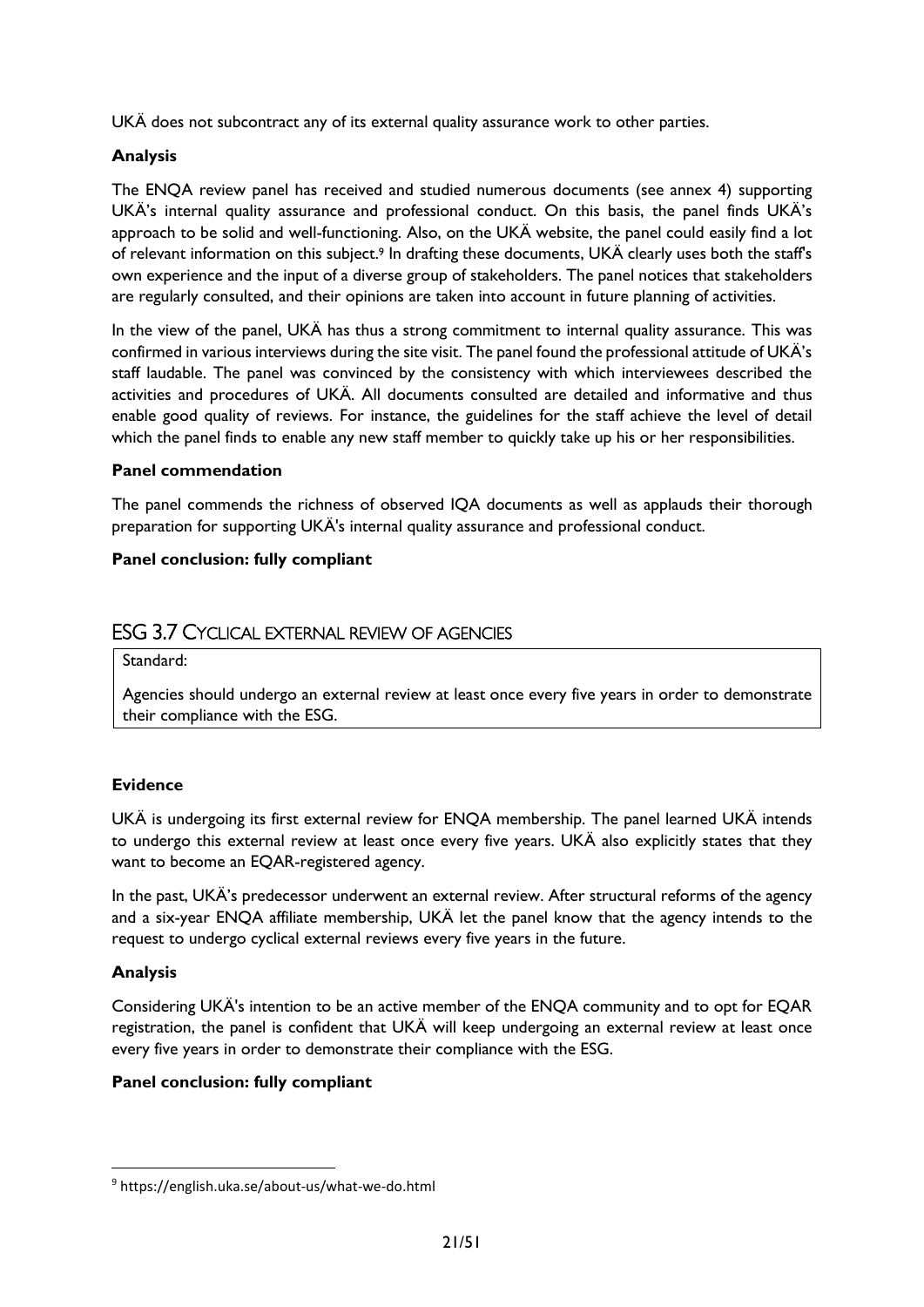UKÄ does not subcontract any of its external quality assurance work to other parties.

**Analysis**

The ENQA review panel has received and studied numerous documents (see annex 4) supporting UKÄ's internal quality assurance and professional conduct. On this basis, the panel finds UKÄ's approach to be solid and well-functioning. Also, on the UKÄ website, the panel could easily find a lot of relevant information on this subject.[9] In drafting these documents, UKÄ clearly uses both the staff's own experience and the input of a diverse group of stakeholders. The panel notices that stakeholders are regularly consulted, and their opinions are taken into account in future planning of activities.

In the view of the panel, UKÄ has thus a strong commitment to internal quality assurance. This was confirmed in various interviews during the site visit. The panel found the professional attitude of UKÄ's staff laudable. The panel was convinced by the consistency with which interviewees described the activities and procedures of UKÄ. All documents consulted are detailed and informative and thus enable good quality of reviews. For instance, the guidelines for the staff achieve the level of detail which the panel finds to enable any new staff member to quickly take up his or her responsibilities.

**Panel commendation**

The panel commends the richness of observed IQA documents as well as applauds their thorough preparation for supporting UKÄ's internal quality assurance and professional conduct.

**Panel conclusion: fully compliant**

## ESG 3.7 Cyclical external review of agencies

| Standard: |
| --- |
| Agencies should undergo an external review at least once every five years in order to demonstrate their compliance with the ESG. |

**Evidence**

UKÄ is undergoing its first external review for ENQA membership. The panel learned UKÄ intends to undergo this external review at least once every five years. UKÄ also explicitly states that they want to become an EQAR-registered agency.

In the past, UKÄ's predecessor underwent an external review. After structural reforms of the agency and a six-year ENQA affiliate membership, UKÄ let the panel know that the agency intends to the request to undergo cyclical external reviews every five years in the future.

**Analysis**

Considering UKÄ's intention to be an active member of the ENQA community and to opt for EQAR registration, the panel is confident that UKÄ will keep undergoing an external review at least once every five years in order to demonstrate their compliance with the ESG.

**Panel conclusion: fully compliant**

---

[9] https://english.uka.se/about-us/what-we-do.html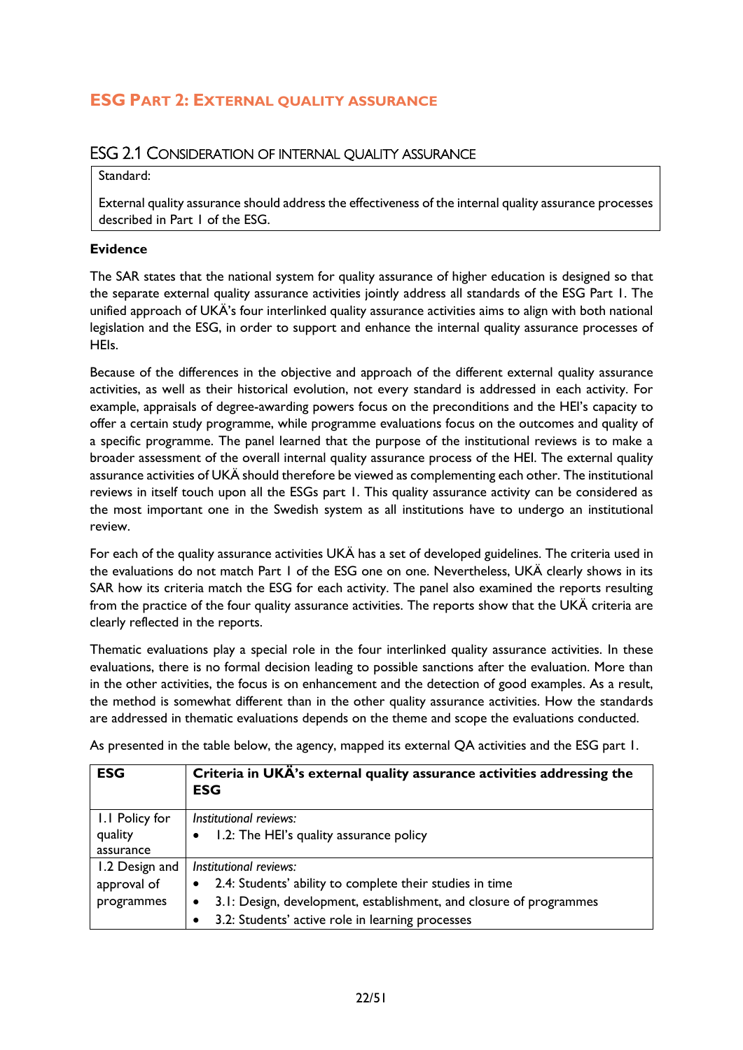## ESG Part 2: External quality assurance

### ESG 2.1 Consideration of internal quality assurance

Standard:

External quality assurance should address the effectiveness of the internal quality assurance processes described in Part 1 of the ESG.

**Evidence**

The SAR states that the national system for quality assurance of higher education is designed so that the separate external quality assurance activities jointly address all standards of the ESG Part 1. The unified approach of UKÄ's four interlinked quality assurance activities aims to align with both national legislation and the ESG, in order to support and enhance the internal quality assurance processes of HEIs.

Because of the differences in the objective and approach of the different external quality assurance activities, as well as their historical evolution, not every standard is addressed in each activity. For example, appraisals of degree-awarding powers focus on the preconditions and the HEI's capacity to offer a certain study programme, while programme evaluations focus on the outcomes and quality of a specific programme. The panel learned that the purpose of the institutional reviews is to make a broader assessment of the overall internal quality assurance process of the HEI. The external quality assurance activities of UKÄ should therefore be viewed as complementing each other. The institutional reviews in itself touch upon all the ESGs part 1. This quality assurance activity can be considered as the most important one in the Swedish system as all institutions have to undergo an institutional review.

For each of the quality assurance activities UKÄ has a set of developed guidelines. The criteria used in the evaluations do not match Part 1 of the ESG one on one. Nevertheless, UKÄ clearly shows in its SAR how its criteria match the ESG for each activity. The panel also examined the reports resulting from the practice of the four quality assurance activities. The reports show that the UKÄ criteria are clearly reflected in the reports.

Thematic evaluations play a special role in the four interlinked quality assurance activities. In these evaluations, there is no formal decision leading to possible sanctions after the evaluation. More than in the other activities, the focus is on enhancement and the detection of good examples. As a result, the method is somewhat different than in the other quality assurance activities. How the standards are addressed in thematic evaluations depends on the theme and scope the evaluations conducted.

As presented in the table below, the agency, mapped its external QA activities and the ESG part 1.

| ESG | Criteria in UKÄ's external quality assurance activities addressing the ESG |
|---|---|
| 1.1 Policy for quality assurance | *Institutional reviews:*<br>• 1.2: The HEI's quality assurance policy |
| 1.2 Design and approval of programmes | *Institutional reviews:*<br>• 2.4: Students' ability to complete their studies in time<br>• 3.1: Design, development, establishment, and closure of programmes<br>• 3.2: Students' active role in learning processes |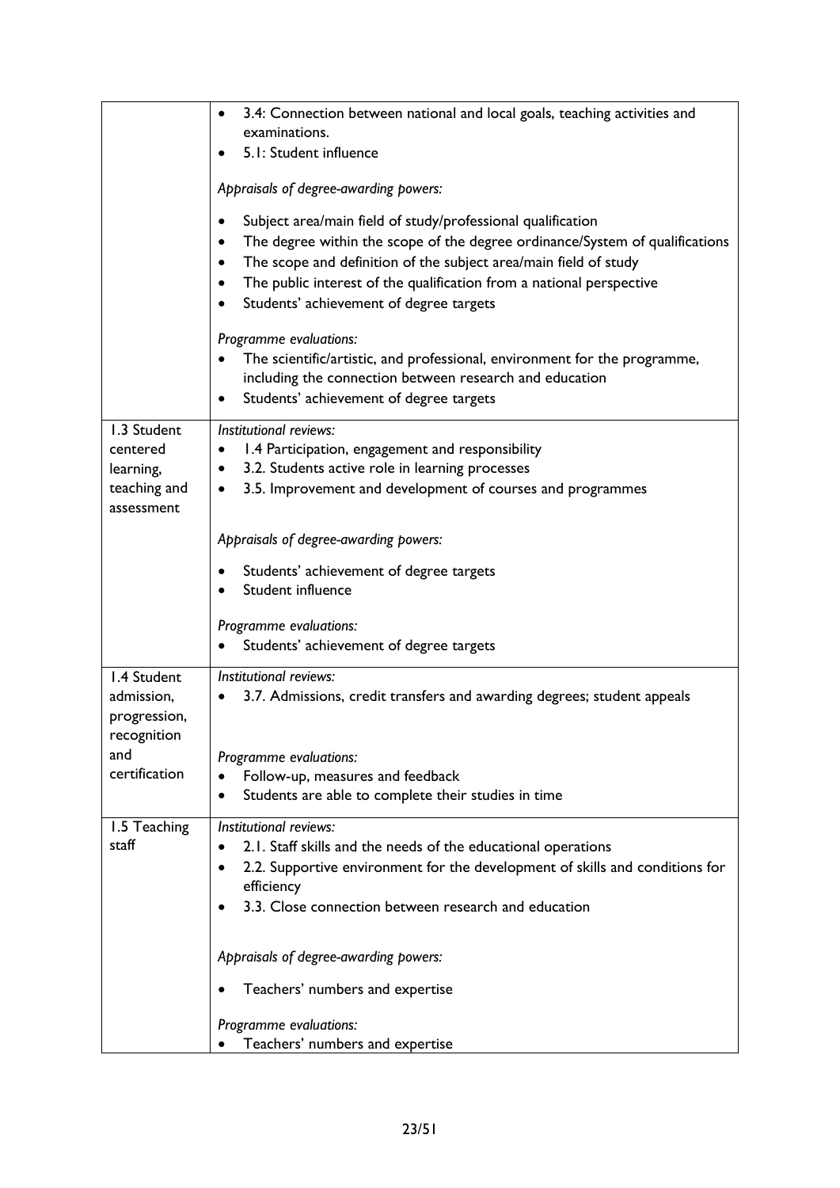| | |
|---|---|
| | • 3.4: Connection between national and local goals, teaching activities and examinations.<br>• 5.1: Student influence<br><br>*Appraisals of degree-awarding powers:*<br><br>• Subject area/main field of study/professional qualification<br>• The degree within the scope of the degree ordinance/System of qualifications<br>• The scope and definition of the subject area/main field of study<br>• The public interest of the qualification from a national perspective<br>• Students' achievement of degree targets<br><br>*Programme evaluations:*<br>• The scientific/artistic, and professional, environment for the programme, including the connection between research and education<br>• Students' achievement of degree targets |
| 1.3 Student centered learning, teaching and assessment | *Institutional reviews:*<br>• 1.4 Participation, engagement and responsibility<br>• 3.2. Students active role in learning processes<br>• 3.5. Improvement and development of courses and programmes<br><br>*Appraisals of degree-awarding powers:*<br><br>• Students' achievement of degree targets<br>• Student influence<br><br>*Programme evaluations:*<br>• Students' achievement of degree targets |
| 1.4 Student admission, progression, recognition and certification | *Institutional reviews:*<br>• 3.7. Admissions, credit transfers and awarding degrees; student appeals<br><br>*Programme evaluations:*<br>• Follow-up, measures and feedback<br>• Students are able to complete their studies in time |
| 1.5 Teaching staff | *Institutional reviews:*<br>• 2.1. Staff skills and the needs of the educational operations<br>• 2.2. Supportive environment for the development of skills and conditions for efficiency<br>• 3.3. Close connection between research and education<br><br>*Appraisals of degree-awarding powers:*<br><br>• Teachers' numbers and expertise<br><br>*Programme evaluations:*<br>• Teachers' numbers and expertise |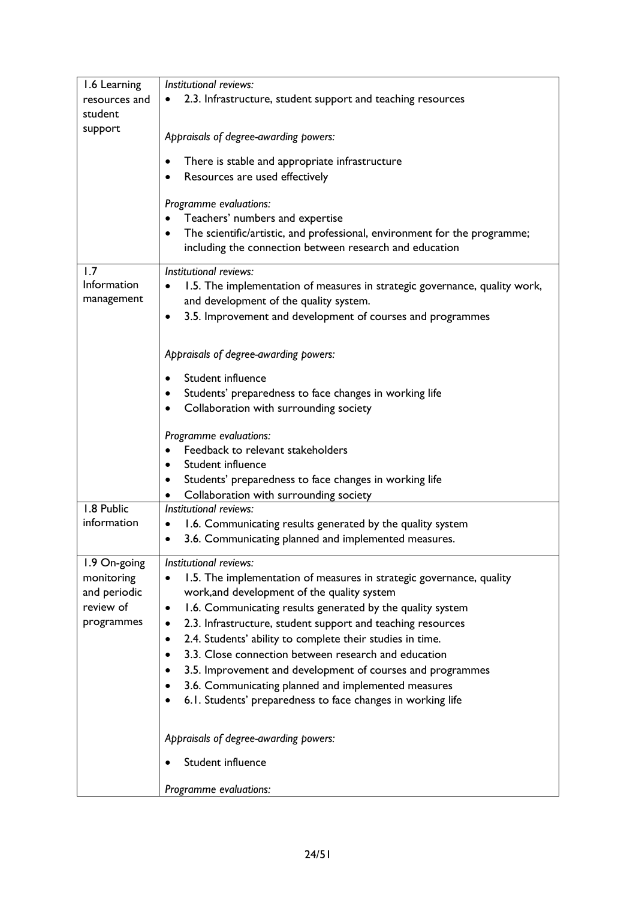| | |
|---|---|
| 1.6 Learning resources and student support | *Institutional reviews:*<br>• 2.3. Infrastructure, student support and teaching resources<br><br>*Appraisals of degree-awarding powers:*<br>• There is stable and appropriate infrastructure<br>• Resources are used effectively<br><br>*Programme evaluations:*<br>• Teachers' numbers and expertise<br>• The scientific/artistic, and professional, environment for the programme; including the connection between research and education |
| 1.7 Information management | *Institutional reviews:*<br>• 1.5. The implementation of measures in strategic governance, quality work, and development of the quality system.<br>• 3.5. Improvement and development of courses and programmes<br><br>*Appraisals of degree-awarding powers:*<br>• Student influence<br>• Students' preparedness to face changes in working life<br>• Collaboration with surrounding society<br><br>*Programme evaluations:*<br>• Feedback to relevant stakeholders<br>• Student influence<br>• Students' preparedness to face changes in working life<br>• Collaboration with surrounding society |
| 1.8 Public information | *Institutional reviews:*<br>• 1.6. Communicating results generated by the quality system<br>• 3.6. Communicating planned and implemented measures. |
| 1.9 On-going monitoring and periodic review of programmes | *Institutional reviews:*<br>• 1.5. The implementation of measures in strategic governance, quality work,and development of the quality system<br>• 1.6. Communicating results generated by the quality system<br>• 2.3. Infrastructure, student support and teaching resources<br>• 2.4. Students' ability to complete their studies in time.<br>• 3.3. Close connection between research and education<br>• 3.5. Improvement and development of courses and programmes<br>• 3.6. Communicating planned and implemented measures<br>• 6.1. Students' preparedness to face changes in working life<br><br>*Appraisals of degree-awarding powers:*<br>• Student influence<br><br>*Programme evaluations:* |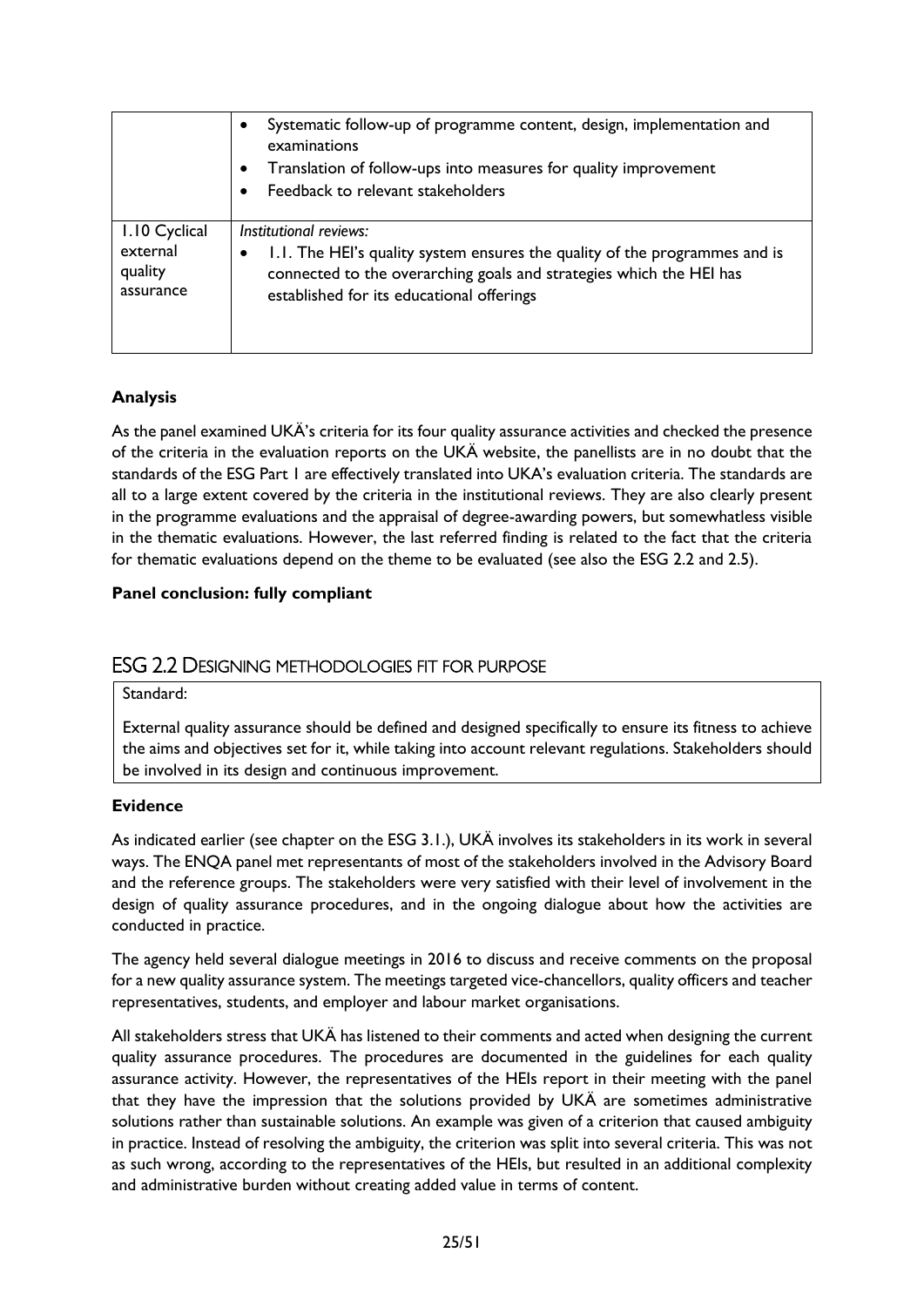|  |  |
| --- | --- |
|  | • Systematic follow-up of programme content, design, implementation and examinations<br>• Translation of follow-ups into measures for quality improvement<br>• Feedback to relevant stakeholders |
| 1.10 Cyclical external quality assurance | *Institutional reviews:*<br>• 1.1. The HEI's quality system ensures the quality of the programmes and is connected to the overarching goals and strategies which the HEI has established for its educational offerings |

**Analysis**

As the panel examined UKÄ's criteria for its four quality assurance activities and checked the presence of the criteria in the evaluation reports on the UKÄ website, the panellists are in no doubt that the standards of the ESG Part 1 are effectively translated into UKA's evaluation criteria. The standards are all to a large extent covered by the criteria in the institutional reviews. They are also clearly present in the programme evaluations and the appraisal of degree-awarding powers, but somewhatless visible in the thematic evaluations. However, the last referred finding is related to the fact that the criteria for thematic evaluations depend on the theme to be evaluated (see also the ESG 2.2 and 2.5).

**Panel conclusion: fully compliant**

## ESG 2.2 Designing methodologies fit for purpose

Standard:

External quality assurance should be defined and designed specifically to ensure its fitness to achieve the aims and objectives set for it, while taking into account relevant regulations. Stakeholders should be involved in its design and continuous improvement.

**Evidence**

As indicated earlier (see chapter on the ESG 3.1.), UKÄ involves its stakeholders in its work in several ways. The ENQA panel met representants of most of the stakeholders involved in the Advisory Board and the reference groups. The stakeholders were very satisfied with their level of involvement in the design of quality assurance procedures, and in the ongoing dialogue about how the activities are conducted in practice.

The agency held several dialogue meetings in 2016 to discuss and receive comments on the proposal for a new quality assurance system. The meetings targeted vice-chancellors, quality officers and teacher representatives, students, and employer and labour market organisations.

All stakeholders stress that UKÄ has listened to their comments and acted when designing the current quality assurance procedures. The procedures are documented in the guidelines for each quality assurance activity. However, the representatives of the HEIs report in their meeting with the panel that they have the impression that the solutions provided by UKÄ are sometimes administrative solutions rather than sustainable solutions. An example was given of a criterion that caused ambiguity in practice. Instead of resolving the ambiguity, the criterion was split into several criteria. This was not as such wrong, according to the representatives of the HEIs, but resulted in an additional complexity and administrative burden without creating added value in terms of content.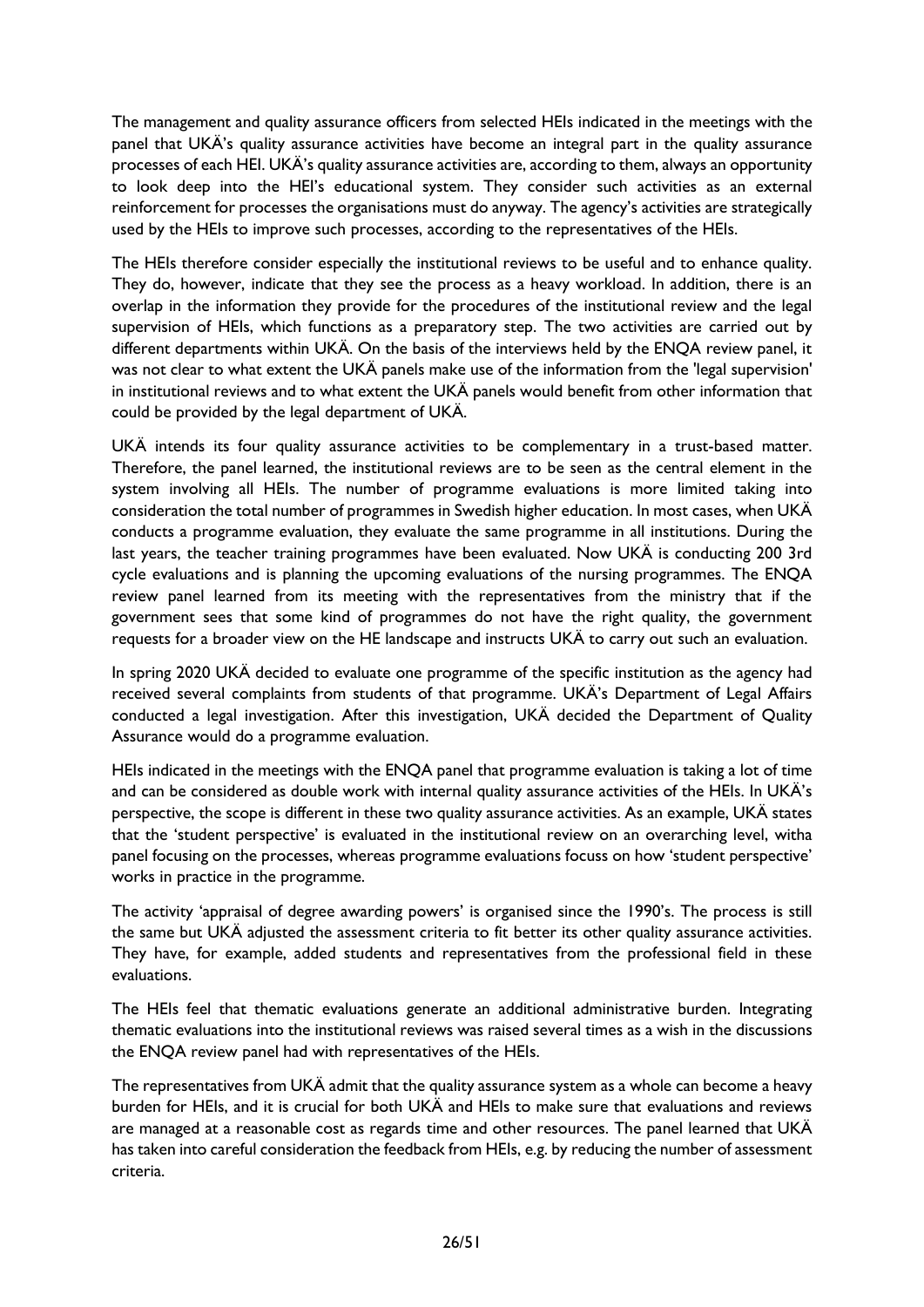The management and quality assurance officers from selected HEIs indicated in the meetings with the panel that UKÄ's quality assurance activities have become an integral part in the quality assurance processes of each HEI. UKÄ's quality assurance activities are, according to them, always an opportunity to look deep into the HEI's educational system. They consider such activities as an external reinforcement for processes the organisations must do anyway. The agency's activities are strategically used by the HEIs to improve such processes, according to the representatives of the HEIs.

The HEIs therefore consider especially the institutional reviews to be useful and to enhance quality. They do, however, indicate that they see the process as a heavy workload. In addition, there is an overlap in the information they provide for the procedures of the institutional review and the legal supervision of HEIs, which functions as a preparatory step. The two activities are carried out by different departments within UKÄ. On the basis of the interviews held by the ENQA review panel, it was not clear to what extent the UKÄ panels make use of the information from the 'legal supervision' in institutional reviews and to what extent the UKÄ panels would benefit from other information that could be provided by the legal department of UKÄ.

UKÄ intends its four quality assurance activities to be complementary in a trust-based matter. Therefore, the panel learned, the institutional reviews are to be seen as the central element in the system involving all HEIs. The number of programme evaluations is more limited taking into consideration the total number of programmes in Swedish higher education. In most cases, when UKÄ conducts a programme evaluation, they evaluate the same programme in all institutions. During the last years, the teacher training programmes have been evaluated. Now UKÄ is conducting 200 3rd cycle evaluations and is planning the upcoming evaluations of the nursing programmes. The ENQA review panel learned from its meeting with the representatives from the ministry that if the government sees that some kind of programmes do not have the right quality, the government requests for a broader view on the HE landscape and instructs UKÄ to carry out such an evaluation.

In spring 2020 UKÄ decided to evaluate one programme of the specific institution as the agency had received several complaints from students of that programme. UKÄ's Department of Legal Affairs conducted a legal investigation. After this investigation, UKÄ decided the Department of Quality Assurance would do a programme evaluation.

HEIs indicated in the meetings with the ENQA panel that programme evaluation is taking a lot of time and can be considered as double work with internal quality assurance activities of the HEIs. In UKÄ's perspective, the scope is different in these two quality assurance activities. As an example, UKÄ states that the 'student perspective' is evaluated in the institutional review on an overarching level, witha panel focusing on the processes, whereas programme evaluations focuss on how 'student perspective' works in practice in the programme.

The activity 'appraisal of degree awarding powers' is organised since the 1990's. The process is still the same but UKÄ adjusted the assessment criteria to fit better its other quality assurance activities. They have, for example, added students and representatives from the professional field in these evaluations.

The HEIs feel that thematic evaluations generate an additional administrative burden. Integrating thematic evaluations into the institutional reviews was raised several times as a wish in the discussions the ENQA review panel had with representatives of the HEIs.

The representatives from UKÄ admit that the quality assurance system as a whole can become a heavy burden for HEIs, and it is crucial for both UKÄ and HEIs to make sure that evaluations and reviews are managed at a reasonable cost as regards time and other resources. The panel learned that UKÄ has taken into careful consideration the feedback from HEIs, e.g. by reducing the number of assessment criteria.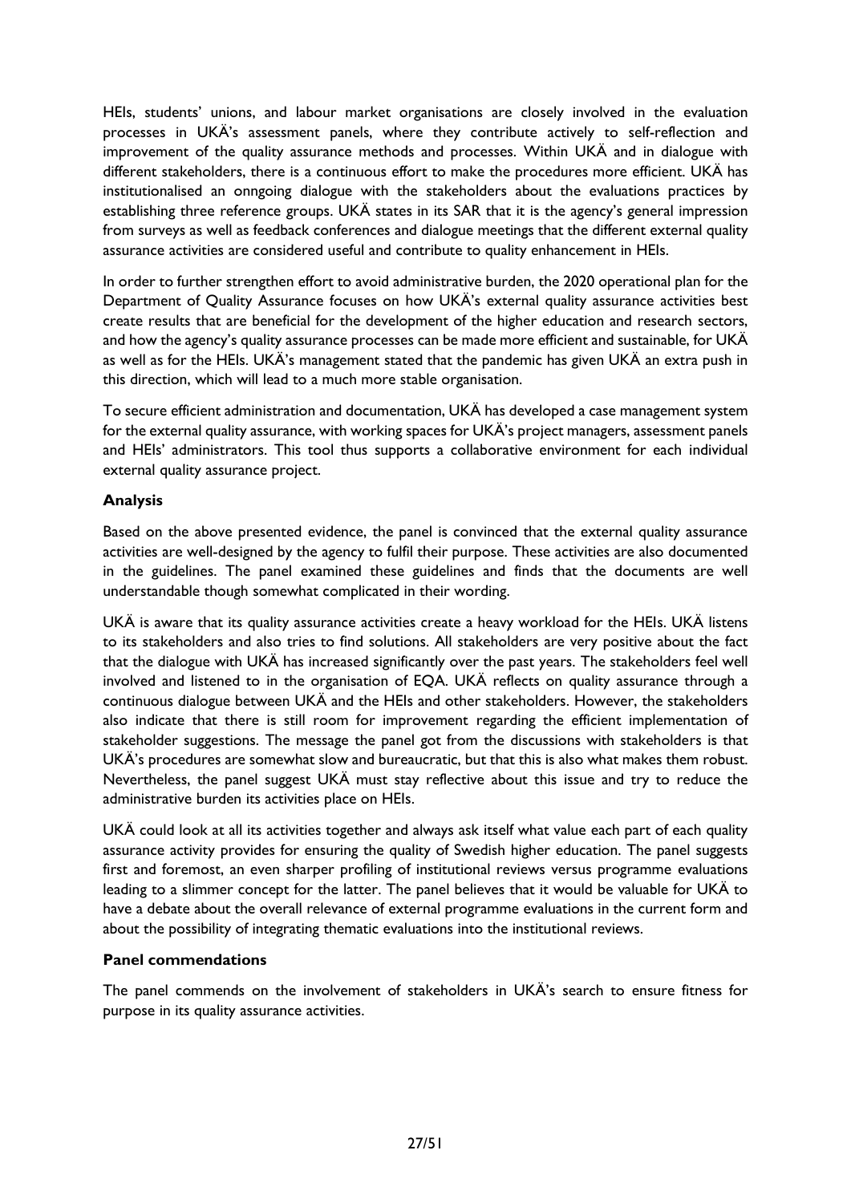HEIs, students' unions, and labour market organisations are closely involved in the evaluation processes in UKÄ's assessment panels, where they contribute actively to self-reflection and improvement of the quality assurance methods and processes. Within UKÄ and in dialogue with different stakeholders, there is a continuous effort to make the procedures more efficient. UKÄ has institutionalised an onngoing dialogue with the stakeholders about the evaluations practices by establishing three reference groups. UKÄ states in its SAR that it is the agency's general impression from surveys as well as feedback conferences and dialogue meetings that the different external quality assurance activities are considered useful and contribute to quality enhancement in HEIs.

In order to further strengthen effort to avoid administrative burden, the 2020 operational plan for the Department of Quality Assurance focuses on how UKÄ's external quality assurance activities best create results that are beneficial for the development of the higher education and research sectors, and how the agency's quality assurance processes can be made more efficient and sustainable, for UKÄ as well as for the HEIs. UKÄ's management stated that the pandemic has given UKÄ an extra push in this direction, which will lead to a much more stable organisation.

To secure efficient administration and documentation, UKÄ has developed a case management system for the external quality assurance, with working spaces for UKÄ's project managers, assessment panels and HEIs' administrators. This tool thus supports a collaborative environment for each individual external quality assurance project.

**Analysis**

Based on the above presented evidence, the panel is convinced that the external quality assurance activities are well-designed by the agency to fulfil their purpose. These activities are also documented in the guidelines. The panel examined these guidelines and finds that the documents are well understandable though somewhat complicated in their wording.

UKÄ is aware that its quality assurance activities create a heavy workload for the HEIs. UKÄ listens to its stakeholders and also tries to find solutions. All stakeholders are very positive about the fact that the dialogue with UKÄ has increased significantly over the past years. The stakeholders feel well involved and listened to in the organisation of EQA. UKÄ reflects on quality assurance through a continuous dialogue between UKÄ and the HEIs and other stakeholders. However, the stakeholders also indicate that there is still room for improvement regarding the efficient implementation of stakeholder suggestions. The message the panel got from the discussions with stakeholders is that UKÄ's procedures are somewhat slow and bureaucratic, but that this is also what makes them robust. Nevertheless, the panel suggest UKÄ must stay reflective about this issue and try to reduce the administrative burden its activities place on HEIs.

UKÄ could look at all its activities together and always ask itself what value each part of each quality assurance activity provides for ensuring the quality of Swedish higher education. The panel suggests first and foremost, an even sharper profiling of institutional reviews versus programme evaluations leading to a slimmer concept for the latter. The panel believes that it would be valuable for UKÄ to have a debate about the overall relevance of external programme evaluations in the current form and about the possibility of integrating thematic evaluations into the institutional reviews.

**Panel commendations**

The panel commends on the involvement of stakeholders in UKÄ's search to ensure fitness for purpose in its quality assurance activities.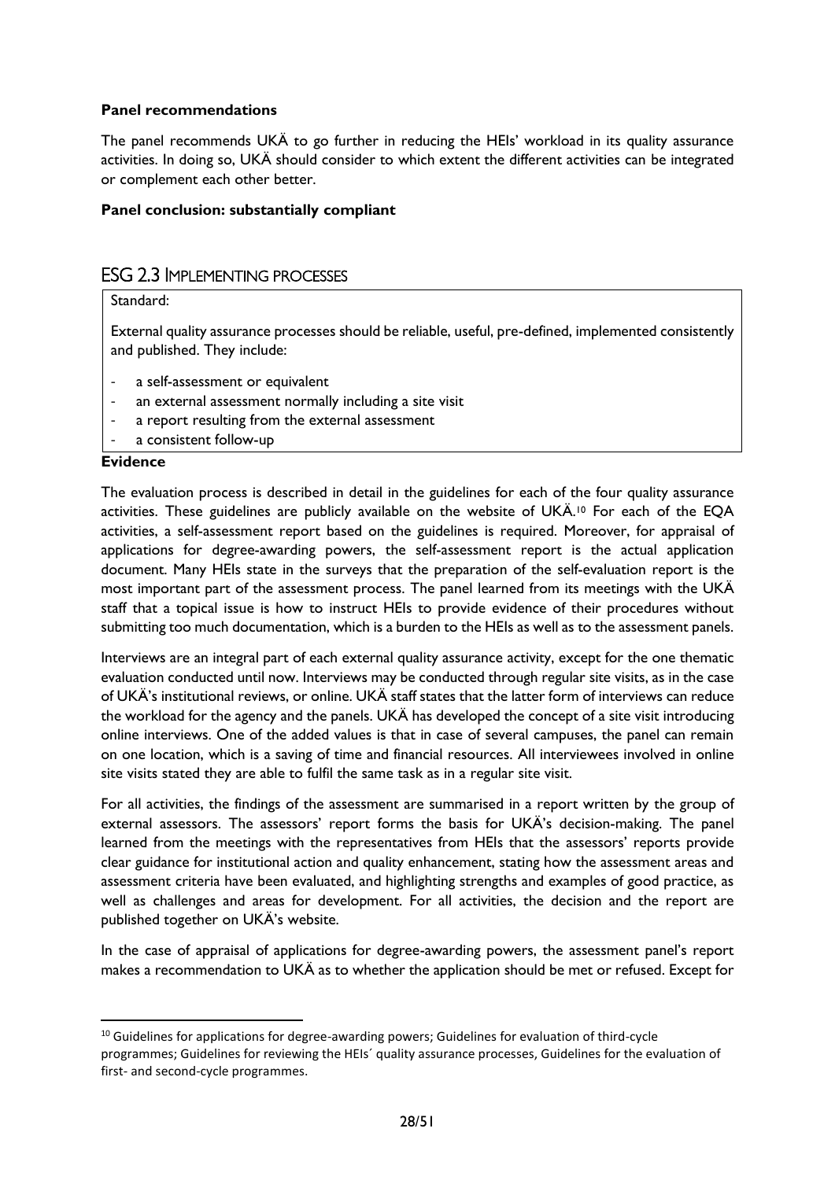**Panel recommendations**

The panel recommends UKÄ to go further in reducing the HEIs' workload in its quality assurance activities. In doing so, UKÄ should consider to which extent the different activities can be integrated or complement each other better.

**Panel conclusion: substantially compliant**

## ESG 2.3 Implementing processes

Standard:

External quality assurance processes should be reliable, useful, pre-defined, implemented consistently and published. They include:

- a self-assessment or equivalent
- an external assessment normally including a site visit
- a report resulting from the external assessment
- a consistent follow-up

**Evidence**

The evaluation process is described in detail in the guidelines for each of the four quality assurance activities. These guidelines are publicly available on the website of UKÄ.[10] For each of the EQA activities, a self-assessment report based on the guidelines is required. Moreover, for appraisal of applications for degree-awarding powers, the self-assessment report is the actual application document. Many HEIs state in the surveys that the preparation of the self-evaluation report is the most important part of the assessment process. The panel learned from its meetings with the UKÄ staff that a topical issue is how to instruct HEIs to provide evidence of their procedures without submitting too much documentation, which is a burden to the HEIs as well as to the assessment panels.

Interviews are an integral part of each external quality assurance activity, except for the one thematic evaluation conducted until now. Interviews may be conducted through regular site visits, as in the case of UKÄ's institutional reviews, or online. UKÄ staff states that the latter form of interviews can reduce the workload for the agency and the panels. UKÄ has developed the concept of a site visit introducing online interviews. One of the added values is that in case of several campuses, the panel can remain on one location, which is a saving of time and financial resources. All interviewees involved in online site visits stated they are able to fulfil the same task as in a regular site visit.

For all activities, the findings of the assessment are summarised in a report written by the group of external assessors. The assessors' report forms the basis for UKÄ's decision-making. The panel learned from the meetings with the representatives from HEIs that the assessors' reports provide clear guidance for institutional action and quality enhancement, stating how the assessment areas and assessment criteria have been evaluated, and highlighting strengths and examples of good practice, as well as challenges and areas for development. For all activities, the decision and the report are published together on UKÄ's website.

In the case of appraisal of applications for degree-awarding powers, the assessment panel's report makes a recommendation to UKÄ as to whether the application should be met or refused. Except for

[10] Guidelines for applications for degree-awarding powers; Guidelines for evaluation of third-cycle programmes; Guidelines for reviewing the HEIs´ quality assurance processes, Guidelines for the evaluation of first- and second-cycle programmes.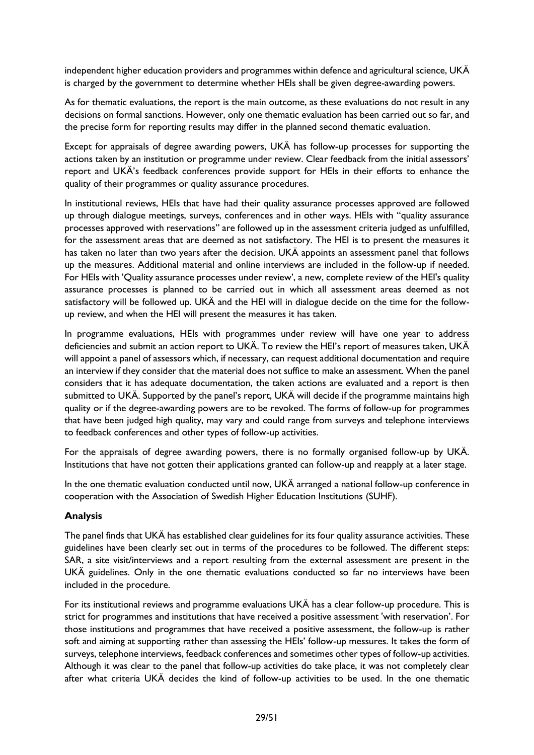independent higher education providers and programmes within defence and agricultural science, UKÄ is charged by the government to determine whether HEIs shall be given degree-awarding powers.

As for thematic evaluations, the report is the main outcome, as these evaluations do not result in any decisions on formal sanctions. However, only one thematic evaluation has been carried out so far, and the precise form for reporting results may differ in the planned second thematic evaluation.

Except for appraisals of degree awarding powers, UKÄ has follow-up processes for supporting the actions taken by an institution or programme under review. Clear feedback from the initial assessors' report and UKÄ's feedback conferences provide support for HEIs in their efforts to enhance the quality of their programmes or quality assurance procedures.

In institutional reviews, HEIs that have had their quality assurance processes approved are followed up through dialogue meetings, surveys, conferences and in other ways. HEIs with "quality assurance processes approved with reservations" are followed up in the assessment criteria judged as unfulfilled, for the assessment areas that are deemed as not satisfactory. The HEI is to present the measures it has taken no later than two years after the decision. UKÄ appoints an assessment panel that follows up the measures. Additional material and online interviews are included in the follow-up if needed. For HEIs with 'Quality assurance processes under review', a new, complete review of the HEI's quality assurance processes is planned to be carried out in which all assessment areas deemed as not satisfactory will be followed up. UKÄ and the HEI will in dialogue decide on the time for the follow-up review, and when the HEI will present the measures it has taken.

In programme evaluations, HEIs with programmes under review will have one year to address deficiencies and submit an action report to UKÄ. To review the HEI's report of measures taken, UKÄ will appoint a panel of assessors which, if necessary, can request additional documentation and require an interview if they consider that the material does not suffice to make an assessment. When the panel considers that it has adequate documentation, the taken actions are evaluated and a report is then submitted to UKÄ. Supported by the panel's report, UKÄ will decide if the programme maintains high quality or if the degree-awarding powers are to be revoked. The forms of follow-up for programmes that have been judged high quality, may vary and could range from surveys and telephone interviews to feedback conferences and other types of follow-up activities.

For the appraisals of degree awarding powers, there is no formally organised follow-up by UKÄ. Institutions that have not gotten their applications granted can follow-up and reapply at a later stage.

In the one thematic evaluation conducted until now, UKÄ arranged a national follow-up conference in cooperation with the Association of Swedish Higher Education Institutions (SUHF).

### Analysis

The panel finds that UKÄ has established clear guidelines for its four quality assurance activities. These guidelines have been clearly set out in terms of the procedures to be followed. The different steps: SAR, a site visit/interviews and a report resulting from the external assessment are present in the UKÄ guidelines. Only in the one thematic evaluations conducted so far no interviews have been included in the procedure.

For its institutional reviews and programme evaluations UKÄ has a clear follow-up procedure. This is strict for programmes and institutions that have received a positive assessment 'with reservation'. For those institutions and programmes that have received a positive assessment, the follow-up is rather soft and aiming at supporting rather than assessing the HEIs' follow-up messures. It takes the form of surveys, telephone interviews, feedback conferences and sometimes other types of follow-up activities. Although it was clear to the panel that follow-up activities do take place, it was not completely clear after what criteria UKÄ decides the kind of follow-up activities to be used. In the one thematic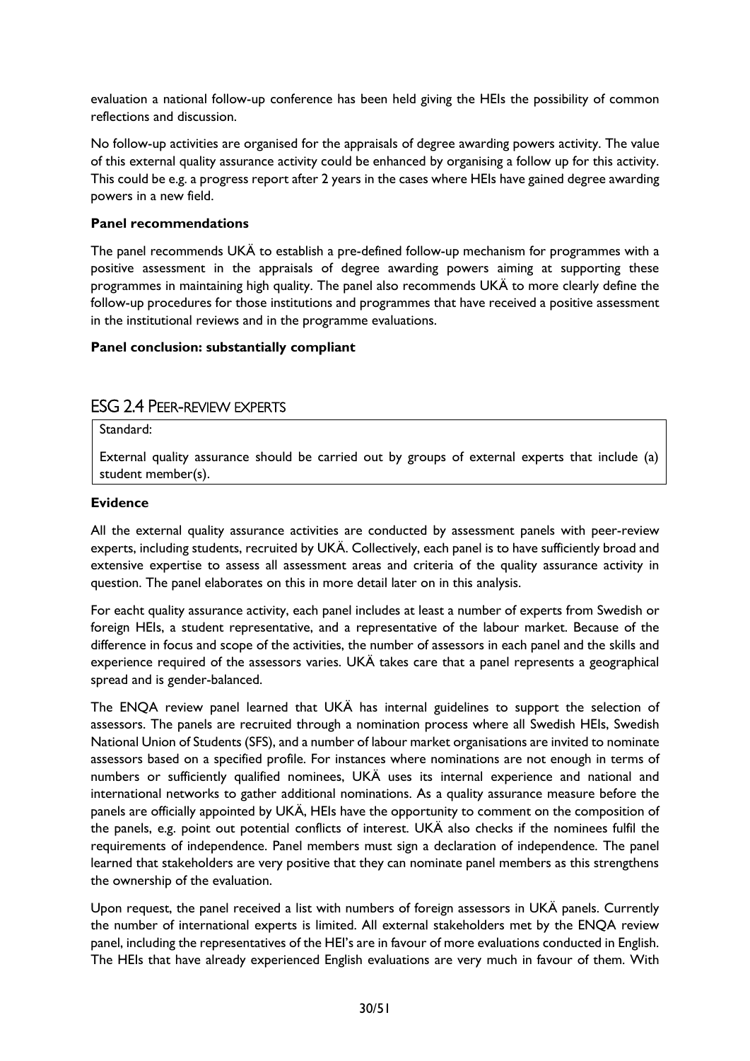evaluation a national follow-up conference has been held giving the HEIs the possibility of common reflections and discussion.

No follow-up activities are organised for the appraisals of degree awarding powers activity. The value of this external quality assurance activity could be enhanced by organising a follow up for this activity. This could be e.g. a progress report after 2 years in the cases where HEIs have gained degree awarding powers in a new field.

**Panel recommendations**

The panel recommends UKÄ to establish a pre-defined follow-up mechanism for programmes with a positive assessment in the appraisals of degree awarding powers aiming at supporting these programmes in maintaining high quality. The panel also recommends UKÄ to more clearly define the follow-up procedures for those institutions and programmes that have received a positive assessment in the institutional reviews and in the programme evaluations.

**Panel conclusion: substantially compliant**

## ESG 2.4 Peer-review experts

> Standard:
>
> External quality assurance should be carried out by groups of external experts that include (a) student member(s).

**Evidence**

All the external quality assurance activities are conducted by assessment panels with peer-review experts, including students, recruited by UKÄ. Collectively, each panel is to have sufficiently broad and extensive expertise to assess all assessment areas and criteria of the quality assurance activity in question. The panel elaborates on this in more detail later on in this analysis.

For eacht quality assurance activity, each panel includes at least a number of experts from Swedish or foreign HEIs, a student representative, and a representative of the labour market. Because of the difference in focus and scope of the activities, the number of assessors in each panel and the skills and experience required of the assessors varies. UKÄ takes care that a panel represents a geographical spread and is gender-balanced.

The ENQA review panel learned that UKÄ has internal guidelines to support the selection of assessors. The panels are recruited through a nomination process where all Swedish HEIs, Swedish National Union of Students (SFS), and a number of labour market organisations are invited to nominate assessors based on a specified profile. For instances where nominations are not enough in terms of numbers or sufficiently qualified nominees, UKÄ uses its internal experience and national and international networks to gather additional nominations. As a quality assurance measure before the panels are officially appointed by UKÄ, HEIs have the opportunity to comment on the composition of the panels, e.g. point out potential conflicts of interest. UKÄ also checks if the nominees fulfil the requirements of independence. Panel members must sign a declaration of independence. The panel learned that stakeholders are very positive that they can nominate panel members as this strengthens the ownership of the evaluation.

Upon request, the panel received a list with numbers of foreign assessors in UKÄ panels. Currently the number of international experts is limited. All external stakeholders met by the ENQA review panel, including the representatives of the HEI's are in favour of more evaluations conducted in English. The HEIs that have already experienced English evaluations are very much in favour of them. With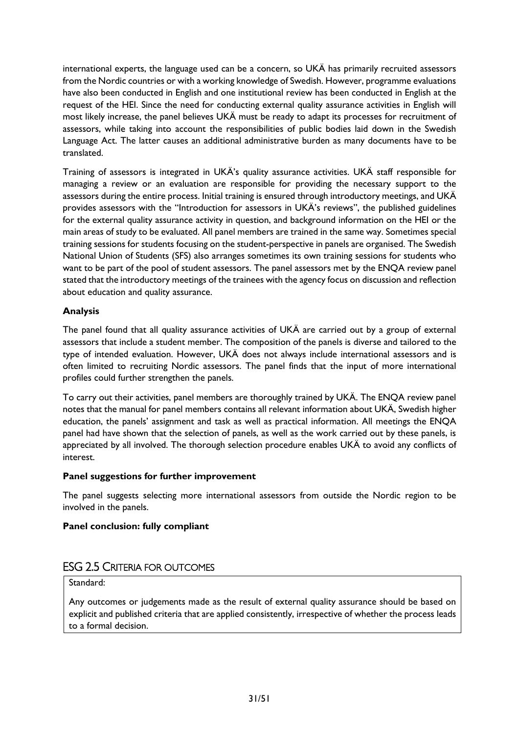international experts, the language used can be a concern, so UKÄ has primarily recruited assessors from the Nordic countries or with a working knowledge of Swedish. However, programme evaluations have also been conducted in English and one institutional review has been conducted in English at the request of the HEI. Since the need for conducting external quality assurance activities in English will most likely increase, the panel believes UKÄ must be ready to adapt its processes for recruitment of assessors, while taking into account the responsibilities of public bodies laid down in the Swedish Language Act. The latter causes an additional administrative burden as many documents have to be translated.

Training of assessors is integrated in UKÄ's quality assurance activities. UKÄ staff responsible for managing a review or an evaluation are responsible for providing the necessary support to the assessors during the entire process. Initial training is ensured through introductory meetings, and UKÄ provides assessors with the "Introduction for assessors in UKÄ's reviews", the published guidelines for the external quality assurance activity in question, and background information on the HEI or the main areas of study to be evaluated. All panel members are trained in the same way. Sometimes special training sessions for students focusing on the student-perspective in panels are organised. The Swedish National Union of Students (SFS) also arranges sometimes its own training sessions for students who want to be part of the pool of student assessors. The panel assessors met by the ENQA review panel stated that the introductory meetings of the trainees with the agency focus on discussion and reflection about education and quality assurance.

**Analysis**

The panel found that all quality assurance activities of UKÄ are carried out by a group of external assessors that include a student member. The composition of the panels is diverse and tailored to the type of intended evaluation. However, UKÄ does not always include international assessors and is often limited to recruiting Nordic assessors. The panel finds that the input of more international profiles could further strengthen the panels.

To carry out their activities, panel members are thoroughly trained by UKÄ. The ENQA review panel notes that the manual for panel members contains all relevant information about UKÄ, Swedish higher education, the panels' assignment and task as well as practical information. All meetings the ENQA panel had have shown that the selection of panels, as well as the work carried out by these panels, is appreciated by all involved. The thorough selection procedure enables UKÄ to avoid any conflicts of interest.

**Panel suggestions for further improvement**

The panel suggests selecting more international assessors from outside the Nordic region to be involved in the panels.

**Panel conclusion: fully compliant**

## ESG 2.5 Criteria for outcomes

Standard:

Any outcomes or judgements made as the result of external quality assurance should be based on explicit and published criteria that are applied consistently, irrespective of whether the process leads to a formal decision.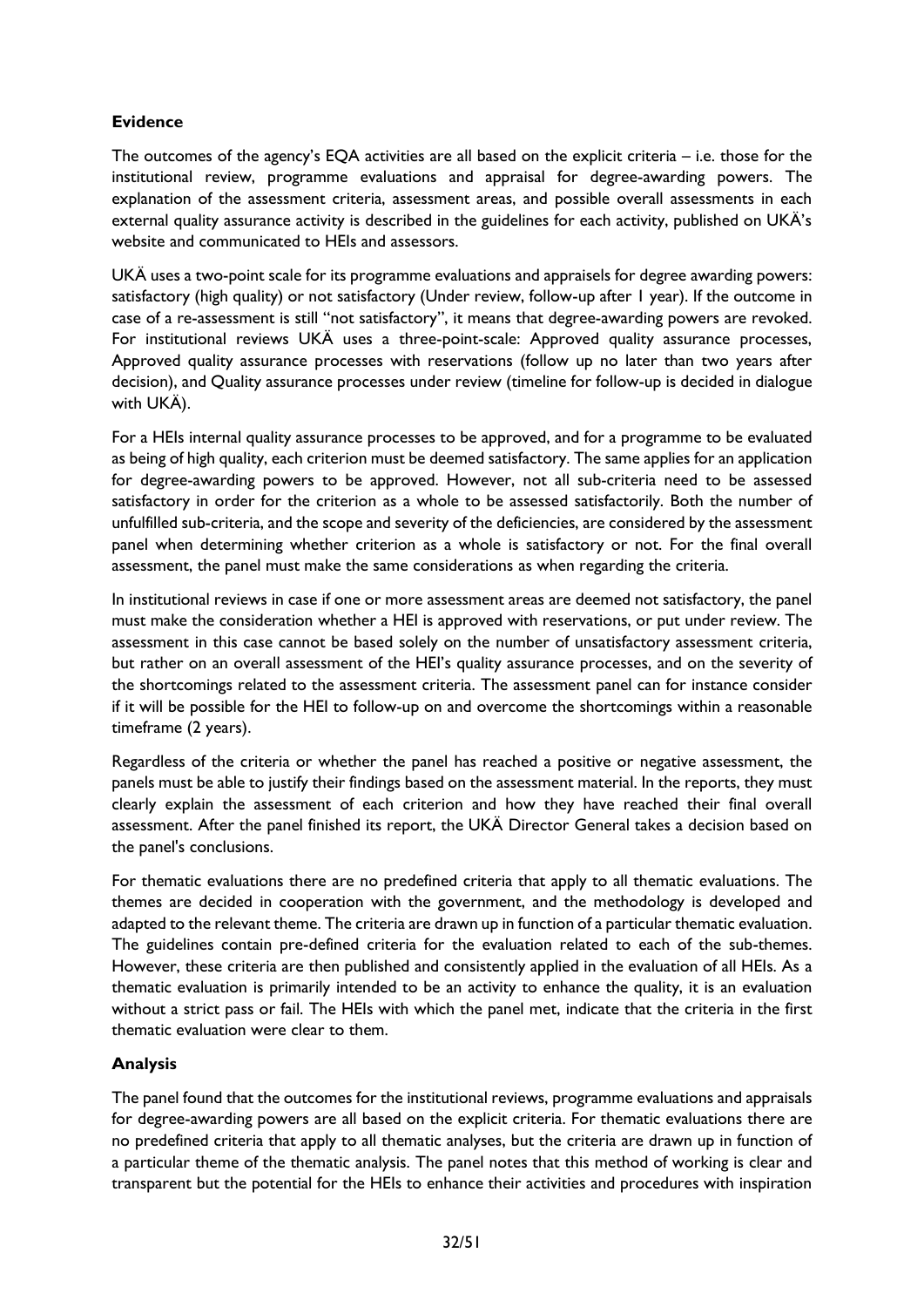### Evidence

The outcomes of the agency's EQA activities are all based on the explicit criteria – i.e. those for the institutional review, programme evaluations and appraisal for degree-awarding powers. The explanation of the assessment criteria, assessment areas, and possible overall assessments in each external quality assurance activity is described in the guidelines for each activity, published on UKÄ's website and communicated to HEIs and assessors.

UKÄ uses a two-point scale for its programme evaluations and appraisels for degree awarding powers: satisfactory (high quality) or not satisfactory (Under review, follow-up after 1 year). If the outcome in case of a re-assessment is still "not satisfactory", it means that degree-awarding powers are revoked. For institutional reviews UKÄ uses a three-point-scale: Approved quality assurance processes, Approved quality assurance processes with reservations (follow up no later than two years after decision), and Quality assurance processes under review (timeline for follow-up is decided in dialogue with UKÄ).

For a HEIs internal quality assurance processes to be approved, and for a programme to be evaluated as being of high quality, each criterion must be deemed satisfactory. The same applies for an application for degree-awarding powers to be approved. However, not all sub-criteria need to be assessed satisfactory in order for the criterion as a whole to be assessed satisfactorily. Both the number of unfulfilled sub-criteria, and the scope and severity of the deficiencies, are considered by the assessment panel when determining whether criterion as a whole is satisfactory or not. For the final overall assessment, the panel must make the same considerations as when regarding the criteria.

In institutional reviews in case if one or more assessment areas are deemed not satisfactory, the panel must make the consideration whether a HEI is approved with reservations, or put under review. The assessment in this case cannot be based solely on the number of unsatisfactory assessment criteria, but rather on an overall assessment of the HEI's quality assurance processes, and on the severity of the shortcomings related to the assessment criteria. The assessment panel can for instance consider if it will be possible for the HEI to follow-up on and overcome the shortcomings within a reasonable timeframe (2 years).

Regardless of the criteria or whether the panel has reached a positive or negative assessment, the panels must be able to justify their findings based on the assessment material. In the reports, they must clearly explain the assessment of each criterion and how they have reached their final overall assessment. After the panel finished its report, the UKÄ Director General takes a decision based on the panel's conclusions.

For thematic evaluations there are no predefined criteria that apply to all thematic evaluations. The themes are decided in cooperation with the government, and the methodology is developed and adapted to the relevant theme. The criteria are drawn up in function of a particular thematic evaluation. The guidelines contain pre-defined criteria for the evaluation related to each of the sub-themes. However, these criteria are then published and consistently applied in the evaluation of all HEIs. As a thematic evaluation is primarily intended to be an activity to enhance the quality, it is an evaluation without a strict pass or fail. The HEIs with which the panel met, indicate that the criteria in the first thematic evaluation were clear to them.

### Analysis

The panel found that the outcomes for the institutional reviews, programme evaluations and appraisals for degree-awarding powers are all based on the explicit criteria. For thematic evaluations there are no predefined criteria that apply to all thematic analyses, but the criteria are drawn up in function of a particular theme of the thematic analysis. The panel notes that this method of working is clear and transparent but the potential for the HEIs to enhance their activities and procedures with inspiration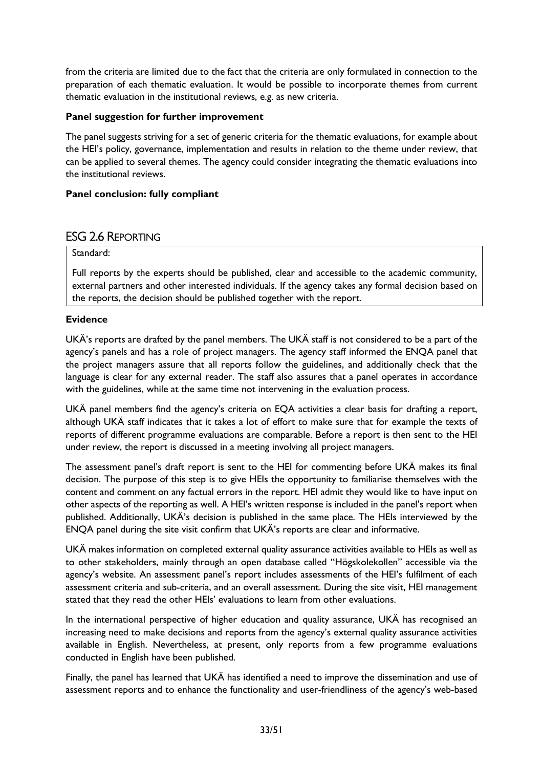from the criteria are limited due to the fact that the criteria are only formulated in connection to the preparation of each thematic evaluation. It would be possible to incorporate themes from current thematic evaluation in the institutional reviews, e.g. as new criteria.

**Panel suggestion for further improvement**

The panel suggests striving for a set of generic criteria for the thematic evaluations, for example about the HEI's policy, governance, implementation and results in relation to the theme under review, that can be applied to several themes. The agency could consider integrating the thematic evaluations into the institutional reviews.

**Panel conclusion: fully compliant**

## ESG 2.6 REPORTING

Standard:

Full reports by the experts should be published, clear and accessible to the academic community, external partners and other interested individuals. If the agency takes any formal decision based on the reports, the decision should be published together with the report.

**Evidence**

UKÄ's reports are drafted by the panel members. The UKÄ staff is not considered to be a part of the agency's panels and has a role of project managers. The agency staff informed the ENQA panel that the project managers assure that all reports follow the guidelines, and additionally check that the language is clear for any external reader. The staff also assures that a panel operates in accordance with the guidelines, while at the same time not intervening in the evaluation process.

UKÄ panel members find the agency's criteria on EQA activities a clear basis for drafting a report, although UKÄ staff indicates that it takes a lot of effort to make sure that for example the texts of reports of different programme evaluations are comparable. Before a report is then sent to the HEI under review, the report is discussed in a meeting involving all project managers.

The assessment panel's draft report is sent to the HEI for commenting before UKÄ makes its final decision. The purpose of this step is to give HEIs the opportunity to familiarise themselves with the content and comment on any factual errors in the report. HEI admit they would like to have input on other aspects of the reporting as well. A HEI's written response is included in the panel's report when published. Additionally, UKÄ's decision is published in the same place. The HEIs interviewed by the ENQA panel during the site visit confirm that UKÄ's reports are clear and informative.

UKÄ makes information on completed external quality assurance activities available to HEIs as well as to other stakeholders, mainly through an open database called "Högskolekollen" accessible via the agency's website. An assessment panel's report includes assessments of the HEI's fulfilment of each assessment criteria and sub-criteria, and an overall assessment. During the site visit, HEI management stated that they read the other HEIs' evaluations to learn from other evaluations.

In the international perspective of higher education and quality assurance, UKÄ has recognised an increasing need to make decisions and reports from the agency's external quality assurance activities available in English. Nevertheless, at present, only reports from a few programme evaluations conducted in English have been published.

Finally, the panel has learned that UKÄ has identified a need to improve the dissemination and use of assessment reports and to enhance the functionality and user-friendliness of the agency's web-based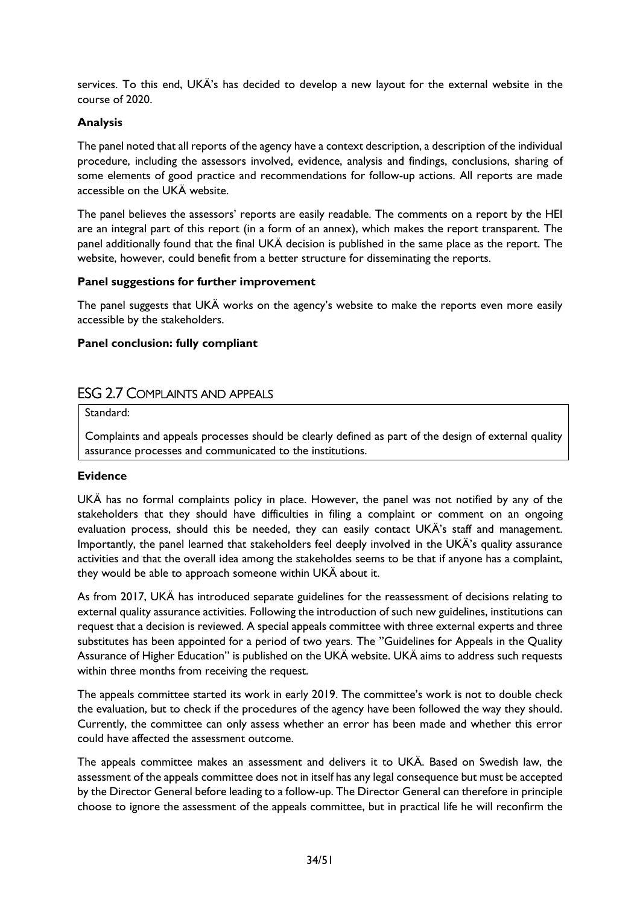services. To this end, UKÄ's has decided to develop a new layout for the external website in the course of 2020.

**Analysis**

The panel noted that all reports of the agency have a context description, a description of the individual procedure, including the assessors involved, evidence, analysis and findings, conclusions, sharing of some elements of good practice and recommendations for follow-up actions. All reports are made accessible on the UKÄ website.

The panel believes the assessors' reports are easily readable. The comments on a report by the HEI are an integral part of this report (in a form of an annex), which makes the report transparent. The panel additionally found that the final UKÄ decision is published in the same place as the report. The website, however, could benefit from a better structure for disseminating the reports.

**Panel suggestions for further improvement**

The panel suggests that UKÄ works on the agency's website to make the reports even more easily accessible by the stakeholders.

**Panel conclusion: fully compliant**

## ESG 2.7 Complaints and appeals

Standard:

Complaints and appeals processes should be clearly defined as part of the design of external quality assurance processes and communicated to the institutions.

**Evidence**

UKÄ has no formal complaints policy in place. However, the panel was not notified by any of the stakeholders that they should have difficulties in filing a complaint or comment on an ongoing evaluation process, should this be needed, they can easily contact UKÄ's staff and management. Importantly, the panel learned that stakeholders feel deeply involved in the UKÄ's quality assurance activities and that the overall idea among the stakeholdes seems to be that if anyone has a complaint, they would be able to approach someone within UKÄ about it.

As from 2017, UKÄ has introduced separate guidelines for the reassessment of decisions relating to external quality assurance activities. Following the introduction of such new guidelines, institutions can request that a decision is reviewed. A special appeals committee with three external experts and three substitutes has been appointed for a period of two years. The "Guidelines for Appeals in the Quality Assurance of Higher Education" is published on the UKÄ website. UKÄ aims to address such requests within three months from receiving the request.

The appeals committee started its work in early 2019. The committee's work is not to double check the evaluation, but to check if the procedures of the agency have been followed the way they should. Currently, the committee can only assess whether an error has been made and whether this error could have affected the assessment outcome.

The appeals committee makes an assessment and delivers it to UKÄ. Based on Swedish law, the assessment of the appeals committee does not in itself has any legal consequence but must be accepted by the Director General before leading to a follow-up. The Director General can therefore in principle choose to ignore the assessment of the appeals committee, but in practical life he will reconfirm the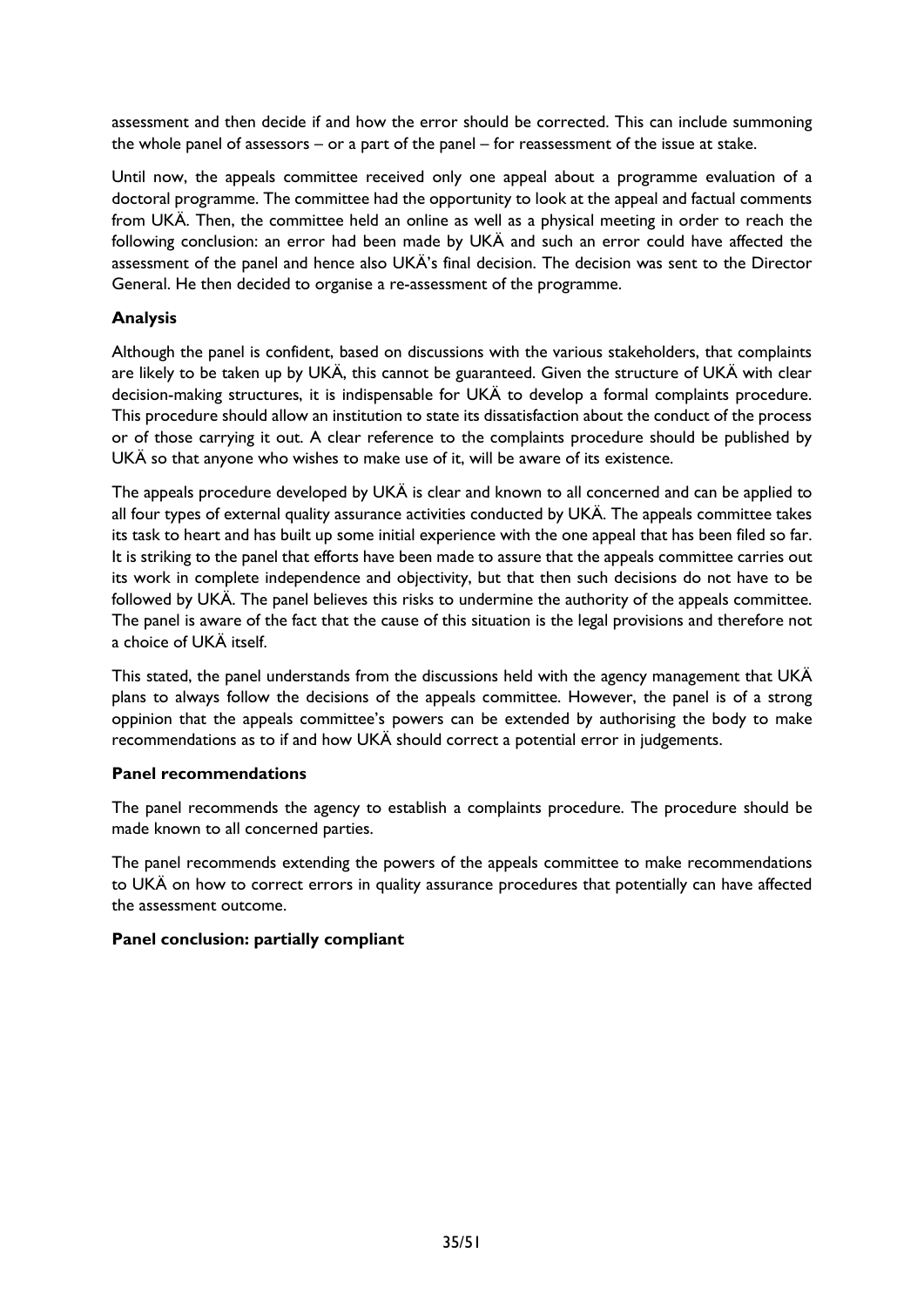assessment and then decide if and how the error should be corrected. This can include summoning the whole panel of assessors – or a part of the panel – for reassessment of the issue at stake.

Until now, the appeals committee received only one appeal about a programme evaluation of a doctoral programme. The committee had the opportunity to look at the appeal and factual comments from UKÄ. Then, the committee held an online as well as a physical meeting in order to reach the following conclusion: an error had been made by UKÄ and such an error could have affected the assessment of the panel and hence also UKÄ's final decision. The decision was sent to the Director General. He then decided to organise a re-assessment of the programme.

**Analysis**

Although the panel is confident, based on discussions with the various stakeholders, that complaints are likely to be taken up by UKÄ, this cannot be guaranteed. Given the structure of UKÄ with clear decision-making structures, it is indispensable for UKÄ to develop a formal complaints procedure. This procedure should allow an institution to state its dissatisfaction about the conduct of the process or of those carrying it out. A clear reference to the complaints procedure should be published by UKÄ so that anyone who wishes to make use of it, will be aware of its existence.

The appeals procedure developed by UKÄ is clear and known to all concerned and can be applied to all four types of external quality assurance activities conducted by UKÄ. The appeals committee takes its task to heart and has built up some initial experience with the one appeal that has been filed so far. It is striking to the panel that efforts have been made to assure that the appeals committee carries out its work in complete independence and objectivity, but that then such decisions do not have to be followed by UKÄ. The panel believes this risks to undermine the authority of the appeals committee. The panel is aware of the fact that the cause of this situation is the legal provisions and therefore not a choice of UKÄ itself.

This stated, the panel understands from the discussions held with the agency management that UKÄ plans to always follow the decisions of the appeals committee. However, the panel is of a strong oppinion that the appeals committee's powers can be extended by authorising the body to make recommendations as to if and how UKÄ should correct a potential error in judgements.

**Panel recommendations**

The panel recommends the agency to establish a complaints procedure. The procedure should be made known to all concerned parties.

The panel recommends extending the powers of the appeals committee to make recommendations to UKÄ on how to correct errors in quality assurance procedures that potentially can have affected the assessment outcome.

**Panel conclusion: partially compliant**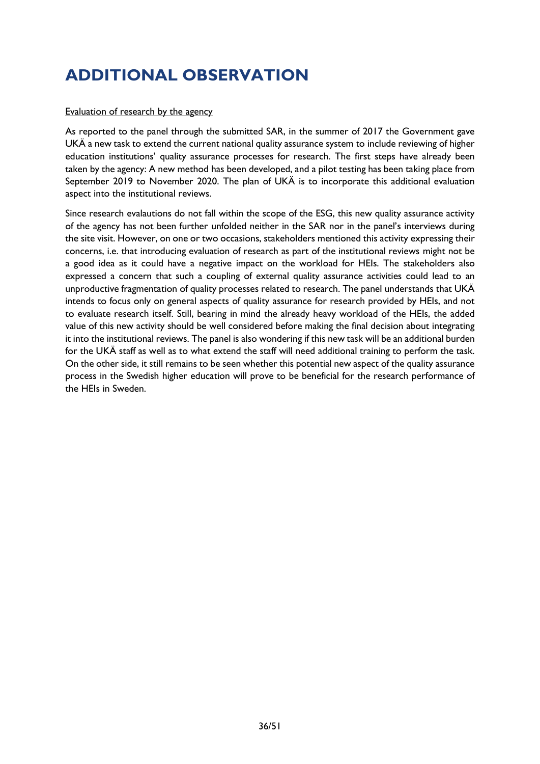# ADDITIONAL OBSERVATION

Evaluation of research by the agency

As reported to the panel through the submitted SAR, in the summer of 2017 the Government gave UKÄ a new task to extend the current national quality assurance system to include reviewing of higher education institutions' quality assurance processes for research. The first steps have already been taken by the agency: A new method has been developed, and a pilot testing has been taking place from September 2019 to November 2020. The plan of UKÄ is to incorporate this additional evaluation aspect into the institutional reviews.

Since research evalautions do not fall within the scope of the ESG, this new quality assurance activity of the agency has not been further unfolded neither in the SAR nor in the panel's interviews during the site visit. However, on one or two occasions, stakeholders mentioned this activity expressing their concerns, i.e. that introducing evaluation of research as part of the institutional reviews might not be a good idea as it could have a negative impact on the workload for HEIs. The stakeholders also expressed a concern that such a coupling of external quality assurance activities could lead to an unproductive fragmentation of quality processes related to research. The panel understands that UKÄ intends to focus only on general aspects of quality assurance for research provided by HEIs, and not to evaluate research itself. Still, bearing in mind the already heavy workload of the HEIs, the added value of this new activity should be well considered before making the final decision about integrating it into the institutional reviews. The panel is also wondering if this new task will be an additional burden for the UKÄ staff as well as to what extend the staff will need additional training to perform the task. On the other side, it still remains to be seen whether this potential new aspect of the quality assurance process in the Swedish higher education will prove to be beneficial for the research performance of the HEIs in Sweden.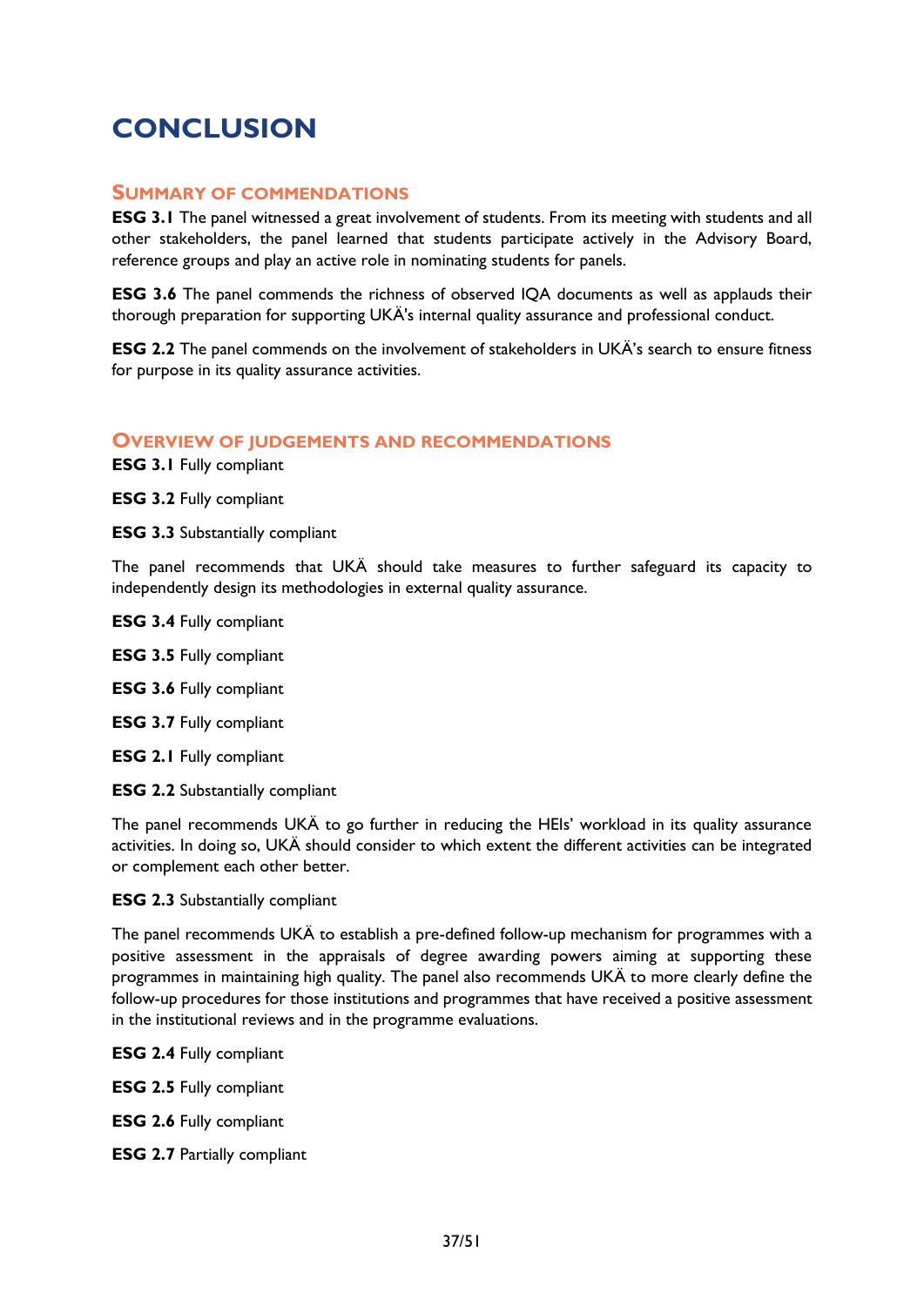# CONCLUSION

## Summary of commendations

**ESG 3.1** The panel witnessed a great involvement of students. From its meeting with students and all other stakeholders, the panel learned that students participate actively in the Advisory Board, reference groups and play an active role in nominating students for panels.

**ESG 3.6** The panel commends the richness of observed IQA documents as well as applauds their thorough preparation for supporting UKÄ's internal quality assurance and professional conduct.

**ESG 2.2** The panel commends on the involvement of stakeholders in UKÄ's search to ensure fitness for purpose in its quality assurance activities.

## Overview of judgements and recommendations

**ESG 3.1** Fully compliant

**ESG 3.2** Fully compliant

**ESG 3.3** Substantially compliant

The panel recommends that UKÄ should take measures to further safeguard its capacity to independently design its methodologies in external quality assurance.

**ESG 3.4** Fully compliant

**ESG 3.5** Fully compliant

**ESG 3.6** Fully compliant

**ESG 3.7** Fully compliant

**ESG 2.1** Fully compliant

**ESG 2.2** Substantially compliant

The panel recommends UKÄ to go further in reducing the HEIs' workload in its quality assurance activities. In doing so, UKÄ should consider to which extent the different activities can be integrated or complement each other better.

**ESG 2.3** Substantially compliant

The panel recommends UKÄ to establish a pre-defined follow-up mechanism for programmes with a positive assessment in the appraisals of degree awarding powers aiming at supporting these programmes in maintaining high quality. The panel also recommends UKÄ to more clearly define the follow-up procedures for those institutions and programmes that have received a positive assessment in the institutional reviews and in the programme evaluations.

**ESG 2.4** Fully compliant

**ESG 2.5** Fully compliant

**ESG 2.6** Fully compliant

**ESG 2.7** Partially compliant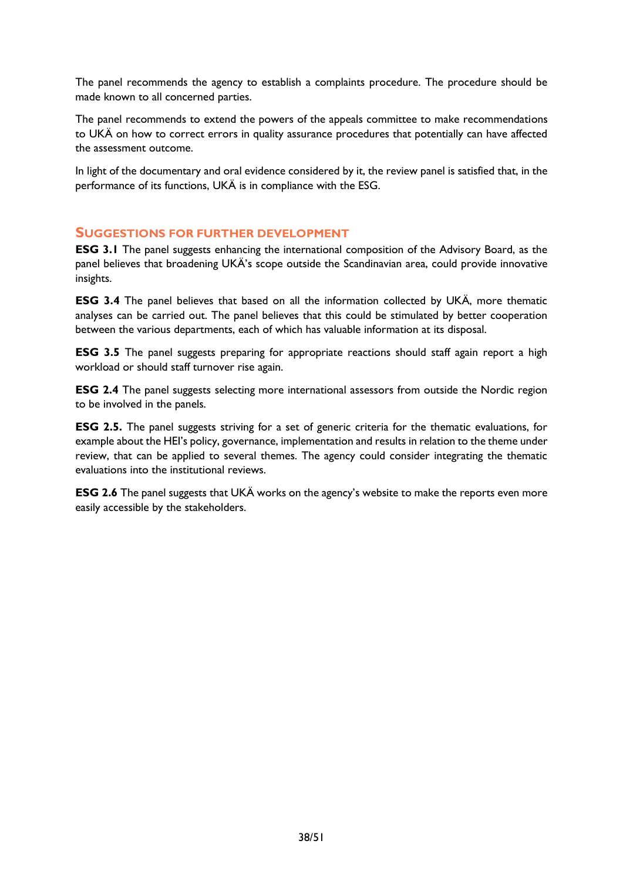The panel recommends the agency to establish a complaints procedure. The procedure should be made known to all concerned parties.

The panel recommends to extend the powers of the appeals committee to make recommendations to UKÄ on how to correct errors in quality assurance procedures that potentially can have affected the assessment outcome.

In light of the documentary and oral evidence considered by it, the review panel is satisfied that, in the performance of its functions, UKÄ is in compliance with the ESG.

## Suggestions for further development

**ESG 3.1** The panel suggests enhancing the international composition of the Advisory Board, as the panel believes that broadening UKÄ's scope outside the Scandinavian area, could provide innovative insights.

**ESG 3.4** The panel believes that based on all the information collected by UKÄ, more thematic analyses can be carried out. The panel believes that this could be stimulated by better cooperation between the various departments, each of which has valuable information at its disposal.

**ESG 3.5** The panel suggests preparing for appropriate reactions should staff again report a high workload or should staff turnover rise again.

**ESG 2.4** The panel suggests selecting more international assessors from outside the Nordic region to be involved in the panels.

**ESG 2.5.** The panel suggests striving for a set of generic criteria for the thematic evaluations, for example about the HEI's policy, governance, implementation and results in relation to the theme under review, that can be applied to several themes. The agency could consider integrating the thematic evaluations into the institutional reviews.

**ESG 2.6** The panel suggests that UKÄ works on the agency's website to make the reports even more easily accessible by the stakeholders.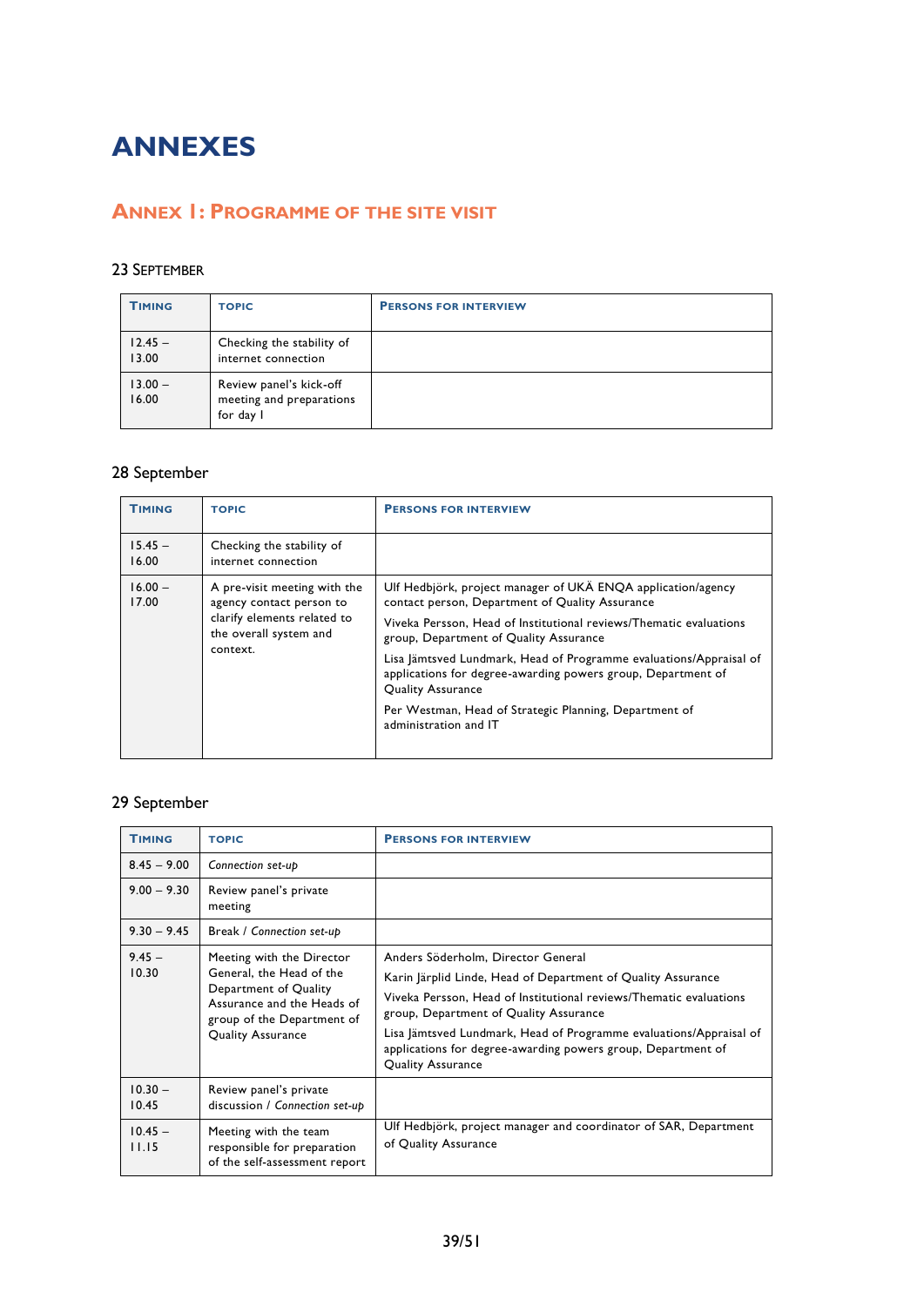# ANNEXES

## ANNEX 1: PROGRAMME OF THE SITE VISIT

### 23 September

| TIMING | TOPIC | PERSONS FOR INTERVIEW |
|---|---|---|
| 12.45 – 13.00 | Checking the stability of internet connection | |
| 13.00 – 16.00 | Review panel's kick-off meeting and preparations for day 1 | |

### 28 September

| TIMING | TOPIC | PERSONS FOR INTERVIEW |
|---|---|---|
| 15.45 – 16.00 | Checking the stability of internet connection | |
| 16.00 – 17.00 | A pre-visit meeting with the agency contact person to clarify elements related to the overall system and context. | Ulf Hedbjörk, project manager of UKÄ ENQA application/agency contact person, Department of Quality Assurance<br>Viveka Persson, Head of Institutional reviews/Thematic evaluations group, Department of Quality Assurance<br>Lisa Jämtsved Lundmark, Head of Programme evaluations/Appraisal of applications for degree-awarding powers group, Department of Quality Assurance<br>Per Westman, Head of Strategic Planning, Department of administration and IT |

### 29 September

| TIMING | TOPIC | PERSONS FOR INTERVIEW |
|---|---|---|
| 8.45 – 9.00 | *Connection set-up* | |
| 9.00 – 9.30 | Review panel's private meeting | |
| 9.30 – 9.45 | Break / *Connection set-up* | |
| 9.45 – 10.30 | Meeting with the Director General, the Head of the Department of Quality Assurance and the Heads of group of the Department of Quality Assurance | Anders Söderholm, Director General<br>Karin Järplid Linde, Head of Department of Quality Assurance<br>Viveka Persson, Head of Institutional reviews/Thematic evaluations group, Department of Quality Assurance<br>Lisa Jämtsved Lundmark, Head of Programme evaluations/Appraisal of applications for degree-awarding powers group, Department of Quality Assurance |
| 10.30 – 10.45 | Review panel's private discussion / *Connection set-up* | |
| 10.45 – 11.15 | Meeting with the team responsible for preparation of the self-assessment report | Ulf Hedbjörk, project manager and coordinator of SAR, Department of Quality Assurance |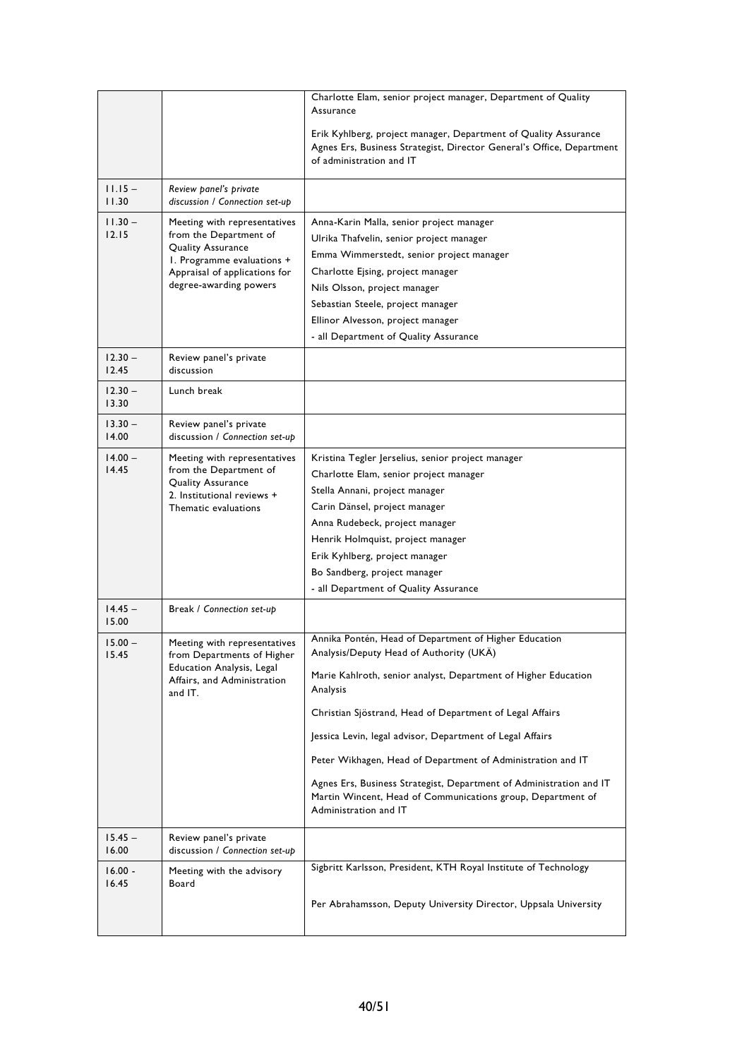| | | |
|---|---|---|
| | | Charlotte Elam, senior project manager, Department of Quality Assurance<br><br>Erik Kyhlberg, project manager, Department of Quality Assurance<br>Agnes Ers, Business Strategist, Director General's Office, Department of administration and IT |
| 11.15 – 11.30 | *Review panel's private discussion / Connection set-up* | |
| 11.30 – 12.15 | Meeting with representatives from the Department of Quality Assurance<br>1. Programme evaluations + Appraisal of applications for degree-awarding powers | Anna-Karin Malla, senior project manager<br>Ulrika Thafvelin, senior project manager<br>Emma Wimmerstedt, senior project manager<br>Charlotte Ejsing, project manager<br>Nils Olsson, project manager<br>Sebastian Steele, project manager<br>Ellinor Alvesson, project manager<br>- all Department of Quality Assurance |
| 12.30 – 12.45 | Review panel's private discussion | |
| 12.30 – 13.30 | Lunch break | |
| 13.30 – 14.00 | Review panel's private discussion / *Connection set-up* | |
| 14.00 – 14.45 | Meeting with representatives from the Department of Quality Assurance<br>2. Institutional reviews + Thematic evaluations | Kristina Tegler Jerselius, senior project manager<br>Charlotte Elam, senior project manager<br>Stella Annani, project manager<br>Carin Dänsel, project manager<br>Anna Rudebeck, project manager<br>Henrik Holmquist, project manager<br>Erik Kyhlberg, project manager<br>Bo Sandberg, project manager<br>- all Department of Quality Assurance |
| 14.45 – 15.00 | Break / *Connection set-up* | |
| 15.00 – 15.45 | Meeting with representatives from Departments of Higher Education Analysis, Legal Affairs, and Administration and IT. | Annika Pontén, Head of Department of Higher Education Analysis/Deputy Head of Authority (UKÄ)<br><br>Marie Kahlroth, senior analyst, Department of Higher Education Analysis<br><br>Christian Sjöstrand, Head of Department of Legal Affairs<br><br>Jessica Levin, legal advisor, Department of Legal Affairs<br><br>Peter Wikhagen, Head of Department of Administration and IT<br><br>Agnes Ers, Business Strategist, Department of Administration and IT<br>Martin Wincent, Head of Communications group, Department of Administration and IT |
| 15.45 – 16.00 | Review panel's private discussion / *Connection set-up* | |
| 16.00 - 16.45 | Meeting with the advisory Board | Sigbritt Karlsson, President, KTH Royal Institute of Technology<br><br>Per Abrahamsson, Deputy University Director, Uppsala University |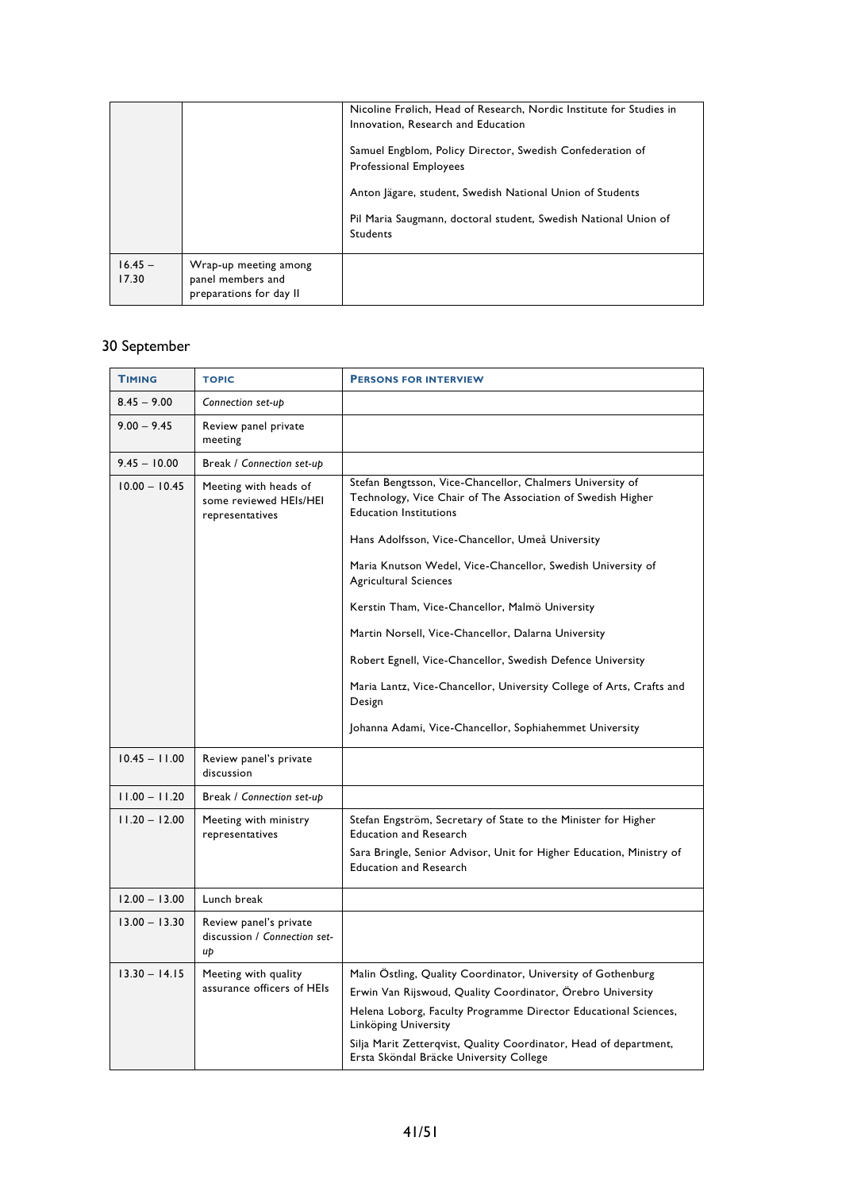| | | |
|---|---|---|
| | | Nicoline Frølich, Head of Research, Nordic Institute for Studies in Innovation, Research and Education<br><br>Samuel Engblom, Policy Director, Swedish Confederation of Professional Employees<br><br>Anton Jägare, student, Swedish National Union of Students<br><br>Pil Maria Saugmann, doctoral student, Swedish National Union of Students |
| 16.45 – 17.30 | Wrap-up meeting among panel members and preparations for day II | |

30 September

| **TIMING** | **TOPIC** | **PERSONS FOR INTERVIEW** |
|---|---|---|
| 8.45 – 9.00 | *Connection set-up* | |
| 9.00 – 9.45 | Review panel private meeting | |
| 9.45 – 10.00 | Break / *Connection set-up* | |
| 10.00 – 10.45 | Meeting with heads of some reviewed HEIs/HEI representatives | Stefan Bengtsson, Vice-Chancellor, Chalmers University of Technology, Vice Chair of The Association of Swedish Higher Education Institutions<br><br>Hans Adolfsson, Vice-Chancellor, Umeå University<br><br>Maria Knutson Wedel, Vice-Chancellor, Swedish University of Agricultural Sciences<br><br>Kerstin Tham, Vice-Chancellor, Malmö University<br><br>Martin Norsell, Vice-Chancellor, Dalarna University<br><br>Robert Egnell, Vice-Chancellor, Swedish Defence University<br><br>Maria Lantz, Vice-Chancellor, University College of Arts, Crafts and Design<br><br>Johanna Adami, Vice-Chancellor, Sophiahemmet University |
| 10.45 – 11.00 | Review panel's private discussion | |
| 11.00 – 11.20 | Break / *Connection set-up* | |
| 11.20 – 12.00 | Meeting with ministry representatives | Stefan Engström, Secretary of State to the Minister for Higher Education and Research<br><br>Sara Bringle, Senior Advisor, Unit for Higher Education, Ministry of Education and Research |
| 12.00 – 13.00 | Lunch break | |
| 13.00 – 13.30 | Review panel's private discussion / *Connection set-up* | |
| 13.30 – 14.15 | Meeting with quality assurance officers of HEIs | Malin Östling, Quality Coordinator, University of Gothenburg<br><br>Erwin Van Rijswoud, Quality Coordinator, Örebro University<br><br>Helena Loborg, Faculty Programme Director Educational Sciences, Linköping University<br><br>Silja Marit Zetterqvist, Quality Coordinator, Head of department, Ersta Sköndal Bräcke University College |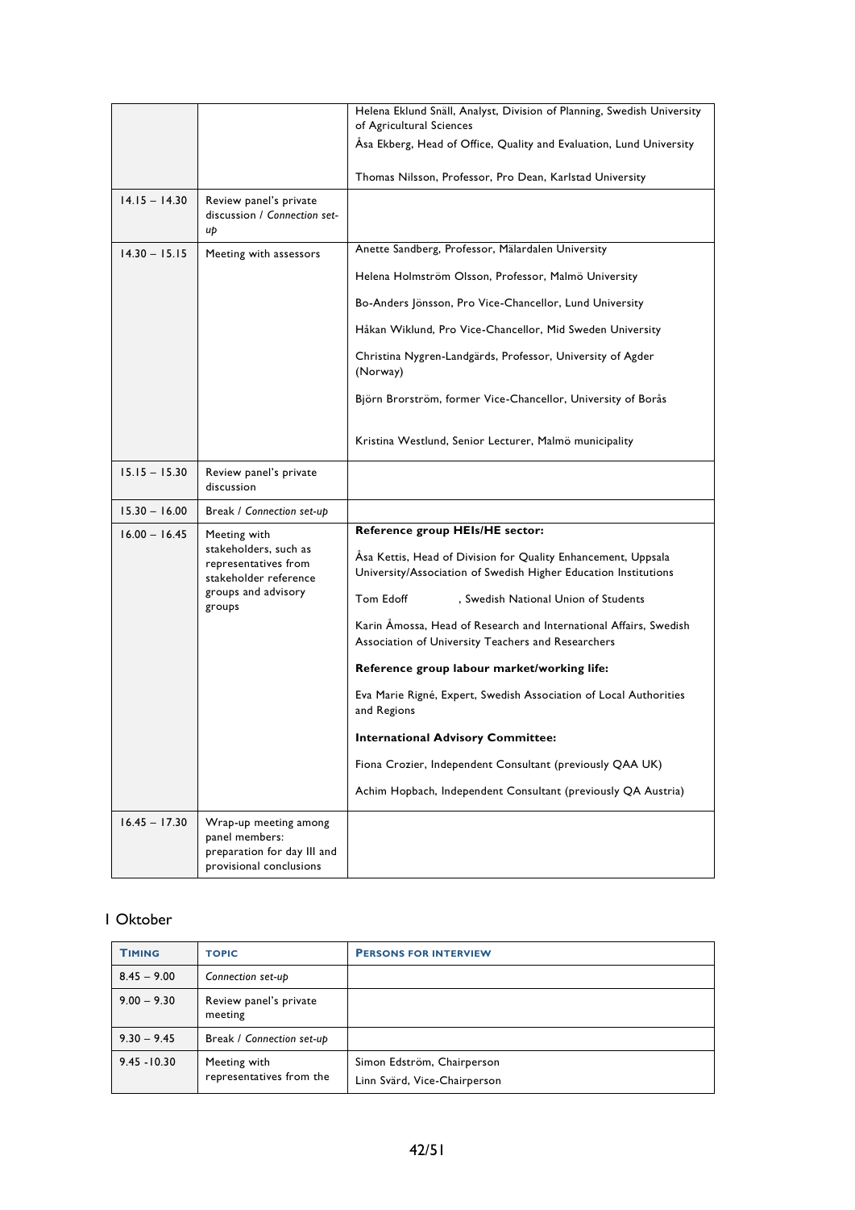| | | |
|---|---|---|
| | | Helena Eklund Snäll, Analyst, Division of Planning, Swedish University of Agricultural Sciences<br>Åsa Ekberg, Head of Office, Quality and Evaluation, Lund University<br><br>Thomas Nilsson, Professor, Pro Dean, Karlstad University |
| 14.15 – 14.30 | Review panel's private discussion / *Connection set-up* | |
| 14.30 – 15.15 | Meeting with assessors | Anette Sandberg, Professor, Mälardalen University<br><br>Helena Holmström Olsson, Professor, Malmö University<br><br>Bo-Anders Jönsson, Pro Vice-Chancellor, Lund University<br><br>Håkan Wiklund, Pro Vice-Chancellor, Mid Sweden University<br><br>Christina Nygren-Landgärds, Professor, University of Agder (Norway)<br><br>Björn Brorström, former Vice-Chancellor, University of Borås<br><br>Kristina Westlund, Senior Lecturer, Malmö municipality |
| 15.15 – 15.30 | Review panel's private discussion | |
| 15.30 – 16.00 | Break / *Connection set-up* | |
| 16.00 – 16.45 | Meeting with stakeholders, such as representatives from stakeholder reference groups and advisory groups | **Reference group HEIs/HE sector:**<br><br>Åsa Kettis, Head of Division for Quality Enhancement, Uppsala University/Association of Swedish Higher Education Institutions<br><br>Tom Edoff , Swedish National Union of Students<br><br>Karin Åmossa, Head of Research and International Affairs, Swedish Association of University Teachers and Researchers<br><br>**Reference group labour market/working life:**<br><br>Eva Marie Rigné, Expert, Swedish Association of Local Authorities and Regions<br><br>**International Advisory Committee:**<br><br>Fiona Crozier, Independent Consultant (previously QAA UK)<br><br>Achim Hopbach, Independent Consultant (previously QA Austria) |
| 16.45 – 17.30 | Wrap-up meeting among panel members: preparation for day III and provisional conclusions | |

1 Oktober

| TIMING | TOPIC | PERSONS FOR INTERVIEW |
|---|---|---|
| 8.45 – 9.00 | *Connection set-up* | |
| 9.00 – 9.30 | Review panel's private meeting | |
| 9.30 – 9.45 | Break / *Connection set-up* | |
| 9.45 -10.30 | Meeting with representatives from the | Simon Edström, Chairperson<br>Linn Svärd, Vice-Chairperson |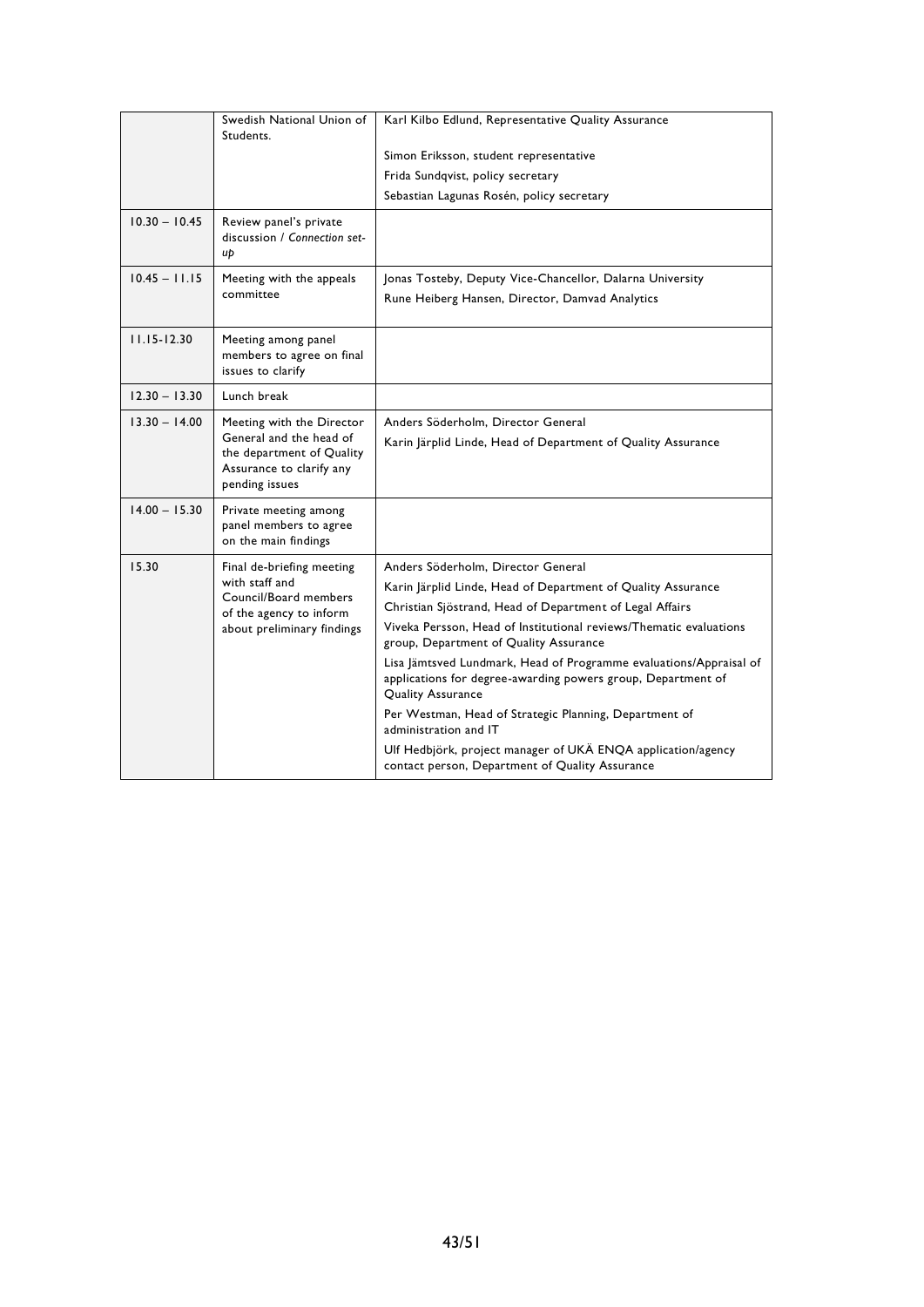| | | |
|---|---|---|
| | Swedish National Union of Students. | Karl Kilbo Edlund, Representative Quality Assurance<br><br>Simon Eriksson, student representative<br>Frida Sundqvist, policy secretary<br>Sebastian Lagunas Rosén, policy secretary |
| 10.30 – 10.45 | Review panel's private discussion / *Connection set-up* | |
| 10.45 – 11.15 | Meeting with the appeals committee | Jonas Tosteby, Deputy Vice-Chancellor, Dalarna University<br>Rune Heiberg Hansen, Director, Damvad Analytics |
| 11.15-12.30 | Meeting among panel members to agree on final issues to clarify | |
| 12.30 – 13.30 | Lunch break | |
| 13.30 – 14.00 | Meeting with the Director General and the head of the department of Quality Assurance to clarify any pending issues | Anders Söderholm, Director General<br>Karin Järplid Linde, Head of Department of Quality Assurance |
| 14.00 – 15.30 | Private meeting among panel members to agree on the main findings | |
| 15.30 | Final de-briefing meeting with staff and Council/Board members of the agency to inform about preliminary findings | Anders Söderholm, Director General<br>Karin Järplid Linde, Head of Department of Quality Assurance<br>Christian Sjöstrand, Head of Department of Legal Affairs<br>Viveka Persson, Head of Institutional reviews/Thematic evaluations group, Department of Quality Assurance<br>Lisa Jämtsved Lundmark, Head of Programme evaluations/Appraisal of applications for degree-awarding powers group, Department of Quality Assurance<br>Per Westman, Head of Strategic Planning, Department of administration and IT<br>Ulf Hedbjörk, project manager of UKÄ ENQA application/agency contact person, Department of Quality Assurance |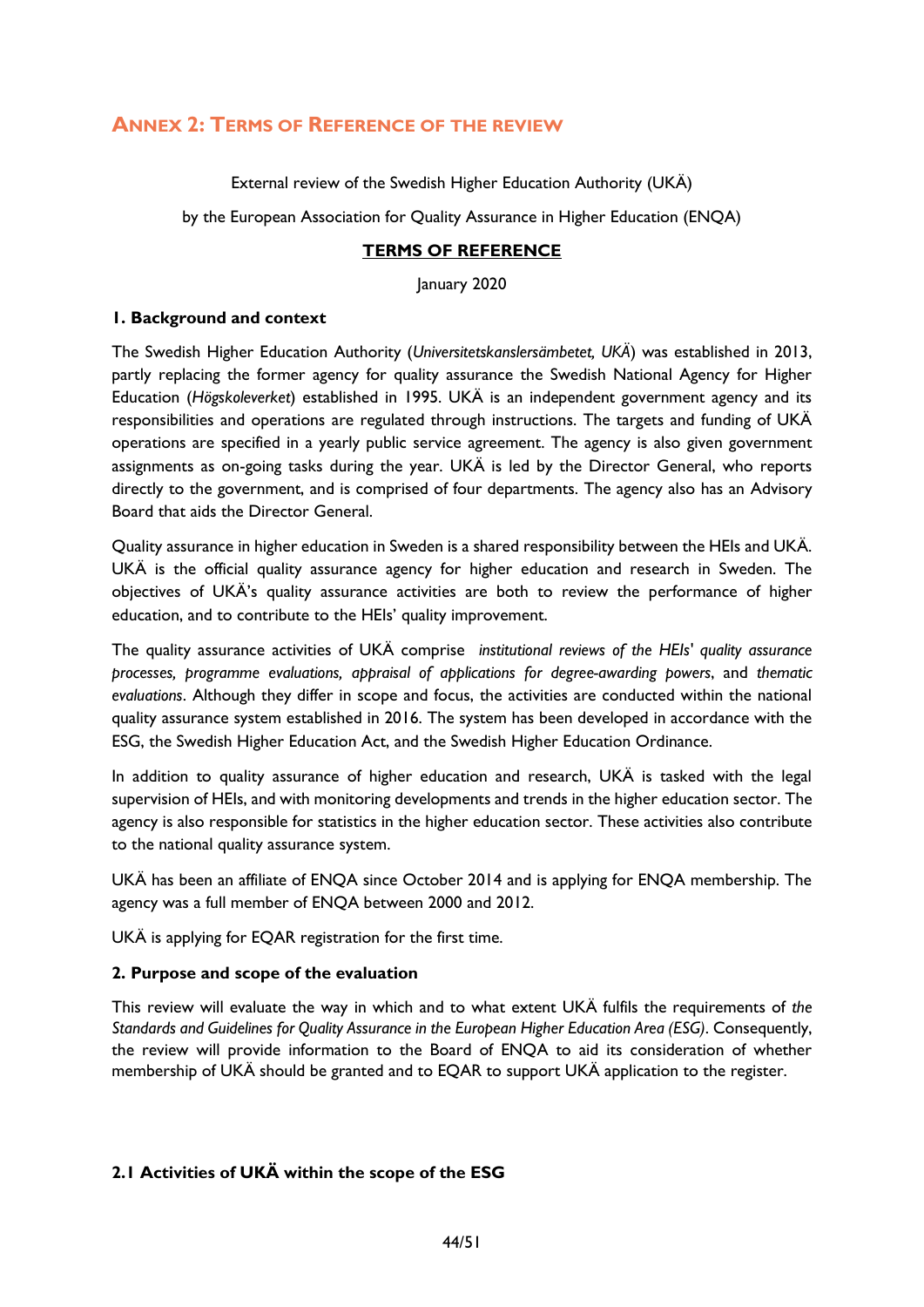## Annex 2: Terms of Reference of the review

External review of the Swedish Higher Education Authority (UKÄ)

by the European Association for Quality Assurance in Higher Education (ENQA)

**TERMS OF REFERENCE**

January 2020

### 1. Background and context

The Swedish Higher Education Authority (*Universitetskanslersämbetet, UKÄ*) was established in 2013, partly replacing the former agency for quality assurance the Swedish National Agency for Higher Education (*Högskoleverket*) established in 1995. UKÄ is an independent government agency and its responsibilities and operations are regulated through instructions. The targets and funding of UKÄ operations are specified in a yearly public service agreement. The agency is also given government assignments as on-going tasks during the year. UKÄ is led by the Director General, who reports directly to the government, and is comprised of four departments. The agency also has an Advisory Board that aids the Director General.

Quality assurance in higher education in Sweden is a shared responsibility between the HEIs and UKÄ. UKÄ is the official quality assurance agency for higher education and research in Sweden. The objectives of UKÄ's quality assurance activities are both to review the performance of higher education, and to contribute to the HEIs' quality improvement.

The quality assurance activities of UKÄ comprise *institutional reviews of the HEIs' quality assurance processes, programme evaluations, appraisal of applications for degree-awarding powers*, and *thematic evaluations*. Although they differ in scope and focus, the activities are conducted within the national quality assurance system established in 2016. The system has been developed in accordance with the ESG, the Swedish Higher Education Act, and the Swedish Higher Education Ordinance.

In addition to quality assurance of higher education and research, UKÄ is tasked with the legal supervision of HEIs, and with monitoring developments and trends in the higher education sector. The agency is also responsible for statistics in the higher education sector. These activities also contribute to the national quality assurance system.

UKÄ has been an affiliate of ENQA since October 2014 and is applying for ENQA membership. The agency was a full member of ENQA between 2000 and 2012.

UKÄ is applying for EQAR registration for the first time.

### 2. Purpose and scope of the evaluation

This review will evaluate the way in which and to what extent UKÄ fulfils the requirements of *the Standards and Guidelines for Quality Assurance in the European Higher Education Area (ESG)*. Consequently, the review will provide information to the Board of ENQA to aid its consideration of whether membership of UKÄ should be granted and to EQAR to support UKÄ application to the register.

#### 2.1 Activities of UKÄ within the scope of the ESG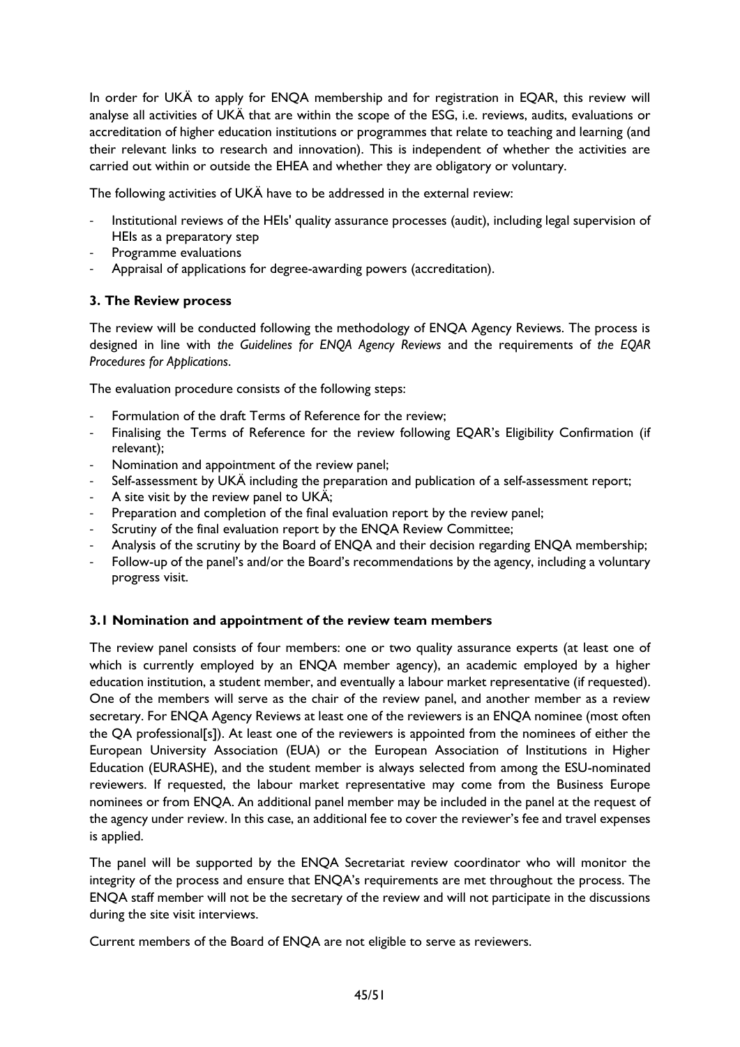In order for UKÄ to apply for ENQA membership and for registration in EQAR, this review will analyse all activities of UKÄ that are within the scope of the ESG, i.e. reviews, audits, evaluations or accreditation of higher education institutions or programmes that relate to teaching and learning (and their relevant links to research and innovation). This is independent of whether the activities are carried out within or outside the EHEA and whether they are obligatory or voluntary.

The following activities of UKÄ have to be addressed in the external review:

- Institutional reviews of the HEIs' quality assurance processes (audit), including legal supervision of HEIs as a preparatory step
- Programme evaluations
- Appraisal of applications for degree-awarding powers (accreditation).

### 3. The Review process

The review will be conducted following the methodology of ENQA Agency Reviews. The process is designed in line with *the Guidelines for ENQA Agency Reviews* and the requirements of *the EQAR Procedures for Applications*.

The evaluation procedure consists of the following steps:

- Formulation of the draft Terms of Reference for the review;
- Finalising the Terms of Reference for the review following EQAR's Eligibility Confirmation (if relevant);
- Nomination and appointment of the review panel;
- Self-assessment by UKÄ including the preparation and publication of a self-assessment report;
- A site visit by the review panel to UKÄ;
- Preparation and completion of the final evaluation report by the review panel;
- Scrutiny of the final evaluation report by the ENQA Review Committee;
- Analysis of the scrutiny by the Board of ENQA and their decision regarding ENQA membership;
- Follow-up of the panel's and/or the Board's recommendations by the agency, including a voluntary progress visit.

### 3.1 Nomination and appointment of the review team members

The review panel consists of four members: one or two quality assurance experts (at least one of which is currently employed by an ENQA member agency), an academic employed by a higher education institution, a student member, and eventually a labour market representative (if requested). One of the members will serve as the chair of the review panel, and another member as a review secretary. For ENQA Agency Reviews at least one of the reviewers is an ENQA nominee (most often the QA professional[s]). At least one of the reviewers is appointed from the nominees of either the European University Association (EUA) or the European Association of Institutions in Higher Education (EURASHE), and the student member is always selected from among the ESU-nominated reviewers. If requested, the labour market representative may come from the Business Europe nominees or from ENQA. An additional panel member may be included in the panel at the request of the agency under review. In this case, an additional fee to cover the reviewer's fee and travel expenses is applied.

The panel will be supported by the ENQA Secretariat review coordinator who will monitor the integrity of the process and ensure that ENQA's requirements are met throughout the process. The ENQA staff member will not be the secretary of the review and will not participate in the discussions during the site visit interviews.

Current members of the Board of ENQA are not eligible to serve as reviewers.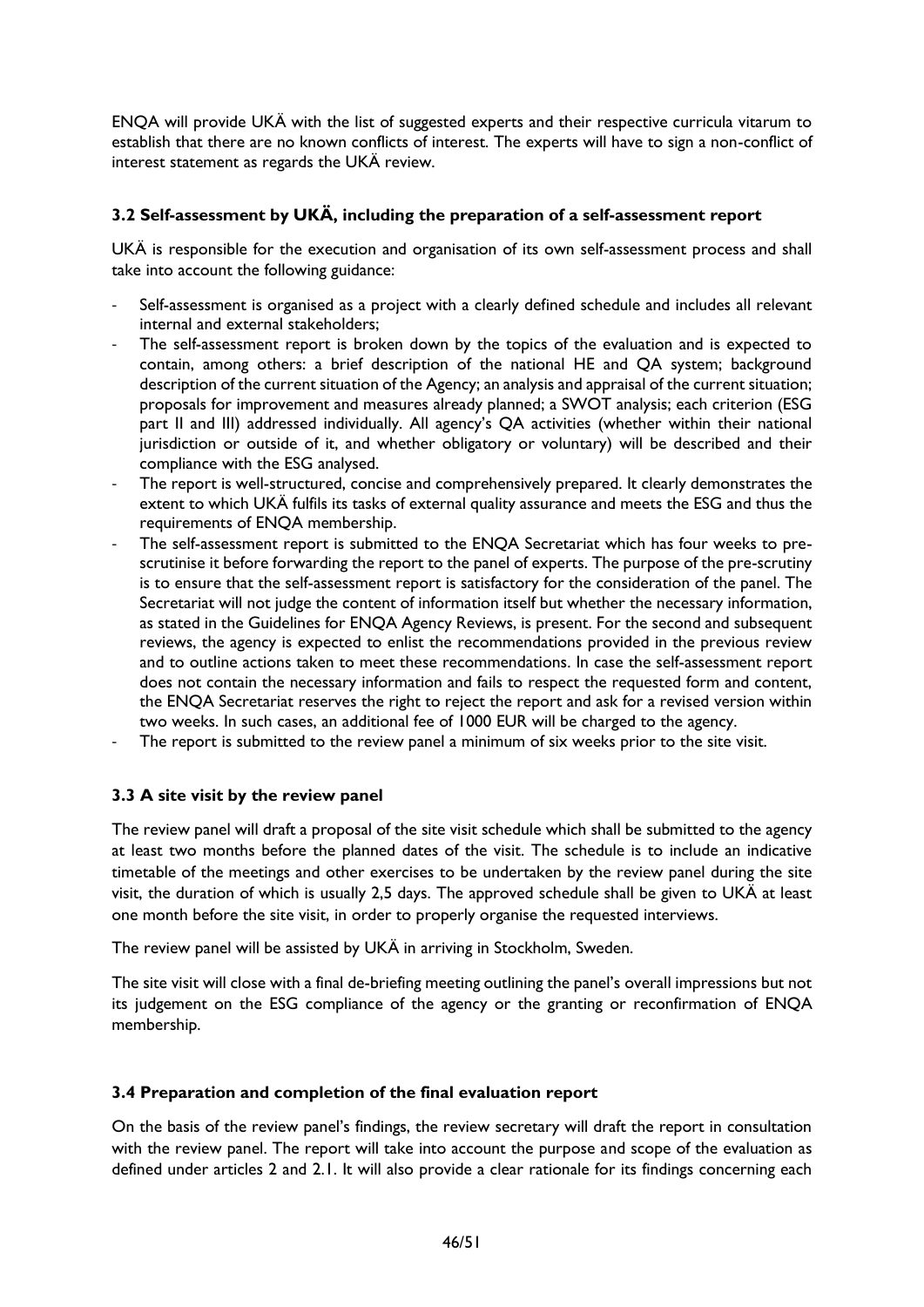ENQA will provide UKÄ with the list of suggested experts and their respective curricula vitarum to establish that there are no known conflicts of interest. The experts will have to sign a non-conflict of interest statement as regards the UKÄ review.

### 3.2 Self-assessment by UKÄ, including the preparation of a self-assessment report

UKÄ is responsible for the execution and organisation of its own self-assessment process and shall take into account the following guidance:

- Self-assessment is organised as a project with a clearly defined schedule and includes all relevant internal and external stakeholders;
- The self-assessment report is broken down by the topics of the evaluation and is expected to contain, among others: a brief description of the national HE and QA system; background description of the current situation of the Agency; an analysis and appraisal of the current situation; proposals for improvement and measures already planned; a SWOT analysis; each criterion (ESG part II and III) addressed individually. All agency's QA activities (whether within their national jurisdiction or outside of it, and whether obligatory or voluntary) will be described and their compliance with the ESG analysed.
- The report is well-structured, concise and comprehensively prepared. It clearly demonstrates the extent to which UKÄ fulfils its tasks of external quality assurance and meets the ESG and thus the requirements of ENQA membership.
- The self-assessment report is submitted to the ENQA Secretariat which has four weeks to pre-scrutinise it before forwarding the report to the panel of experts. The purpose of the pre-scrutiny is to ensure that the self-assessment report is satisfactory for the consideration of the panel. The Secretariat will not judge the content of information itself but whether the necessary information, as stated in the Guidelines for ENQA Agency Reviews, is present. For the second and subsequent reviews, the agency is expected to enlist the recommendations provided in the previous review and to outline actions taken to meet these recommendations. In case the self-assessment report does not contain the necessary information and fails to respect the requested form and content, the ENQA Secretariat reserves the right to reject the report and ask for a revised version within two weeks. In such cases, an additional fee of 1000 EUR will be charged to the agency.
- The report is submitted to the review panel a minimum of six weeks prior to the site visit.

### 3.3 A site visit by the review panel

The review panel will draft a proposal of the site visit schedule which shall be submitted to the agency at least two months before the planned dates of the visit. The schedule is to include an indicative timetable of the meetings and other exercises to be undertaken by the review panel during the site visit, the duration of which is usually 2,5 days. The approved schedule shall be given to UKÄ at least one month before the site visit, in order to properly organise the requested interviews.

The review panel will be assisted by UKÄ in arriving in Stockholm, Sweden.

The site visit will close with a final de-briefing meeting outlining the panel's overall impressions but not its judgement on the ESG compliance of the agency or the granting or reconfirmation of ENQA membership.

### 3.4 Preparation and completion of the final evaluation report

On the basis of the review panel's findings, the review secretary will draft the report in consultation with the review panel. The report will take into account the purpose and scope of the evaluation as defined under articles 2 and 2.1. It will also provide a clear rationale for its findings concerning each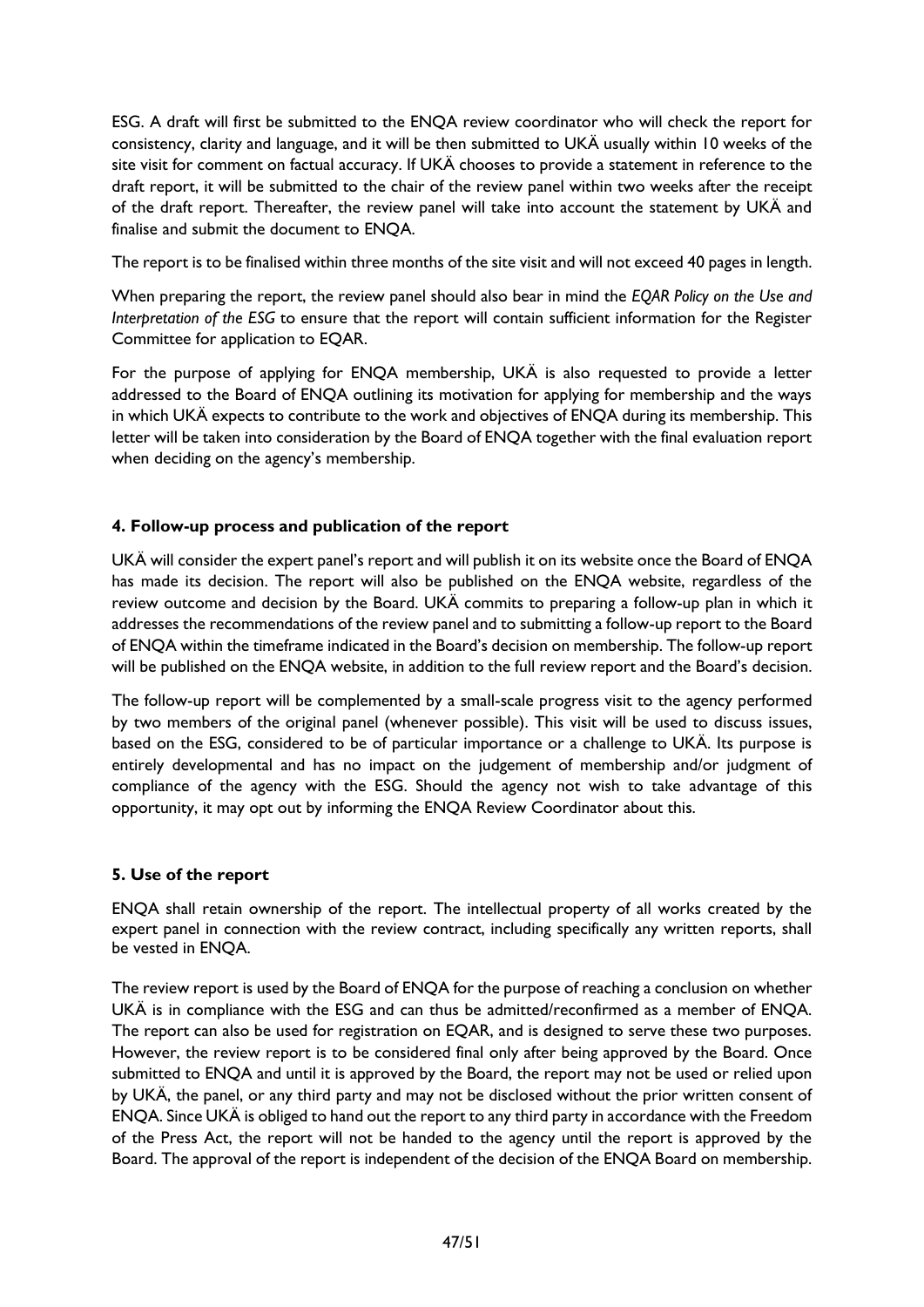ESG. A draft will first be submitted to the ENQA review coordinator who will check the report for consistency, clarity and language, and it will be then submitted to UKÄ usually within 10 weeks of the site visit for comment on factual accuracy. If UKÄ chooses to provide a statement in reference to the draft report, it will be submitted to the chair of the review panel within two weeks after the receipt of the draft report. Thereafter, the review panel will take into account the statement by UKÄ and finalise and submit the document to ENQA.

The report is to be finalised within three months of the site visit and will not exceed 40 pages in length.

When preparing the report, the review panel should also bear in mind the *EQAR Policy on the Use and Interpretation of the ESG* to ensure that the report will contain sufficient information for the Register Committee for application to EQAR.

For the purpose of applying for ENQA membership, UKÄ is also requested to provide a letter addressed to the Board of ENQA outlining its motivation for applying for membership and the ways in which UKÄ expects to contribute to the work and objectives of ENQA during its membership. This letter will be taken into consideration by the Board of ENQA together with the final evaluation report when deciding on the agency's membership.

### 4. Follow-up process and publication of the report

UKÄ will consider the expert panel's report and will publish it on its website once the Board of ENQA has made its decision. The report will also be published on the ENQA website, regardless of the review outcome and decision by the Board. UKÄ commits to preparing a follow-up plan in which it addresses the recommendations of the review panel and to submitting a follow-up report to the Board of ENQA within the timeframe indicated in the Board's decision on membership. The follow-up report will be published on the ENQA website, in addition to the full review report and the Board's decision.

The follow-up report will be complemented by a small-scale progress visit to the agency performed by two members of the original panel (whenever possible). This visit will be used to discuss issues, based on the ESG, considered to be of particular importance or a challenge to UKÄ. Its purpose is entirely developmental and has no impact on the judgement of membership and/or judgment of compliance of the agency with the ESG. Should the agency not wish to take advantage of this opportunity, it may opt out by informing the ENQA Review Coordinator about this.

### 5. Use of the report

ENQA shall retain ownership of the report. The intellectual property of all works created by the expert panel in connection with the review contract, including specifically any written reports, shall be vested in ENQA.

The review report is used by the Board of ENQA for the purpose of reaching a conclusion on whether UKÄ is in compliance with the ESG and can thus be admitted/reconfirmed as a member of ENQA. The report can also be used for registration on EQAR, and is designed to serve these two purposes. However, the review report is to be considered final only after being approved by the Board. Once submitted to ENQA and until it is approved by the Board, the report may not be used or relied upon by UKÄ, the panel, or any third party and may not be disclosed without the prior written consent of ENQA. Since UKÄ is obliged to hand out the report to any third party in accordance with the Freedom of the Press Act, the report will not be handed to the agency until the report is approved by the Board. The approval of the report is independent of the decision of the ENQA Board on membership.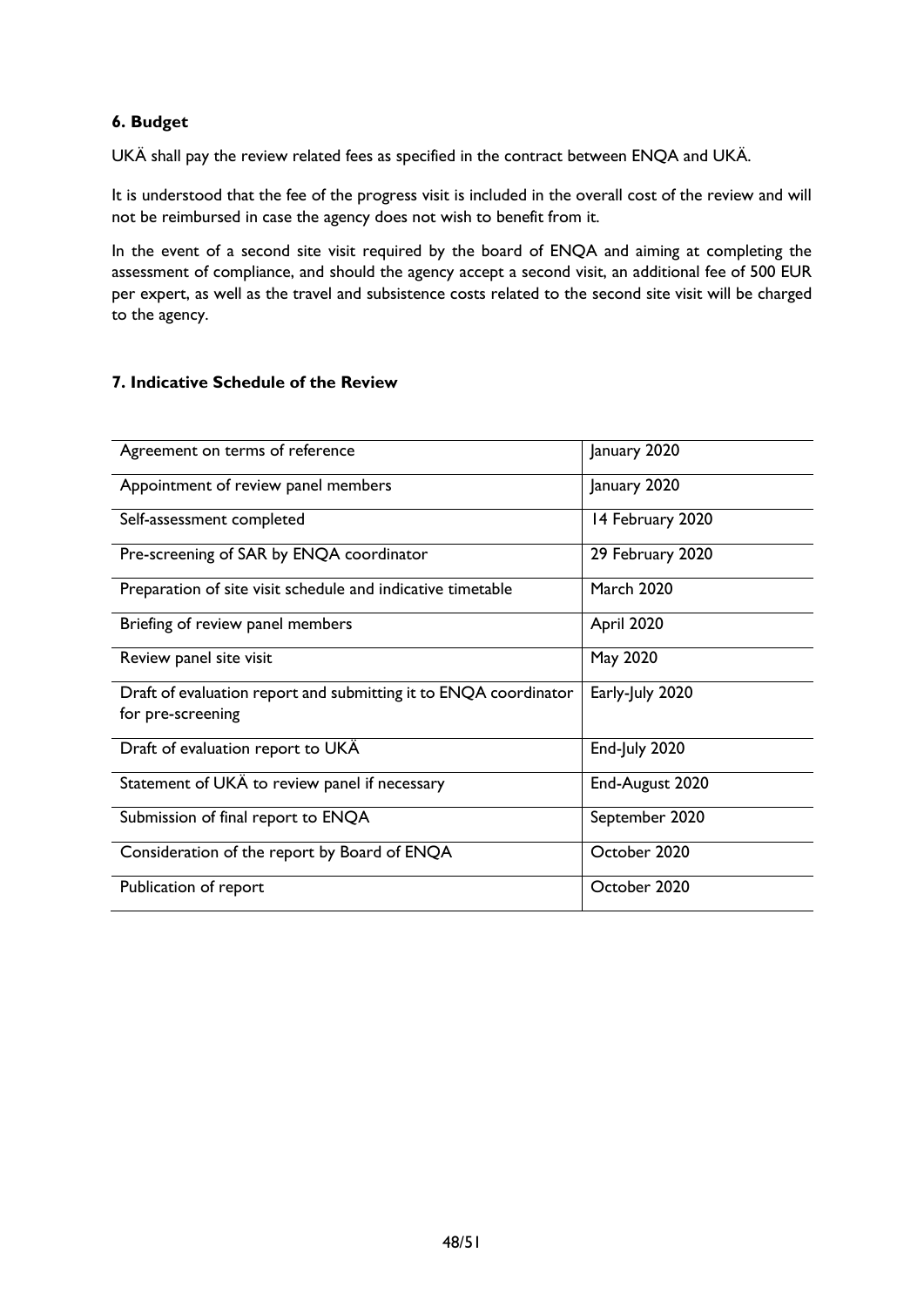### 6. Budget

UKÄ shall pay the review related fees as specified in the contract between ENQA and UKÄ.

It is understood that the fee of the progress visit is included in the overall cost of the review and will not be reimbursed in case the agency does not wish to benefit from it.

In the event of a second site visit required by the board of ENQA and aiming at completing the assessment of compliance, and should the agency accept a second visit, an additional fee of 500 EUR per expert, as well as the travel and subsistence costs related to the second site visit will be charged to the agency.

### 7. Indicative Schedule of the Review

| | |
|---|---|
| Agreement on terms of reference | January 2020 |
| Appointment of review panel members | January 2020 |
| Self-assessment completed | 14 February 2020 |
| Pre-screening of SAR by ENQA coordinator | 29 February 2020 |
| Preparation of site visit schedule and indicative timetable | March 2020 |
| Briefing of review panel members | April 2020 |
| Review panel site visit | May 2020 |
| Draft of evaluation report and submitting it to ENQA coordinator for pre-screening | Early-July 2020 |
| Draft of evaluation report to UKÄ | End-July 2020 |
| Statement of UKÄ to review panel if necessary | End-August 2020 |
| Submission of final report to ENQA | September 2020 |
| Consideration of the report by Board of ENQA | October 2020 |
| Publication of report | October 2020 |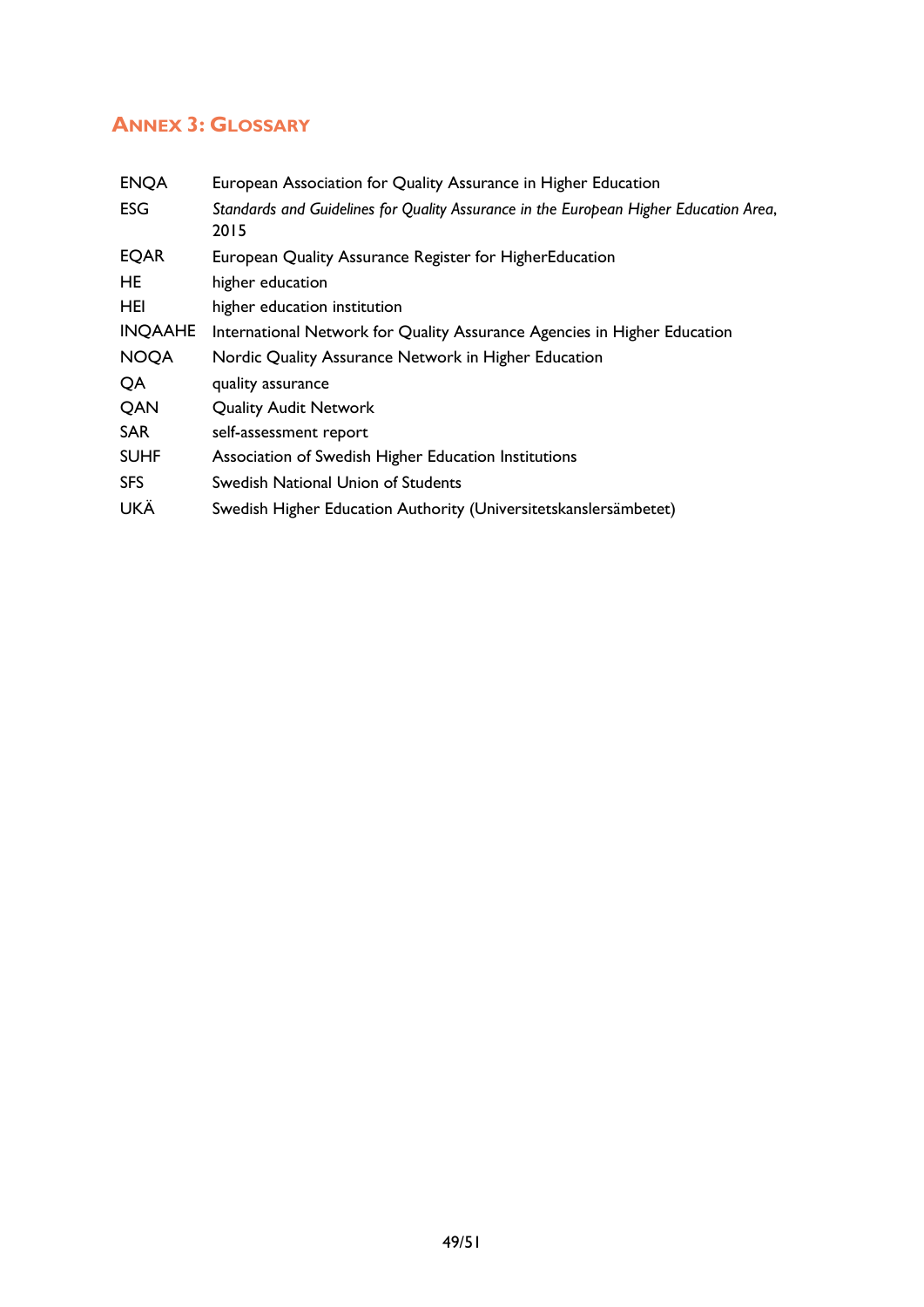## Annex 3: Glossary

| | |
|---|---|
| ENQA | European Association for Quality Assurance in Higher Education |
| ESG | *Standards and Guidelines for Quality Assurance in the European Higher Education Area*, 2015 |
| EQAR | European Quality Assurance Register for HigherEducation |
| HE | higher education |
| HEI | higher education institution |
| INQAAHE | International Network for Quality Assurance Agencies in Higher Education |
| NOQA | Nordic Quality Assurance Network in Higher Education |
| QA | quality assurance |
| QAN | Quality Audit Network |
| SAR | self-assessment report |
| SUHF | Association of Swedish Higher Education Institutions |
| SFS | Swedish National Union of Students |
| UKÄ | Swedish Higher Education Authority (Universitetskanslersämbetet) |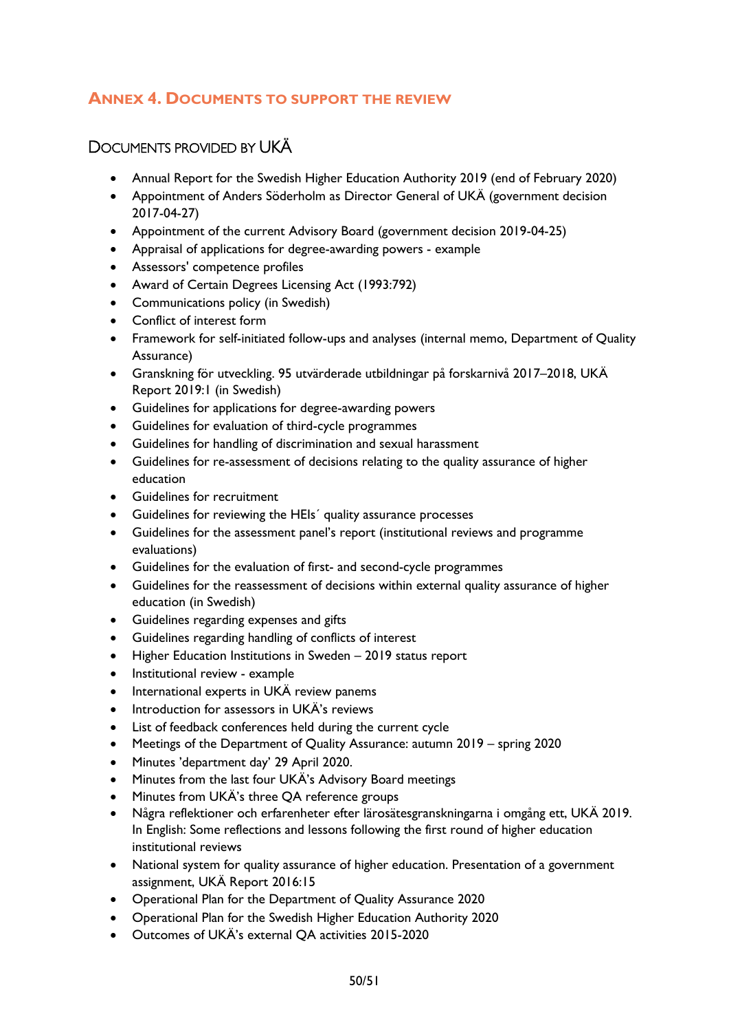## Annex 4. Documents to support the review

### Documents provided by UKÄ

- Annual Report for the Swedish Higher Education Authority 2019 (end of February 2020)
- Appointment of Anders Söderholm as Director General of UKÄ (government decision 2017-04-27)
- Appointment of the current Advisory Board (government decision 2019-04-25)
- Appraisal of applications for degree-awarding powers - example
- Assessors' competence profiles
- Award of Certain Degrees Licensing Act (1993:792)
- Communications policy (in Swedish)
- Conflict of interest form
- Framework for self-initiated follow-ups and analyses (internal memo, Department of Quality Assurance)
- Granskning för utveckling. 95 utvärderade utbildningar på forskarnivå 2017–2018, UKÄ Report 2019:1 (in Swedish)
- Guidelines for applications for degree-awarding powers
- Guidelines for evaluation of third-cycle programmes
- Guidelines for handling of discrimination and sexual harassment
- Guidelines for re-assessment of decisions relating to the quality assurance of higher education
- Guidelines for recruitment
- Guidelines for reviewing the HEIs´ quality assurance processes
- Guidelines for the assessment panel's report (institutional reviews and programme evaluations)
- Guidelines for the evaluation of first- and second-cycle programmes
- Guidelines for the reassessment of decisions within external quality assurance of higher education (in Swedish)
- Guidelines regarding expenses and gifts
- Guidelines regarding handling of conflicts of interest
- Higher Education Institutions in Sweden – 2019 status report
- Institutional review - example
- International experts in UKÄ review panems
- Introduction for assessors in UKÄ's reviews
- List of feedback conferences held during the current cycle
- Meetings of the Department of Quality Assurance: autumn 2019 – spring 2020
- Minutes 'department day' 29 April 2020.
- Minutes from the last four UKÄ's Advisory Board meetings
- Minutes from UKÄ's three QA reference groups
- Några reflektioner och erfarenheter efter lärosätesgranskningarna i omgång ett, UKÄ 2019. In English: Some reflections and lessons following the first round of higher education institutional reviews
- National system for quality assurance of higher education. Presentation of a government assignment, UKÄ Report 2016:15
- Operational Plan for the Department of Quality Assurance 2020
- Operational Plan for the Swedish Higher Education Authority 2020
- Outcomes of UKÄ's external QA activities 2015-2020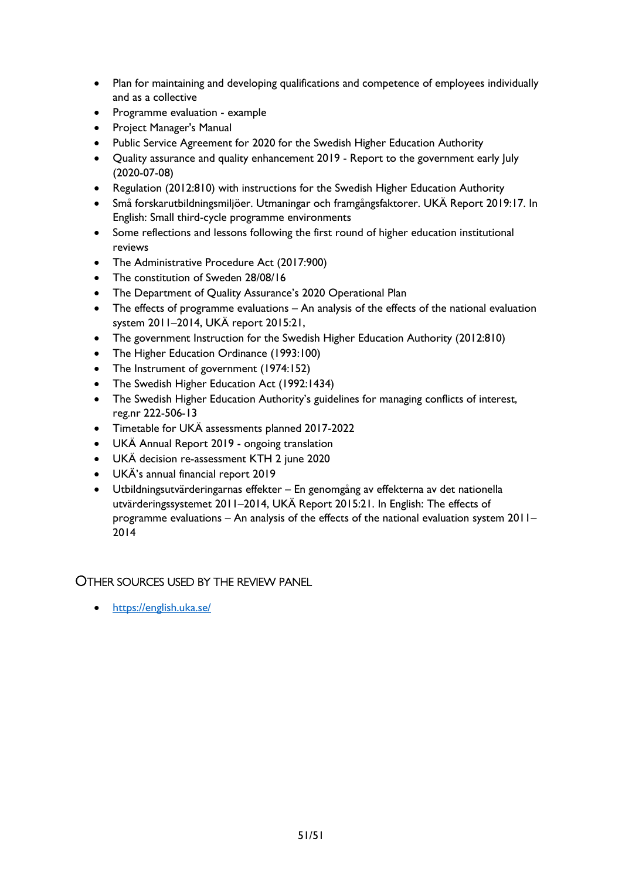- Plan for maintaining and developing qualifications and competence of employees individually and as a collective
- Programme evaluation - example
- Project Manager's Manual
- Public Service Agreement for 2020 for the Swedish Higher Education Authority
- Quality assurance and quality enhancement 2019 - Report to the government early July (2020-07-08)
- Regulation (2012:810) with instructions for the Swedish Higher Education Authority
- Små forskarutbildningsmiljöer. Utmaningar och framgångsfaktorer. UKÄ Report 2019:17. In English: Small third-cycle programme environments
- Some reflections and lessons following the first round of higher education institutional reviews
- The Administrative Procedure Act (2017:900)
- The constitution of Sweden 28/08/16
- The Department of Quality Assurance's 2020 Operational Plan
- The effects of programme evaluations – An analysis of the effects of the national evaluation system 2011–2014, UKÄ report 2015:21,
- The government Instruction for the Swedish Higher Education Authority (2012:810)
- The Higher Education Ordinance (1993:100)
- The Instrument of government (1974:152)
- The Swedish Higher Education Act (1992:1434)
- The Swedish Higher Education Authority's guidelines for managing conflicts of interest, reg.nr 222-506-13
- Timetable for UKÄ assessments planned 2017-2022
- UKÄ Annual Report 2019 - ongoing translation
- UKÄ decision re-assessment KTH 2 june 2020
- UKÄ's annual financial report 2019
- Utbildningsutvärderingarnas effekter – En genomgång av effekterna av det nationella utvärderingssystemet 2011–2014, UKÄ Report 2015:21. In English: The effects of programme evaluations – An analysis of the effects of the national evaluation system 2011–2014

## OTHER SOURCES USED BY THE REVIEW PANEL

- https://english.uka.se/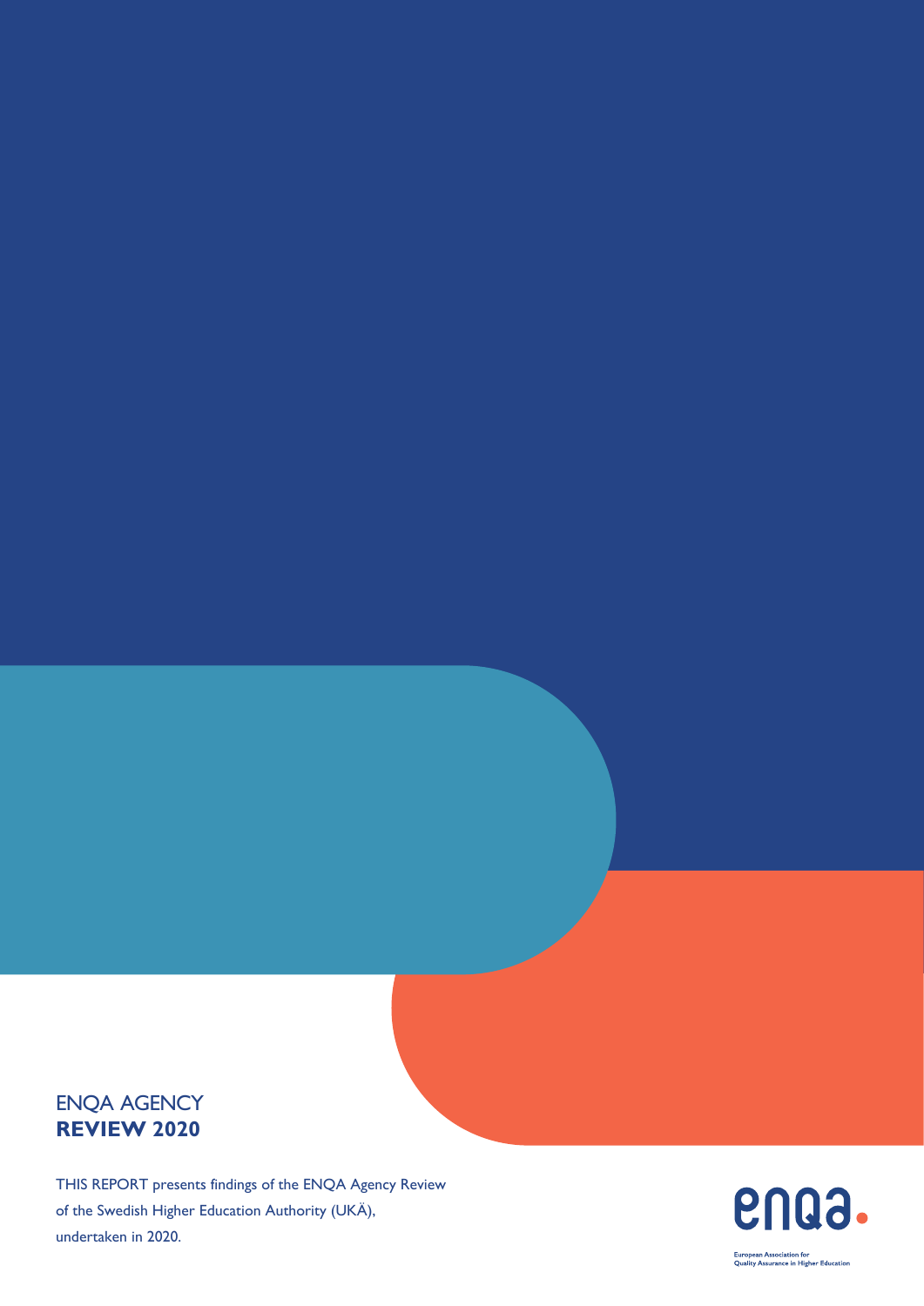ENQA AGENCY
**REVIEW 2020**

THIS REPORT presents findings of the ENQA Agency Review of the Swedish Higher Education Authority (UKÄ), undertaken in 2020.

enqa.

European Association for Quality Assurance in Higher Education